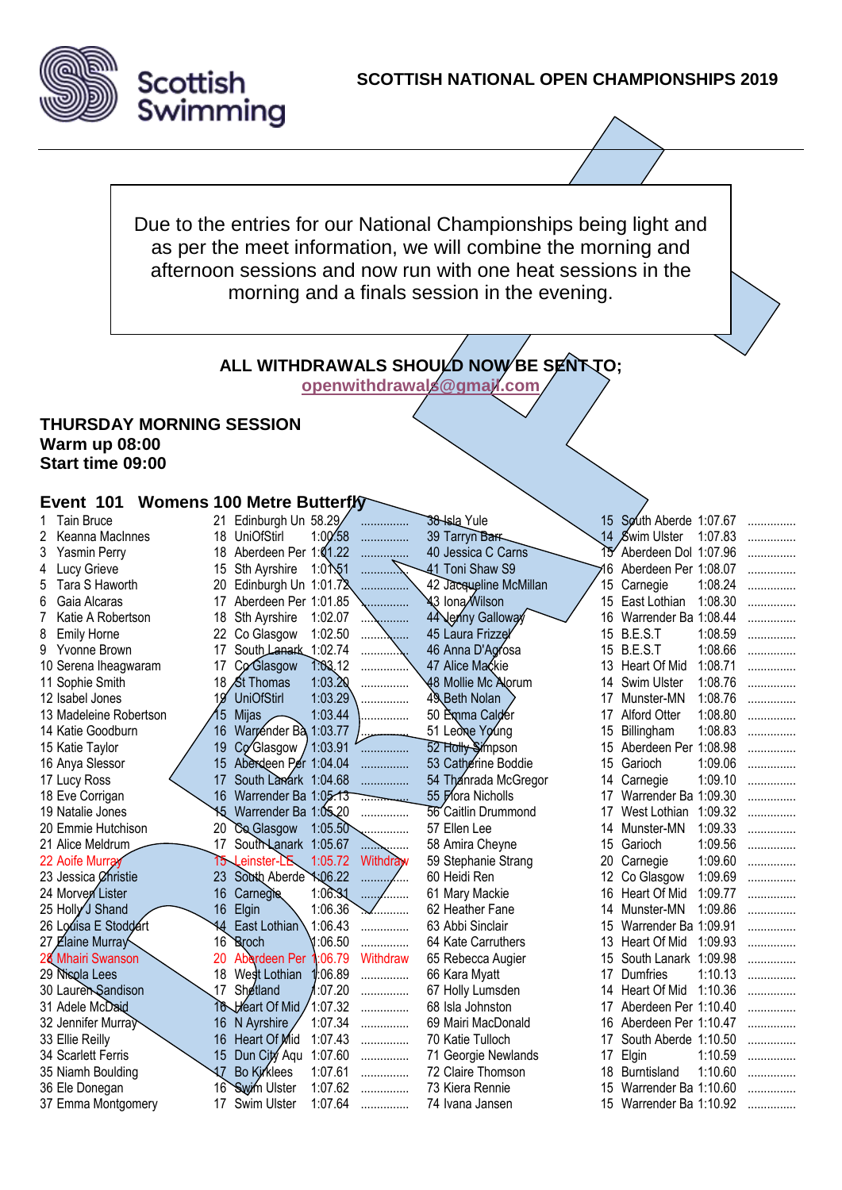Scottish Swimming

**SCOTTISH NATIONAL OPEN CHAMPIONSHIPS 2019**

Due to the entries for our National Championships being light and as per the meet information, we will combine the morning and afternoon sessions and now run with one heat sessions in the morning and a finals session in the evening.

**ALL WITHDRAWALS SHOULD NOW BE SENT TO;**
**openwithdrawals@gmail.com**

## THURSDAY MORNING SESSION
**Warm up 08:00**
**Start time 09:00**

### Event 101 Womens 100 Metre Butterfly

| # | Name | Age | Club | Time | |
|---|---|---|---|---|---|
| 1 | Tain Bruce | 21 | Edinburgh Un | 58.29 | .............. |
| 2 | Keanna MacInnes | 18 | UniOfStirl | 1:00.58 | .............. |
| 3 | Yasmin Perry | 18 | Aberdeen Per | 1:01.22 | .............. |
| 4 | Lucy Grieve | 15 | Sth Ayrshire | 1:01.51 | .............. |
| 5 | Tara S Haworth | 20 | Edinburgh Un | 1:01.72 | .............. |
| 6 | Gaia Alcaras | 17 | Aberdeen Per | 1:01.85 | .............. |
| 7 | Katie A Robertson | 18 | Sth Ayrshire | 1:02.07 | .............. |
| 8 | Emily Horne | 22 | Co Glasgow | 1:02.50 | .............. |
| 9 | Yvonne Brown | 17 | South Lanark | 1:02.74 | .............. |
| 10 | Serena Iheagwaram | 17 | Co Glasgow | 1:03.12 | .............. |
| 11 | Sophie Smith | 18 | St Thomas | 1:03.20 | .............. |
| 12 | Isabel Jones | 19 | UniOfStirl | 1:03.29 | .............. |
| 13 | Madeleine Robertson | 15 | Mijas | 1:03.44 | .............. |
| 14 | Katie Goodburn | 16 | Warrender Ba | 1:03.77 | .............. |
| 15 | Katie Taylor | 19 | Co Glasgow | 1:03.91 | .............. |
| 16 | Anya Slessor | 15 | Aberdeen Per | 1:04.04 | .............. |
| 17 | Lucy Ross | 17 | South Lanark | 1:04.68 | .............. |
| 18 | Eve Corrigan | 16 | Warrender Ba | 1:05.13 | .............. |
| 19 | Natalie Jones | 15 | Warrender Ba | 1:05.20 | .............. |
| 20 | Emmie Hutchison | 20 | Co Glasgow | 1:05.50 | .............. |
| 21 | Alice Meldrum | 17 | South Lanark | 1:05.67 | .............. |
| 22 | Aoife Murray | 15 | Leinster-LE | 1:05.72 | Withdraw |
| 23 | Jessica Christie | 23 | South Aberde | 1:06.22 | .............. |
| 24 | Morven Lister | 16 | Carnegie | 1:06.31 | .............. |
| 25 | Holly J Shand | 16 | Elgin | 1:06.36 | .............. |
| 26 | Louisa E Stoddart | 14 | East Lothian | 1:06.43 | .............. |
| 27 | Elaine Murray | 16 | Broch | 1:06.50 | .............. |
| 28 | Mhairi Swanson | 20 | Aberdeen Per | 1:06.79 | Withdraw |
| 29 | Nicola Lees | 18 | West Lothian | 1:06.89 | .............. |
| 30 | Lauren Sandison | 17 | Shetland | 1:07.20 | .............. |
| 31 | Adele McDaid | 16 | Heart Of Mid | 1:07.32 | .............. |
| 32 | Jennifer Murray | 16 | N Ayrshire | 1:07.34 | .............. |
| 33 | Ellie Reilly | 16 | Heart Of Mid | 1:07.43 | .............. |
| 34 | Scarlett Ferris | 15 | Dun City Aqu | 1:07.60 | .............. |
| 35 | Niamh Boulding | 17 | Bo Kirklees | 1:07.61 | .............. |
| 36 | Ele Donegan | 16 | Swim Ulster | 1:07.62 | .............. |
| 37 | Emma Montgomery | 17 | Swim Ulster | 1:07.64 | .............. |
| 38 | Isla Yule | 15 | South Aberde | 1:07.67 | .............. |
| 39 | Tarryn Barr | 14 | Swim Ulster | 1:07.83 | .............. |
| 40 | Jessica C Carns | 15 | Aberdeen Dol | 1:07.96 | .............. |
| 41 | Toni Shaw S9 | 16 | Aberdeen Per | 1:08.07 | .............. |
| 42 | Jacqueline McMillan | 15 | Carnegie | 1:08.24 | .............. |
| 43 | Iona Wilson | 15 | East Lothian | 1:08.30 | .............. |
| 44 | Jenny Galloway | 16 | Warrender Ba | 1:08.44 | .............. |
| 45 | Laura Frizzel | 15 | B.E.S.T | 1:08.59 | .............. |
| 46 | Anna D'Agrosa | 15 | B.E.S.T | 1:08.66 | .............. |
| 47 | Alice Mackie | 13 | Heart Of Mid | 1:08.71 | .............. |
| 48 | Mollie Mc Alorum | 14 | Swim Ulster | 1:08.76 | .............. |
| 49 | Beth Nolan | 17 | Munster-MN | 1:08.76 | .............. |
| 50 | Emma Calder | 17 | Alford Otter | 1:08.80 | .............. |
| 51 | Leone Young | 15 | Billingham | 1:08.83 | .............. |
| 52 | Holly Simpson | 15 | Aberdeen Per | 1:08.98 | .............. |
| 53 | Catherine Boddie | 15 | Garioch | 1:09.06 | .............. |
| 54 | Thanrada McGregor | 14 | Carnegie | 1:09.10 | .............. |
| 55 | Flora Nicholls | 17 | Warrender Ba | 1:09.30 | .............. |
| 56 | Caitlin Drummond | 17 | West Lothian | 1:09.32 | .............. |
| 57 | Ellen Lee | 14 | Munster-MN | 1:09.33 | .............. |
| 58 | Amira Cheyne | 15 | Garioch | 1:09.56 | .............. |
| 59 | Stephanie Strang | 20 | Carnegie | 1:09.60 | .............. |
| 60 | Heidi Ren | 12 | Co Glasgow | 1:09.69 | .............. |
| 61 | Mary Mackie | 16 | Heart Of Mid | 1:09.77 | .............. |
| 62 | Heather Fane | 14 | Munster-MN | 1:09.86 | .............. |
| 63 | Abbi Sinclair | 15 | Warrender Ba | 1:09.91 | .............. |
| 64 | Kate Carruthers | 13 | Heart Of Mid | 1:09.93 | .............. |
| 65 | Rebecca Augier | 15 | South Lanark | 1:09.98 | .............. |
| 66 | Kara Myatt | 17 | Dumfries | 1:10.13 | .............. |
| 67 | Holly Lumsden | 14 | Heart Of Mid | 1:10.36 | .............. |
| 68 | Isla Johnston | 17 | Aberdeen Per | 1:10.40 | .............. |
| 69 | Mairi MacDonald | 16 | Aberdeen Per | 1:10.47 | .............. |
| 70 | Katie Tulloch | 17 | South Aberde | 1:10.50 | .............. |
| 71 | Georgie Newlands | 17 | Elgin | 1:10.59 | .............. |
| 72 | Claire Thomson | 18 | Burntisland | 1:10.60 | .............. |
| 73 | Kiera Rennie | 15 | Warrender Ba | 1:10.60 | .............. |
| 74 | Ivana Jansen | 15 | Warrender Ba | 1:10.92 | .............. |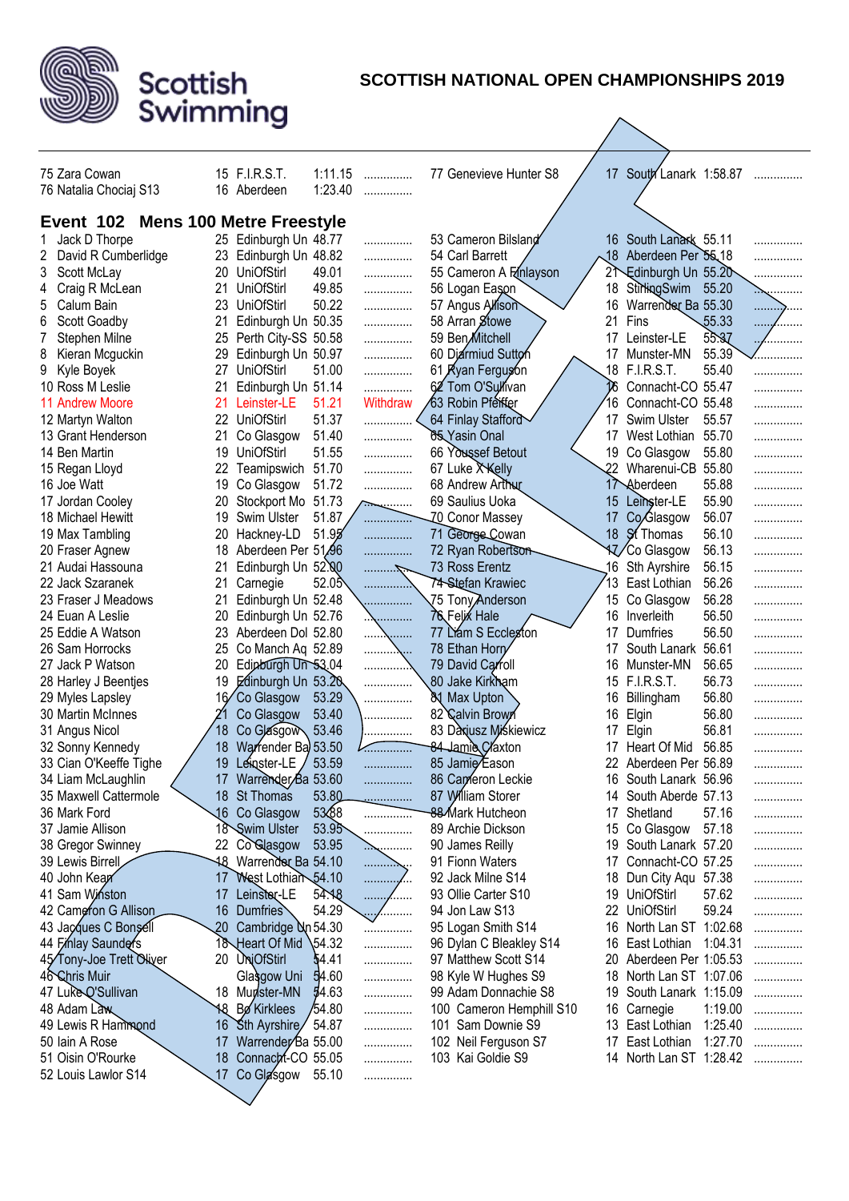# SCOTTISH NATIONAL OPEN CHAMPIONSHIPS 2019

| Place | Name | Age | Club | Time | |
|---|---|---|---|---|---|
| 75 | Zara Cowan | 15 | F.I.R.S.T. | 1:11.15 | ............... |
| 76 | Natalia Chociaj S13 | 16 | Aberdeen | 1:23.40 | ............... |
| 77 | Genevieve Hunter S8 | 17 | South Lanark | 1:58.87 | ............... |

## Event 102 Mens 100 Metre Freestyle

| Place | Name | Age | Club | Time | |
|---|---|---|---|---|---|
| 1 | Jack D Thorpe | 25 | Edinburgh Un | 48.77 | ............... |
| 2 | David R Cumberlidge | 23 | Edinburgh Un | 48.82 | ............... |
| 3 | Scott McLay | 20 | UniOfStirl | 49.01 | ............... |
| 4 | Craig R McLean | 21 | UniOfStirl | 49.85 | ............... |
| 5 | Calum Bain | 23 | UniOfStirl | 50.22 | ............... |
| 6 | Scott Goadby | 21 | Edinburgh Un | 50.35 | ............... |
| 7 | Stephen Milne | 25 | Perth City-SS | 50.58 | ............... |
| 8 | Kieran Mcguckin | 29 | Edinburgh Un | 50.97 | ............... |
| 9 | Kyle Boyek | 27 | UniOfStirl | 51.00 | ............... |
| 10 | Ross M Leslie | 21 | Edinburgh Un | 51.14 | ............... |
| 11 | Andrew Moore | 21 | Leinster-LE | 51.21 | Withdraw |
| 12 | Martyn Walton | 22 | UniOfStirl | 51.37 | ............... |
| 13 | Grant Henderson | 21 | Co Glasgow | 51.40 | ............... |
| 14 | Ben Martin | 19 | UniOfStirl | 51.55 | ............... |
| 15 | Regan Lloyd | 22 | Teamipswich | 51.70 | ............... |
| 16 | Joe Watt | 19 | Co Glasgow | 51.72 | ............... |
| 17 | Jordan Cooley | 20 | Stockport Mo | 51.73 | ............... |
| 18 | Michael Hewitt | 19 | Swim Ulster | 51.87 | ............... |
| 19 | Max Tambling | 20 | Hackney-LD | 51.95 | ............... |
| 20 | Fraser Agnew | 18 | Aberdeen Per | 51.96 | ............... |
| 21 | Audai Hassouna | 21 | Edinburgh Un | 52.00 | ............... |
| 22 | Jack Szaranek | 21 | Carnegie | 52.05 | ............... |
| 23 | Fraser J Meadows | 21 | Edinburgh Un | 52.48 | ............... |
| 24 | Euan A Leslie | 20 | Edinburgh Un | 52.76 | ............... |
| 25 | Eddie A Watson | 23 | Aberdeen Dol | 52.80 | ............... |
| 26 | Sam Horrocks | 25 | Co Manch Aq | 52.89 | ............... |
| 27 | Jack P Watson | 20 | Edinburgh Un | 53.04 | ............... |
| 28 | Harley J Beentjes | 19 | Edinburgh Un | 53.20 | ............... |
| 29 | Myles Lapsley | 16 | Co Glasgow | 53.29 | ............... |
| 30 | Martin McInnes | 21 | Co Glasgow | 53.40 | ............... |
| 31 | Angus Nicol | 18 | Co Glasgow | 53.46 | ............... |
| 32 | Sonny Kennedy | 18 | Warrender Ba | 53.50 | ............... |
| 33 | Cian O'Keeffe Tighe | 19 | Leinster-LE | 53.59 | ............... |
| 34 | Liam McLaughlin | 17 | Warrender Ba | 53.60 | ............... |
| 35 | Maxwell Cattermole | 18 | St Thomas | 53.80 | ............... |
| 36 | Mark Ford | 16 | Co Glasgow | 53.88 | ............... |
| 37 | Jamie Allison | 18 | Swim Ulster | 53.95 | ............... |
| 38 | Gregor Swinney | 22 | Co Glasgow | 53.95 | ............... |
| 39 | Lewis Birrell | 18 | Warrender Ba | 54.10 | ............... |
| 40 | John Kean | 17 | West Lothian | 54.10 | ............... |
| 41 | Sam Winston | 17 | Leinster-LE | 54.18 | ............... |
| 42 | Cameron G Allison | 16 | Dumfries | 54.29 | ............... |
| 43 | Jacques C Bonsell | 20 | Cambridge Un | 54.30 | ............... |
| 44 | Finlay Saunders | 18 | Heart Of Mid | 54.32 | ............... |
| 45 | Tony-Joe Trett Oliver | 20 | UniOfStirl | 54.41 | ............... |
| 46 | Chris Muir | | Glasgow Uni | 54.60 | ............... |
| 47 | Luke O'Sullivan | 18 | Munster-MN | 54.63 | ............... |
| 48 | Adam Law | 18 | Bo Kirklees | 54.80 | ............... |
| 49 | Lewis R Hammond | 16 | Sth Ayrshire | 54.87 | ............... |
| 50 | Iain A Rose | 17 | Warrender Ba | 55.00 | ............... |
| 51 | Oisin O'Rourke | 18 | Connacht-CO | 55.05 | ............... |
| 52 | Louis Lawlor S14 | 17 | Co Glasgow | 55.10 | ............... |
| 53 | Cameron Bilsland | 16 | South Lanark | 55.11 | ............... |
| 54 | Carl Barrett | 18 | Aberdeen Per | 55.18 | ............... |
| 55 | Cameron A Finlayson | 21 | Edinburgh Un | 55.20 | ............... |
| 56 | Logan Eason | 18 | StirlingSwim | 55.20 | ............... |
| 57 | Angus Allison | 16 | Warrender Ba | 55.30 | ............... |
| 58 | Arran Stowe | 21 | Fins | 55.33 | ............... |
| 59 | Ben Mitchell | 17 | Leinster-LE | 55.37 | ............... |
| 60 | Diarmiud Sutton | 17 | Munster-MN | 55.39 | ............... |
| 61 | Ryan Ferguson | 18 | F.I.R.S.T. | 55.40 | ............... |
| 62 | Tom O'Sullivan | 16 | Connacht-CO | 55.47 | ............... |
| 63 | Robin Pfeiffer | 16 | Connacht-CO | 55.48 | ............... |
| 64 | Finlay Stafford | 17 | Swim Ulster | 55.57 | ............... |
| 65 | Yasin Onal | 17 | West Lothian | 55.70 | ............... |
| 66 | Youssef Betout | 19 | Co Glasgow | 55.80 | ............... |
| 67 | Luke X Kelly | 22 | Wharenui-CB | 55.80 | ............... |
| 68 | Andrew Arthur | 17 | Aberdeen | 55.88 | ............... |
| 69 | Saulius Uoka | 15 | Leinster-LE | 55.90 | ............... |
| 70 | Conor Massey | 17 | Co Glasgow | 56.07 | ............... |
| 71 | George Cowan | 18 | St Thomas | 56.10 | ............... |
| 72 | Ryan Robertson | 17 | Co Glasgow | 56.13 | ............... |
| 73 | Ross Erentz | 16 | Sth Ayrshire | 56.15 | ............... |
| 74 | Stefan Krawiec | 13 | East Lothian | 56.26 | ............... |
| 75 | Tony Anderson | 15 | Co Glasgow | 56.28 | ............... |
| 76 | Felix Hale | 16 | Inverleith | 56.50 | ............... |
| 77 | Liam S Eccleston | 17 | Dumfries | 56.50 | ............... |
| 78 | Ethan Horn | 17 | South Lanark | 56.61 | ............... |
| 79 | David Carroll | 16 | Munster-MN | 56.65 | ............... |
| 80 | Jake Kirkham | 15 | F.I.R.S.T. | 56.73 | ............... |
| 81 | Max Upton | 16 | Billingham | 56.80 | ............... |
| 82 | Calvin Brown | 16 | Elgin | 56.80 | ............... |
| 83 | Dariusz Miskiewicz | 17 | Elgin | 56.81 | ............... |
| 84 | Jamie Claxton | 17 | Heart Of Mid | 56.85 | ............... |
| 85 | Jamie Eason | 22 | Aberdeen Per | 56.89 | ............... |
| 86 | Cameron Leckie | 16 | South Lanark | 56.96 | ............... |
| 87 | William Storer | 14 | South Aberde | 57.13 | ............... |
| 88 | Mark Hutcheon | 17 | Shetland | 57.16 | ............... |
| 89 | Archie Dickson | 15 | Co Glasgow | 57.18 | ............... |
| 90 | James Reilly | 19 | South Lanark | 57.20 | ............... |
| 91 | Fionn Waters | 17 | Connacht-CO | 57.25 | ............... |
| 92 | Jack Milne S14 | 18 | Dun City Aqu | 57.38 | ............... |
| 93 | Ollie Carter S10 | 19 | UniOfStirl | 57.62 | ............... |
| 94 | Jon Law S13 | 22 | UniOfStirl | 59.24 | ............... |
| 95 | Logan Smith S14 | 16 | North Lan ST | 1:02.68 | ............... |
| 96 | Dylan C Bleakley S14 | 16 | East Lothian | 1:04.31 | ............... |
| 97 | Matthew Scott S14 | 20 | Aberdeen Per | 1:05.53 | ............... |
| 98 | Kyle W Hughes S9 | 18 | North Lan ST | 1:07.06 | ............... |
| 99 | Adam Donnachie S8 | 19 | South Lanark | 1:15.09 | ............... |
| 100 | Cameron Hemphill S10 | 16 | Carnegie | 1:19.00 | ............... |
| 101 | Sam Downie S9 | 13 | East Lothian | 1:25.40 | ............... |
| 102 | Neil Ferguson S7 | 17 | East Lothian | 1:27.70 | ............... |
| 103 | Kai Goldie S9 | 14 | North Lan ST | 1:28.42 | ............... |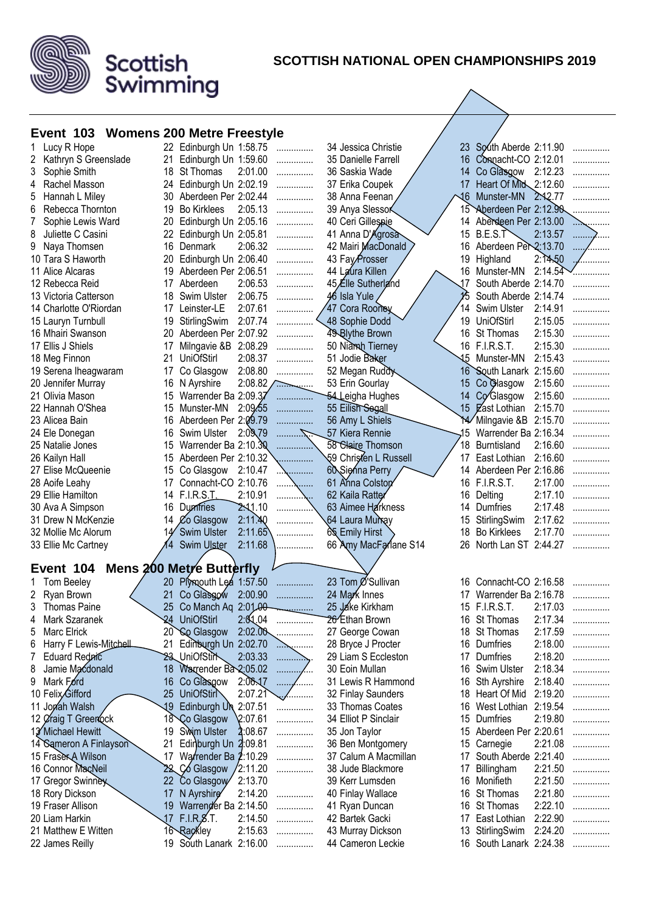# SCOTTISH NATIONAL OPEN CHAMPIONSHIPS 2019

## Event 103 Womens 200 Metre Freestyle

| Place | Name | Age | Club | Time | |
|---|---|---|---|---|---|
| 1 | Lucy R Hope | 22 | Edinburgh Un | 1:58.75 | ............... |
| 2 | Kathryn S Greenslade | 21 | Edinburgh Un | 1:59.60 | ............... |
| 3 | Sophie Smith | 18 | St Thomas | 2:01.00 | ............... |
| 4 | Rachel Masson | 24 | Edinburgh Un | 2:02.19 | ............... |
| 5 | Hannah L Miley | 30 | Aberdeen Per | 2:02.44 | ............... |
| 6 | Rebecca Thornton | 19 | Bo Kirklees | 2:05.13 | ............... |
| 7 | Sophie Lewis Ward | 20 | Edinburgh Un | 2:05.16 | ............... |
| 8 | Juliette C Casini | 22 | Edinburgh Un | 2:05.81 | ............... |
| 9 | Naya Thomsen | 16 | Denmark | 2:06.32 | ............... |
| 10 | Tara S Haworth | 20 | Edinburgh Un | 2:06.40 | ............... |
| 11 | Alice Alcaras | 19 | Aberdeen Per | 2:06.51 | ............... |
| 12 | Rebecca Reid | 17 | Aberdeen | 2:06.53 | ............... |
| 13 | Victoria Catterson | 18 | Swim Ulster | 2:06.75 | ............... |
| 14 | Charlotte O'Riordan | 17 | Leinster-LE | 2:07.61 | ............... |
| 15 | Lauryn Turnbull | 19 | StirlingSwim | 2:07.74 | ............... |
| 16 | Mhairi Swanson | 20 | Aberdeen Per | 2:07.92 | ............... |
| 17 | Ellis J Shiels | 17 | Milngavie &B | 2:08.29 | ............... |
| 18 | Meg Finnon | 21 | UniOfStirl | 2:08.37 | ............... |
| 19 | Serena Iheagwaram | 17 | Co Glasgow | 2:08.80 | ............... |
| 20 | Jennifer Murray | 16 | N Ayrshire | 2:08.82 | ............... |
| 21 | Olivia Mason | 15 | Warrender Ba | 2:09.37 | ............... |
| 22 | Hannah O'Shea | 15 | Munster-MN | 2:09.55 | ............... |
| 23 | Alicea Bain | 16 | Aberdeen Per | 2:09.79 | ............... |
| 24 | Ele Donegan | 16 | Swim Ulster | 2:09.79 | ............... |
| 25 | Natalie Jones | 15 | Warrender Ba | 2:10.30 | ............... |
| 26 | Kailyn Hall | 15 | Aberdeen Per | 2:10.32 | ............... |
| 27 | Elise McQueenie | 15 | Co Glasgow | 2:10.47 | ............... |
| 28 | Aoife Leahy | 17 | Connacht-CO | 2:10.76 | ............... |
| 29 | Ellie Hamilton | 14 | F.I.R.S.T. | 2:10.91 | ............... |
| 30 | Ava A Simpson | 16 | Dumfries | 2:11.10 | ............... |
| 31 | Drew N McKenzie | 14 | Co Glasgow | 2:11.40 | ............... |
| 32 | Mollie Mc Alorum | 14 | Swim Ulster | 2:11.65 | ............... |
| 33 | Ellie Mc Cartney | 14 | Swim Ulster | 2:11.68 | ............... |
| 34 | Jessica Christie | 23 | South Aberde | 2:11.90 | ............... |
| 35 | Danielle Farrell | 16 | Connacht-CO | 2:12.01 | ............... |
| 36 | Saskia Wade | 14 | Co Glasgow | 2:12.23 | ............... |
| 37 | Erika Coupek | 17 | Heart Of Mid | 2:12.60 | ............... |
| 38 | Anna Feenan | 16 | Munster-MN | 2:12.77 | ............... |
| 39 | Anya Slessor | 15 | Aberdeen Per | 2:12.90 | ............... |
| 40 | Ceri Gillespie | 14 | Aberdeen Per | 2:13.00 | ............... |
| 41 | Anna D'Agrosa | 15 | B.E.S.T | 2:13.57 | ............... |
| 42 | Mairi MacDonald | 16 | Aberdeen Per | 2:13.70 | ............... |
| 43 | Fay Prosser | 19 | Highland | 2:14.50 | ............... |
| 44 | Laura Killen | 16 | Munster-MN | 2:14.54 | ............... |
| 45 | Elle Sutherland | 17 | South Aberde | 2:14.70 | ............... |
| 46 | Isla Yule | 15 | South Aberde | 2:14.74 | ............... |
| 47 | Cora Rooney | 14 | Swim Ulster | 2:14.91 | ............... |
| 48 | Sophie Dodd | 19 | UniOfStirl | 2:15.05 | ............... |
| 49 | Blythe Brown | 16 | St Thomas | 2:15.30 | ............... |
| 50 | Niamh Tierney | 16 | F.I.R.S.T. | 2:15.30 | ............... |
| 51 | Jodie Baker | 15 | Munster-MN | 2:15.43 | ............... |
| 52 | Megan Ruddy | 16 | South Lanark | 2:15.60 | ............... |
| 53 | Erin Gourlay | 15 | Co Glasgow | 2:15.60 | ............... |
| 54 | Leigha Hughes | 14 | Co Glasgow | 2:15.60 | ............... |
| 55 | Eilish Segall | 15 | East Lothian | 2:15.70 | ............... |
| 56 | Amy L Shiels | 14 | Milngavie &B | 2:15.70 | ............... |
| 57 | Kiera Rennie | 15 | Warrender Ba | 2:16.34 | ............... |
| 58 | Claire Thomson | 18 | Burntisland | 2:16.60 | ............... |
| 59 | Christen L Russell | 17 | East Lothian | 2:16.60 | ............... |
| 60 | Sienna Perry | 14 | Aberdeen Per | 2:16.86 | ............... |
| 61 | Anna Colston | 16 | F.I.R.S.T. | 2:17.00 | ............... |
| 62 | Kaila Ratter | 16 | Delting | 2:17.10 | ............... |
| 63 | Aimee Harkness | 14 | Dumfries | 2:17.48 | ............... |
| 64 | Laura Murray | 15 | StirlingSwim | 2:17.62 | ............... |
| 65 | Emily Hirst | 18 | Bo Kirklees | 2:17.70 | ............... |
| 66 | Amy MacFarlane | 14 | S | | |
| | | 26 | North Lan ST | 2:44.27 | ............... |

## Event 104 Mens 200 Metre Butterfly

| Place | Name | Age | Club | Time | |
|---|---|---|---|---|---|
| 1 | Tom Beeley | 20 | Plymouth Lea | 1:57.50 | ............... |
| 2 | Ryan Brown | 21 | Co Glasgow | 2:00.90 | ............... |
| 3 | Thomas Paine | 25 | Co Manch Aq | 2:01.00 | ............... |
| 4 | Mark Szaranek | 24 | UniOfStirl | 2:01.04 | ............... |
| 5 | Marc Elrick | 20 | Co Glasgow | 2:02.00 | ............... |
| 6 | Harry F Lewis-Mitchell | 21 | Edinburgh Un | 2:02.70 | ............... |
| 7 | Eduard Rednic | 23 | UniOfStirl | 2:03.33 | ............... |
| 8 | Jamie Macdonald | 18 | Warrender Ba | 2:05.02 | ............... |
| 9 | Mark Ford | 16 | Co Glasgow | 2:06.17 | ............... |
| 10 | Felix Gifford | 25 | UniOfStirl | 2:07.21 | ............... |
| 11 | Jonah Walsh | 19 | Edinburgh Un | 2:07.51 | ............... |
| 12 | Craig T Greenock | 18 | Co Glasgow | 2:07.61 | ............... |
| 13 | Michael Hewitt | 19 | Swim Ulster | 2:08.67 | ............... |
| 14 | Cameron A Finlayson | 21 | Edinburgh Un | 2:09.81 | ............... |
| 15 | Fraser A Wilson | 17 | Warrender Ba | 2:10.29 | ............... |
| 16 | Connor MacNeil | 22 | Co Glasgow | 2:11.20 | ............... |
| 17 | Gregor Swinney | 22 | Co Glasgow | 2:13.70 | |
| 18 | Rory Dickson | 17 | N Ayrshire | 2:14.20 | ............... |
| 19 | Fraser Allison | 19 | Warrender Ba | 2:14.50 | ............... |
| 20 | Liam Harkin | 17 | F.I.R.S.T. | 2:14.50 | ............... |
| 21 | Matthew E Witten | 16 | Rackley | 2:15.63 | ............... |
| 22 | James Reilly | 19 | South Lanark | 2:16.00 | ............... |
| 23 | Tom O'Sullivan | 16 | Connacht-CO | 2:16.58 | ............... |
| 24 | Mark Innes | 17 | Warrender Ba | 2:16.78 | ............... |
| 25 | Jake Kirkham | 15 | F.I.R.S.T. | 2:17.03 | ............... |
| 26 | Ethan Brown | 16 | St Thomas | 2:17.34 | ............... |
| 27 | George Cowan | 18 | St Thomas | 2:17.59 | ............... |
| 28 | Bryce J Procter | 16 | Dumfries | 2:18.00 | ............... |
| 29 | Liam S Eccleston | 17 | Dumfries | 2:18.20 | ............... |
| 30 | Eoin Mullan | 16 | Swim Ulster | 2:18.34 | ............... |
| 31 | Lewis R Hammond | 16 | Sth Ayrshire | 2:18.40 | ............... |
| 32 | Finlay Saunders | 18 | Heart Of Mid | 2:19.20 | ............... |
| 33 | Thomas Coates | 16 | West Lothian | 2:19.54 | ............... |
| 34 | Elliot P Sinclair | 15 | Dumfries | 2:19.80 | ............... |
| 35 | Jon Taylor | 15 | Aberdeen Per | 2:20.61 | ............... |
| 36 | Ben Montgomery | 15 | Carnegie | 2:21.08 | ............... |
| 37 | Calum A Macmillan | 17 | South Aberde | 2:21.40 | ............... |
| 38 | Jude Blackmore | 17 | Billingham | 2:21.50 | ............... |
| 39 | Kerr Lumsden | 16 | Monifieth | 2:21.50 | ............... |
| 40 | Finlay Wallace | 16 | St Thomas | 2:21.80 | ............... |
| 41 | Ryan Duncan | 16 | St Thomas | 2:22.10 | ............... |
| 42 | Bartek Gacki | 17 | East Lothian | 2:22.90 | ............... |
| 43 | Murray Dickson | 13 | StirlingSwim | 2:24.20 | ............... |
| 44 | Cameron Leckie | 16 | South Lanark | 2:24.38 | ............... |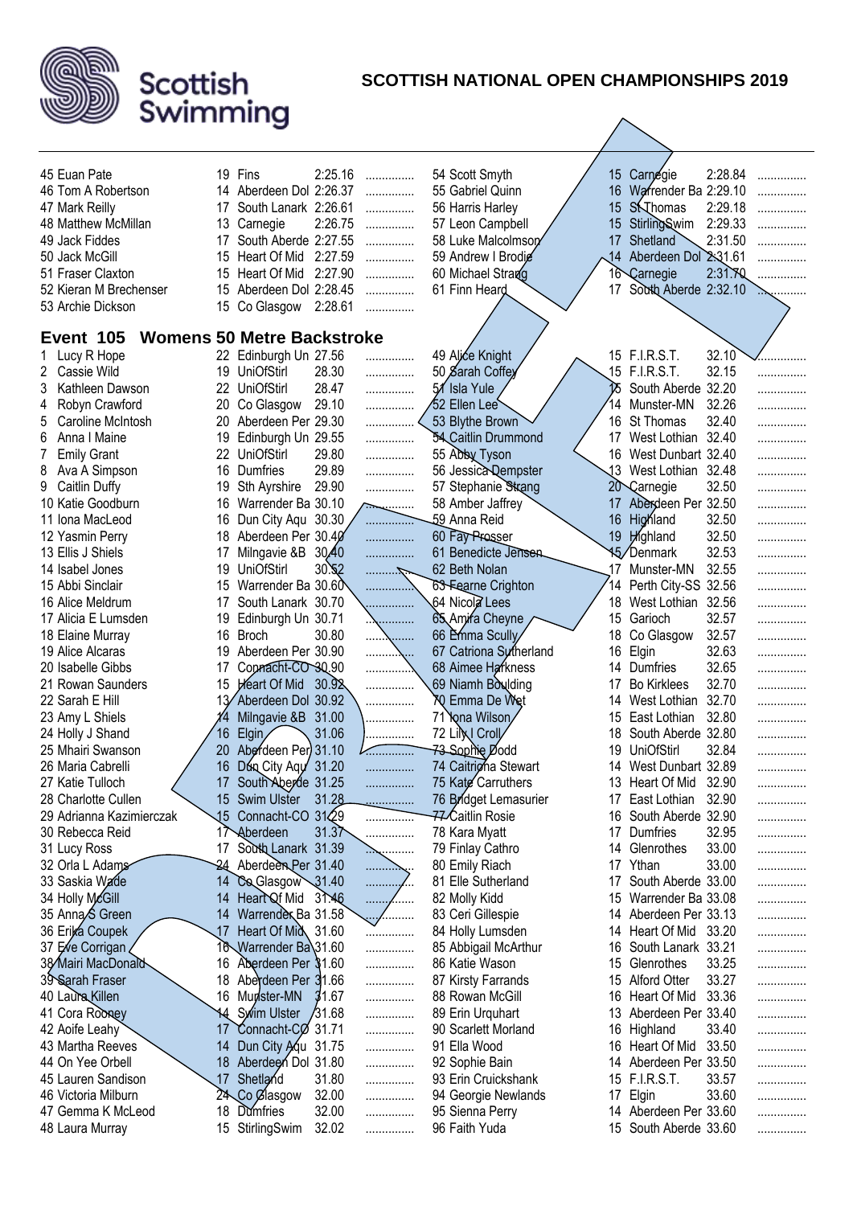## SCOTTISH NATIONAL OPEN CHAMPIONSHIPS 2019

| Place | Name | Age | Club | Time |
|---|---|---|---|---|
| 45 | Euan Pate | 19 | Fins | 2:25.16 |
| 46 | Tom A Robertson | 14 | Aberdeen Dol | 2:26.37 |
| 47 | Mark Reilly | 17 | South Lanark | 2:26.61 |
| 48 | Matthew McMillan | 13 | Carnegie | 2:26.75 |
| 49 | Jack Fiddes | 17 | South Aberde | 2:27.55 |
| 50 | Jack McGill | 15 | Heart Of Mid | 2:27.59 |
| 51 | Fraser Claxton | 15 | Heart Of Mid | 2:27.90 |
| 52 | Kieran M Brechenser | 15 | Aberdeen Dol | 2:28.45 |
| 53 | Archie Dickson | 15 | Co Glasgow | 2:28.61 |
| 54 | Scott Smyth | 15 | Carnegie | 2:28.84 |
| 55 | Gabriel Quinn | 16 | Warrender Ba | 2:29.10 |
| 56 | Harris Harley | 15 | St Thomas | 2:29.18 |
| 57 | Leon Campbell | 15 | StirlingSwim | 2:29.33 |
| 58 | Luke Malcolmson | 17 | Shetland | 2:31.50 |
| 59 | Andrew I Brodie | 14 | Aberdeen Dol | 2:31.61 |
| 60 | Michael Strang | 16 | Carnegie | 2:31.70 |
| 61 | Finn Heard | 17 | South Aberde | 2:32.10 |

### Event 105 Womens 50 Metre Backstroke

| Place | Name | Age | Club | Time |
|---|---|---|---|---|
| 1 | Lucy R Hope | 22 | Edinburgh Un | 27.56 |
| 2 | Cassie Wild | 19 | UniOfStirl | 28.30 |
| 3 | Kathleen Dawson | 22 | UniOfStirl | 28.47 |
| 4 | Robyn Crawford | 20 | Co Glasgow | 29.10 |
| 5 | Caroline McIntosh | 20 | Aberdeen Per | 29.30 |
| 6 | Anna I Maine | 19 | Edinburgh Un | 29.55 |
| 7 | Emily Grant | 22 | UniOfStirl | 29.80 |
| 8 | Ava A Simpson | 16 | Dumfries | 29.89 |
| 9 | Caitlin Duffy | 19 | Sth Ayrshire | 29.90 |
| 10 | Katie Goodburn | 16 | Warrender Ba | 30.10 |
| 11 | Iona MacLeod | 16 | Dun City Aqu | 30.30 |
| 12 | Yasmin Perry | 18 | Aberdeen Per | 30.40 |
| 13 | Ellis J Shiels | 17 | Milngavie &B | 30.40 |
| 14 | Isabel Jones | 19 | UniOfStirl | 30.52 |
| 15 | Abbi Sinclair | 15 | Warrender Ba | 30.60 |
| 16 | Alice Meldrum | 17 | South Lanark | 30.70 |
| 17 | Alicia E Lumsden | 19 | Edinburgh Un | 30.71 |
| 18 | Elaine Murray | 16 | Broch | 30.80 |
| 19 | Alice Alcaras | 19 | Aberdeen Per | 30.90 |
| 20 | Isabelle Gibbs | 17 | Connacht-CO | 30.90 |
| 21 | Rowan Saunders | 15 | Heart Of Mid | 30.92 |
| 22 | Sarah E Hill | 13 | Aberdeen Dol | 30.92 |
| 23 | Amy L Shiels | 14 | Milngavie &B | 31.00 |
| 24 | Holly J Shand | 16 | Elgin | 31.06 |
| 25 | Mhairi Swanson | 20 | Aberdeen Per | 31.10 |
| 26 | Maria Cabrelli | 16 | Dun City Aqu | 31.20 |
| 27 | Katie Tulloch | 17 | South Aberde | 31.25 |
| 28 | Charlotte Cullen | 15 | Swim Ulster | 31.28 |
| 29 | Adrianna Kazimierczak | 15 | Connacht-CO | 31.29 |
| 30 | Rebecca Reid | 17 | Aberdeen | 31.37 |
| 31 | Lucy Ross | 17 | South Lanark | 31.39 |
| 32 | Orla L Adams | 24 | Aberdeen Per | 31.40 |
| 33 | Saskia Wade | 14 | Co Glasgow | 31.40 |
| 34 | Holly McGill | 14 | Heart Of Mid | 31.46 |
| 35 | Anna S Green | 14 | Warrender Ba | 31.58 |
| 36 | Erika Coupek | 17 | Heart Of Mid | 31.60 |
| 37 | Eve Corrigan | 16 | Warrender Ba | 31.60 |
| 38 | Mairi MacDonald | 16 | Aberdeen Per | 31.60 |
| 39 | Sarah Fraser | 18 | Aberdeen Per | 31.66 |
| 40 | Laura Killen | 16 | Munster-MN | 31.67 |
| 41 | Cora Rooney | 14 | Swim Ulster | 31.68 |
| 42 | Aoife Leahy | 17 | Connacht-CO | 31.71 |
| 43 | Martha Reeves | 14 | Dun City Aqu | 31.75 |
| 44 | On Yee Orbell | 18 | Aberdeen Dol | 31.80 |
| 45 | Lauren Sandison | 17 | Shetland | 31.80 |
| 46 | Victoria Milburn | 24 | Co Glasgow | 32.00 |
| 47 | Gemma K McLeod | 18 | Dumfries | 32.00 |
| 48 | Laura Murray | 15 | StirlingSwim | 32.02 |
| 49 | Alice Knight | 15 | F.I.R.S.T. | 32.10 |
| 50 | Sarah Coffey | 15 | F.I.R.S.T. | 32.15 |
| 51 | Isla Yule | 15 | South Aberde | 32.20 |
| 52 | Ellen Lee | 14 | Munster-MN | 32.26 |
| 53 | Blythe Brown | 16 | St Thomas | 32.40 |
| 54 | Caitlin Drummond | 17 | West Lothian | 32.40 |
| 55 | Abby Tyson | 16 | West Dunbart | 32.40 |
| 56 | Jessica Dempster | 13 | West Lothian | 32.48 |
| 57 | Stephanie Strang | 20 | Carnegie | 32.50 |
| 58 | Amber Jaffrey | 17 | Aberdeen Per | 32.50 |
| 59 | Anna Reid | 16 | Highland | 32.50 |
| 60 | Fay Prosser | 19 | Highland | 32.50 |
| 61 | Benedicte Jensen | 15 | Denmark | 32.53 |
| 62 | Beth Nolan | 17 | Munster-MN | 32.55 |
| 63 | Fearne Crighton | 14 | Perth City-SS | 32.56 |
| 64 | Nicola Lees | 18 | West Lothian | 32.56 |
| 65 | Amira Cheyne | 15 | Garioch | 32.57 |
| 66 | Emma Scully | 18 | Co Glasgow | 32.57 |
| 67 | Catriona Sutherland | 16 | Elgin | 32.63 |
| 68 | Aimee Harkness | 14 | Dumfries | 32.65 |
| 69 | Niamh Boulding | 17 | Bo Kirklees | 32.70 |
| 70 | Emma De Wet | 14 | West Lothian | 32.70 |
| 71 | Iona Wilson | 15 | East Lothian | 32.80 |
| 72 | Lily I Croll | 18 | South Aberde | 32.80 |
| 73 | Sophie Dodd | 19 | UniOfStirl | 32.84 |
| 74 | Caitriona Stewart | 14 | West Dunbart | 32.89 |
| 75 | Kate Carruthers | 13 | Heart Of Mid | 32.90 |
| 76 | Bridget Lemasurier | 17 | East Lothian | 32.90 |
| 77 | Caitlin Rosie | 16 | South Aberde | 32.90 |
| 78 | Kara Myatt | 17 | Dumfries | 32.95 |
| 79 | Finlay Cathro | 14 | Glenrothes | 33.00 |
| 80 | Emily Riach | 17 | Ythan | 33.00 |
| 81 | Elle Sutherland | 17 | South Aberde | 33.00 |
| 82 | Molly Kidd | 15 | Warrender Ba | 33.08 |
| 83 | Ceri Gillespie | 14 | Aberdeen Per | 33.13 |
| 84 | Holly Lumsden | 14 | Heart Of Mid | 33.20 |
| 85 | Abbigail McArthur | 16 | South Lanark | 33.21 |
| 86 | Katie Wason | 15 | Glenrothes | 33.25 |
| 87 | Kirsty Farrands | 15 | Alford Otter | 33.27 |
| 88 | Rowan McGill | 16 | Heart Of Mid | 33.36 |
| 89 | Erin Urquhart | 13 | Aberdeen Per | 33.40 |
| 90 | Scarlett Morland | 16 | Highland | 33.40 |
| 91 | Ella Wood | 16 | Heart Of Mid | 33.50 |
| 92 | Sophie Bain | 14 | Aberdeen Per | 33.50 |
| 93 | Erin Cruickshank | 15 | F.I.R.S.T. | 33.57 |
| 94 | Georgie Newlands | 17 | Elgin | 33.60 |
| 95 | Sienna Perry | 14 | Aberdeen Per | 33.60 |
| 96 | Faith Yuda | 15 | South Aberde | 33.60 |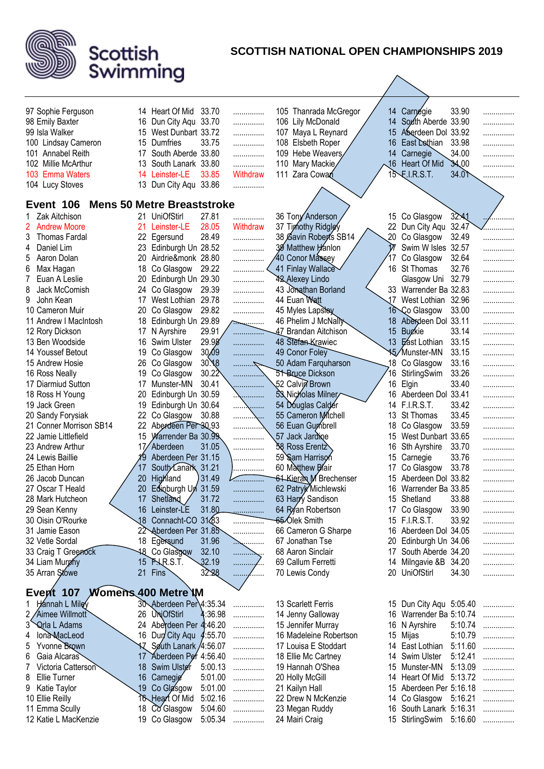# SCOTTISH NATIONAL OPEN CHAMPIONSHIPS 2019

| # | Name | Age | Club | Time | |
|---|---|---|---|---|---|
| 97 | Sophie Ferguson | 14 | Heart Of Mid | 33.70 | ............... |
| 98 | Emily Baxter | 16 | Dun City Aqu | 33.70 | ............... |
| 99 | Isla Walker | 15 | West Dunbart | 33.72 | ............... |
| 100 | Lindsay Cameron | 15 | Dumfries | 33.75 | ............... |
| 101 | Annabel Reith | 17 | South Aberde | 33.80 | ............... |
| 102 | Millie McArthur | 13 | South Lanark | 33.80 | ............... |
| 103 | Emma Waters | 14 | Leinster-LE | 33.85 | Withdraw |
| 104 | Lucy Stoves | 13 | Dun City Aqu | 33.86 | ............... |
| 105 | Thanrada McGregor | 14 | Carnegie | 33.90 | ............... |
| 106 | Lily McDonald | 14 | South Aberde | 33.90 | ............... |
| 107 | Maya L Reynard | 15 | Aberdeen Dol | 33.92 | ............... |
| 108 | Elsbeth Roper | 16 | East Lothian | 33.98 | ............... |
| 109 | Hebe Weavers | 14 | Carnegie | 34.00 | ............... |
| 110 | Mary Mackie | 16 | Heart Of Mid | 34.00 | ............... |
| 111 | Zara Cowan | 15 | F.I.R.S.T. | 34.01 | ............... |

## Event 106 Mens 50 Metre Breaststroke

| # | Name | Age | Club | Time | |
|---|---|---|---|---|---|
| 1 | Zak Aitchison | 21 | UniOfStirl | 27.81 | ............... |
| 2 | Andrew Moore | 21 | Leinster-LE | 28.05 | Withdraw |
| 3 | Thomas Fardal | 22 | Egersund | 28.49 | ............... |
| 4 | Daniel Lim | 23 | Edinburgh Un | 28.52 | ............... |
| 5 | Aaron Dolan | 20 | Airdrie&monk | 28.80 | ............... |
| 6 | Max Hagan | 18 | Co Glasgow | 29.22 | ............... |
| 7 | Euan A Leslie | 20 | Edinburgh Un | 29.30 | ............... |
| 8 | Jack McComish | 24 | Co Glasgow | 29.39 | ............... |
| 9 | John Kean | 17 | West Lothian | 29.78 | ............... |
| 10 | Cameron Muir | 20 | Co Glasgow | 29.82 | ............... |
| 11 | Andrew I MacIntosh | 18 | Edinburgh Un | 29.89 | ............... |
| 12 | Rory Dickson | 17 | N Ayrshire | 29.91 | ............... |
| 13 | Ben Woodside | 16 | Swim Ulster | 29.98 | ............... |
| 14 | Youssef Betout | 19 | Co Glasgow | 30.09 | ............... |
| 15 | Andrew Hosie | 26 | Co Glasgow | 30.18 | ............... |
| 16 | Ross Neally | 19 | Co Glasgow | 30.22 | ............... |
| 17 | Diarmiud Sutton | 17 | Munster-MN | 30.41 | ............... |
| 18 | Ross H Young | 20 | Edinburgh Un | 30.59 | ............... |
| 19 | Jack Green | 19 | Edinburgh Un | 30.64 | ............... |
| 20 | Sandy Forysiak | 22 | Co Glasgow | 30.88 | ............... |
| 21 | Conner Morrison SB14 | 22 | Aberdeen Per | 30.93 | ............... |
| 22 | Jamie Littlefield | 15 | Warrender Ba | 30.99 | ............... |
| 23 | Andrew Arthur | 17 | Aberdeen | 31.05 | ............... |
| 24 | Lewis Baillie | 19 | Aberdeen Per | 31.15 | ............... |
| 25 | Ethan Horn | 17 | South Lanark | 31.21 | ............... |
| 26 | Jacob Duncan | 20 | Highland | 31.49 | ............... |
| 27 | Oscar T Heald | 20 | Edinburgh Un | 31.59 | ............... |
| 28 | Mark Hutcheon | 17 | Shetland | 31.72 | ............... |
| 29 | Sean Kenny | 16 | Leinster-LE | 31.80 | ............... |
| 30 | Oisin O'Rourke | 18 | Connacht-CO | 31.83 | ............... |
| 31 | Jamie Eason | 22 | Aberdeen Per | 31.85 | ............... |
| 32 | Vetle Sordal | 18 | Egersund | 31.96 | ............... |
| 33 | Craig T Greenock | 18 | Co Glasgow | 32.10 | ............... |
| 34 | Liam Murphy | 15 | F.I.R.S.T. | 32.19 | ............... |
| 35 | Arran Stowe | 21 | Fins | 32.28 | ............... |
| 36 | Tony Anderson | 15 | Co Glasgow | 32.41 | ............... |
| 37 | Timothy Ridgley | 22 | Dun City Aqu | 32.47 | ............... |
| 38 | Gavin Roberts SB14 | 20 | Co Glasgow | 32.49 | ............... |
| 39 | Matthew Hanlon | 17 | Swim W Isles | 32.57 | ............... |
| 40 | Conor Massey | 17 | Co Glasgow | 32.64 | ............... |
| 41 | Finlay Wallace | 16 | St Thomas | 32.76 | ............... |
| 42 | Alexey Lindo | | Glasgow Uni | 32.79 | ............... |
| 43 | Jonathan Borland | 33 | Warrender Ba | 32.83 | ............... |
| 44 | Euan Watt | 17 | West Lothian | 32.96 | ............... |
| 45 | Myles Lapsley | 16 | Co Glasgow | 33.00 | ............... |
| 46 | Phelim J McNally | 18 | Aberdeen Dol | 33.11 | ............... |
| 47 | Brandan Aitchison | 15 | Buckie | 33.14 | ............... |
| 48 | Stefan Krawiec | 13 | East Lothian | 33.15 | ............... |
| 49 | Conor Foley | 15 | Munster-MN | 33.15 | ............... |
| 50 | Adam Farquharson | 18 | Co Glasgow | 33.16 | ............... |
| 51 | Bruce Dickson | 16 | StirlingSwim | 33.26 | ............... |
| 52 | Calvin Brown | 16 | Elgin | 33.40 | ............... |
| 53 | Nicholas Milner | 16 | Aberdeen Dol | 33.41 | ............... |
| 54 | Douglas Calder | 14 | F.I.R.S.T. | 33.42 | ............... |
| 55 | Cameron Mitchell | 13 | St Thomas | 33.45 | ............... |
| 56 | Euan Gumbrell | 18 | Co Glasgow | 33.59 | ............... |
| 57 | Jack Jardine | 15 | West Dunbart | 33.65 | ............... |
| 58 | Ross Erentz | 16 | Sth Ayrshire | 33.70 | ............... |
| 59 | Sam Harrison | 15 | Carnegie | 33.76 | ............... |
| 60 | Matthew Blair | 17 | Co Glasgow | 33.78 | ............... |
| 61 | Kieran M Brechenser | 15 | Aberdeen Dol | 33.82 | ............... |
| 62 | Patryk Michlewski | 16 | Warrender Ba | 33.85 | ............... |
| 63 | Harry Sandison | 15 | Shetland | 33.88 | ............... |
| 64 | Ryan Robertson | 17 | Co Glasgow | 33.90 | ............... |
| 65 | Olek Smith | 15 | F.I.R.S.T. | 33.92 | ............... |
| 66 | Cameron G Sharpe | 16 | Aberdeen Dol | 34.05 | ............... |
| 67 | Jonathan Tse | 20 | Edinburgh Un | 34.06 | ............... |
| 68 | Aaron Sinclair | 17 | South Aberde | 34.20 | ............... |
| 69 | Callum Ferretti | 14 | Milngavie &B | 34.20 | ............... |
| 70 | Lewis Condy | 20 | UniOfStirl | 34.30 | ............... |

## Event 107 Womens 400 Metre IM

| # | Name | Age | Club | Time | |
|---|---|---|---|---|---|
| 1 | Hannah L Miley | 30 | Aberdeen Per | 4:35.34 | ............... |
| 2 | Aimee Willmott | 26 | UniOfStirl | 4:36.98 | ............... |
| 3 | Orla L Adams | 24 | Aberdeen Per | 4:46.20 | ............... |
| 4 | Iona MacLeod | 16 | Dun City Aqu | 4:55.70 | ............... |
| 5 | Yvonne Brown | 17 | South Lanark | 4:56.07 | ............... |
| 6 | Gaia Alcaras | 17 | Aberdeen Per | 4:56.40 | ............... |
| 7 | Victoria Catterson | 18 | Swim Ulster | 5:00.13 | ............... |
| 8 | Ellie Turner | 16 | Carnegie | 5:01.00 | ............... |
| 9 | Katie Taylor | 19 | Co Glasgow | 5:01.00 | ............... |
| 10 | Ellie Reilly | 16 | Heart Of Mid | 5:02.16 | ............... |
| 11 | Emma Scully | 18 | Co Glasgow | 5:04.60 | ............... |
| 12 | Katie L MacKenzie | 19 | Co Glasgow | 5:05.34 | ............... |
| 13 | Scarlett Ferris | 15 | Dun City Aqu | 5:05.40 | ............... |
| 14 | Jenny Galloway | 16 | Warrender Ba | 5:10.74 | ............... |
| 15 | Jennifer Murray | 16 | N Ayrshire | 5:10.74 | ............... |
| 16 | Madeleine Robertson | 15 | Mijas | 5:10.79 | ............... |
| 17 | Louisa E Stoddart | 14 | East Lothian | 5:11.60 | ............... |
| 18 | Ellie Mc Cartney | 14 | Swim Ulster | 5:12.41 | ............... |
| 19 | Hannah O'Shea | 15 | Munster-MN | 5:13.09 | ............... |
| 20 | Holly McGill | 14 | Heart Of Mid | 5:13.72 | ............... |
| 21 | Kailyn Hall | 15 | Aberdeen Per | 5:16.18 | ............... |
| 22 | Drew N McKenzie | 14 | Co Glasgow | 5:16.21 | ............... |
| 23 | Megan Ruddy | 16 | South Lanark | 5:16.31 | ............... |
| 24 | Mairi Craig | 15 | StirlingSwim | 5:16.60 | ............... |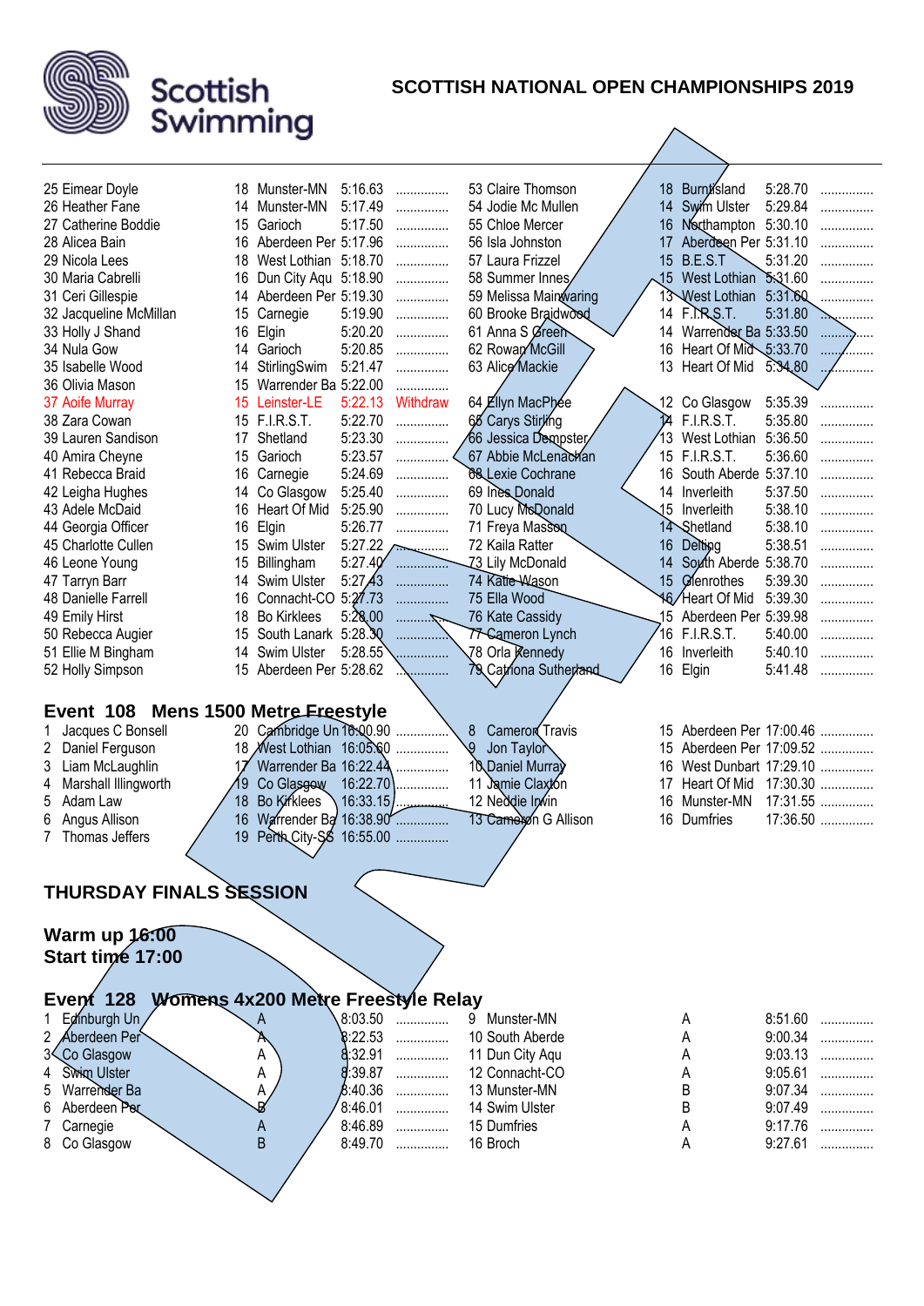Scottish Swimming

## SCOTTISH NATIONAL OPEN CHAMPIONSHIPS 2019

| Pos | Name | Age | Club | Time | |
|---|---|---|---|---|---|
| 25 | Eimear Doyle | 18 | Munster-MN | 5:16.63 | ............... |
| 26 | Heather Fane | 14 | Munster-MN | 5:17.49 | ............... |
| 27 | Catherine Boddie | 15 | Garioch | 5:17.50 | ............... |
| 28 | Alicea Bain | 16 | Aberdeen Per | 5:17.96 | ............... |
| 29 | Nicola Lees | 18 | West Lothian | 5:18.70 | ............... |
| 30 | Maria Cabrelli | 16 | Dun City Aqu | 5:18.90 | ............... |
| 31 | Ceri Gillespie | 14 | Aberdeen Per | 5:19.30 | ............... |
| 32 | Jacqueline McMillan | 15 | Carnegie | 5:19.90 | ............... |
| 33 | Holly J Shand | 16 | Elgin | 5:20.20 | ............... |
| 34 | Nula Gow | 14 | Garioch | 5:20.85 | ............... |
| 35 | Isabelle Wood | 14 | StirlingSwim | 5:21.47 | ............... |
| 36 | Olivia Mason | 15 | Warrender Ba | 5:22.00 | ............... |
| 37 | Aoife Murray | 15 | Leinster-LE | 5:22.13 | Withdraw |
| 38 | Zara Cowan | 15 | F.I.R.S.T. | 5:22.70 | ............... |
| 39 | Lauren Sandison | 17 | Shetland | 5:23.30 | ............... |
| 40 | Amira Cheyne | 15 | Garioch | 5:23.57 | ............... |
| 41 | Rebecca Braid | 16 | Carnegie | 5:24.69 | ............... |
| 42 | Leigha Hughes | 14 | Co Glasgow | 5:25.40 | ............... |
| 43 | Adele McDaid | 16 | Heart Of Mid | 5:25.90 | ............... |
| 44 | Georgia Officer | 16 | Elgin | 5:26.77 | ............... |
| 45 | Charlotte Cullen | 15 | Swim Ulster | 5:27.22 | ............... |
| 46 | Rowena Young | 15 | Billingham | 5:27.40 | ............... |
| 47 | Tarryn Barr | 14 | Swim Ulster | 5:27.43 | ............... |
| 48 | Danielle Farrell | 16 | Connacht-CO | 5:27.73 | ............... |
| 49 | Emily Hirst | 18 | Bo Kirklees | 5:28.00 | ............... |
| 50 | Rebecca Augier | 15 | South Lanark | 5:28.30 | ............... |
| 51 | Ellie M Bingham | 14 | Swim Ulster | 5:28.55 | ............... |
| 52 | Holly Simpson | 15 | Aberdeen Per | 5:28.62 | ............... |
| 53 | Claire Thomson | 18 | Burntisland | 5:28.70 | ............... |
| 54 | Jodie Mc Mullen | 14 | Swim Ulster | 5:29.84 | ............... |
| 55 | Chloe Mercer | 16 | Northampton | 5:30.10 | ............... |
| 56 | Isla Johnston | 17 | Aberdeen Per | 5:31.10 | ............... |
| 57 | Laura Frizzel | 15 | B.E.S.T | 5:31.20 | ............... |
| 58 | Summer Innes | 15 | West Lothian | 5:31.60 | ............... |
| 59 | Melissa Mainwaring | 13 | West Lothian | 5:31.60 | ............... |
| 60 | Brooke Braidwood | 14 | F.I.R.S.T. | 5:31.80 | ............... |
| 61 | Anna S Green | 14 | Warrender Ba | 5:33.50 | ............... |
| 62 | Rowan McGill | 16 | Heart Of Mid | 5:33.70 | ............... |
| 63 | Alice Mackie | 13 | Heart Of Mid | 5:34.80 | ............... |
| 64 | Ellyn MacPhee | 12 | Co Glasgow | 5:35.39 | ............... |
| 65 | Carys Stirling | 14 | F.I.R.S.T. | 5:35.80 | ............... |
| 66 | Jessica Dempster | 13 | West Lothian | 5:36.50 | ............... |
| 67 | Abbie McLenachan | 15 | F.I.R.S.T. | 5:36.60 | ............... |
| 68 | Lexie Cochrane | 16 | South Aberde | 5:37.10 | ............... |
| 69 | Ines Donald | 14 | Inverleith | 5:37.50 | ............... |
| 70 | Lucy McDonald | 15 | Inverleith | 5:38.10 | ............... |
| 71 | Freya Masson | 14 | Shetland | 5:38.10 | ............... |
| 72 | Kaila Ratter | 16 | Delting | 5:38.51 | ............... |
| 73 | Lily McDonald | 14 | South Aberde | 5:38.70 | ............... |
| 74 | Katie Wason | 15 | Glenrothes | 5:39.30 | ............... |
| 75 | Ella Wood | 16 | Heart Of Mid | 5:39.30 | ............... |
| 76 | Kate Cassidy | 15 | Aberdeen Per | 5:39.98 | ............... |
| 77 | Cameron Lynch | 16 | F.I.R.S.T. | 5:40.00 | ............... |
| 78 | Orla Kennedy | 16 | Inverleith | 5:40.10 | ............... |
| 79 | Catriona Sutherland | 16 | Elgin | 5:41.48 | ............... |

## Event 108 Mens 1500 Metre Freestyle

| Pos | Name | Age | Club | Time | |
|---|---|---|---|---|---|
| 1 | Jacques C Bonsell | 20 | Cambridge Un | 16:00.90 | ............... |
| 2 | Daniel Ferguson | 18 | West Lothian | 16:05.60 | ............... |
| 3 | Liam McLaughlin | 17 | Warrender Ba | 16:22.44 | ............... |
| 4 | Marshall Illingworth | 19 | Co Glasgow | 16:22.70 | ............... |
| 5 | Adam Law | 18 | Bo Kirklees | 16:33.15 | ............... |
| 6 | Angus Allison | 16 | Warrender Ba | 16:38.90 | ............... |
| 7 | Thomas Jeffers | 19 | Perth City-SS | 16:55.00 | ............... |
| 8 | Cameron Travis | 15 | Aberdeen Per | 17:00.46 | ............... |
| 9 | Jon Taylor | 15 | Aberdeen Per | 17:09.52 | ............... |
| 10 | Daniel Murray | 16 | West Dunbart | 17:29.10 | ............... |
| 11 | Jamie Claxton | 17 | Heart Of Mid | 17:30.30 | ............... |
| 12 | Neddie Irwin | 16 | Munster-MN | 17:31.55 | ............... |
| 13 | Cameron G Allison | 16 | Dumfries | 17:36.50 | ............... |

## THURSDAY FINALS SESSION

**Warm up 16:00**
**Start time 17:00**

## Event 128 Womens 4x200 Metre Freestyle Relay

| Pos | Club | Team | Time | |
|---|---|---|---|---|
| 1 | Edinburgh Un | A | 8:03.50 | ............... |
| 2 | Aberdeen Per | A | 8:22.53 | ............... |
| 3 | Co Glasgow | A | 8:32.91 | ............... |
| 4 | Swim Ulster | A | 8:39.87 | ............... |
| 5 | Warrender Ba | A | 8:40.36 | ............... |
| 6 | Aberdeen Per | B | 8:46.01 | ............... |
| 7 | Carnegie | A | 8:46.89 | ............... |
| 8 | Co Glasgow | B | 8:49.70 | ............... |
| 9 | Munster-MN | A | 8:51.60 | ............... |
| 10 | South Aberde | A | 9:00.34 | ............... |
| 11 | Dun City Aqu | A | 9:03.13 | ............... |
| 12 | Connacht-CO | A | 9:05.61 | ............... |
| 13 | Munster-MN | B | 9:07.34 | ............... |
| 14 | Swim Ulster | B | 9:07.49 | ............... |
| 15 | Dumfries | A | 9:17.76 | ............... |
| 16 | Broch | A | 9:27.61 | ............... |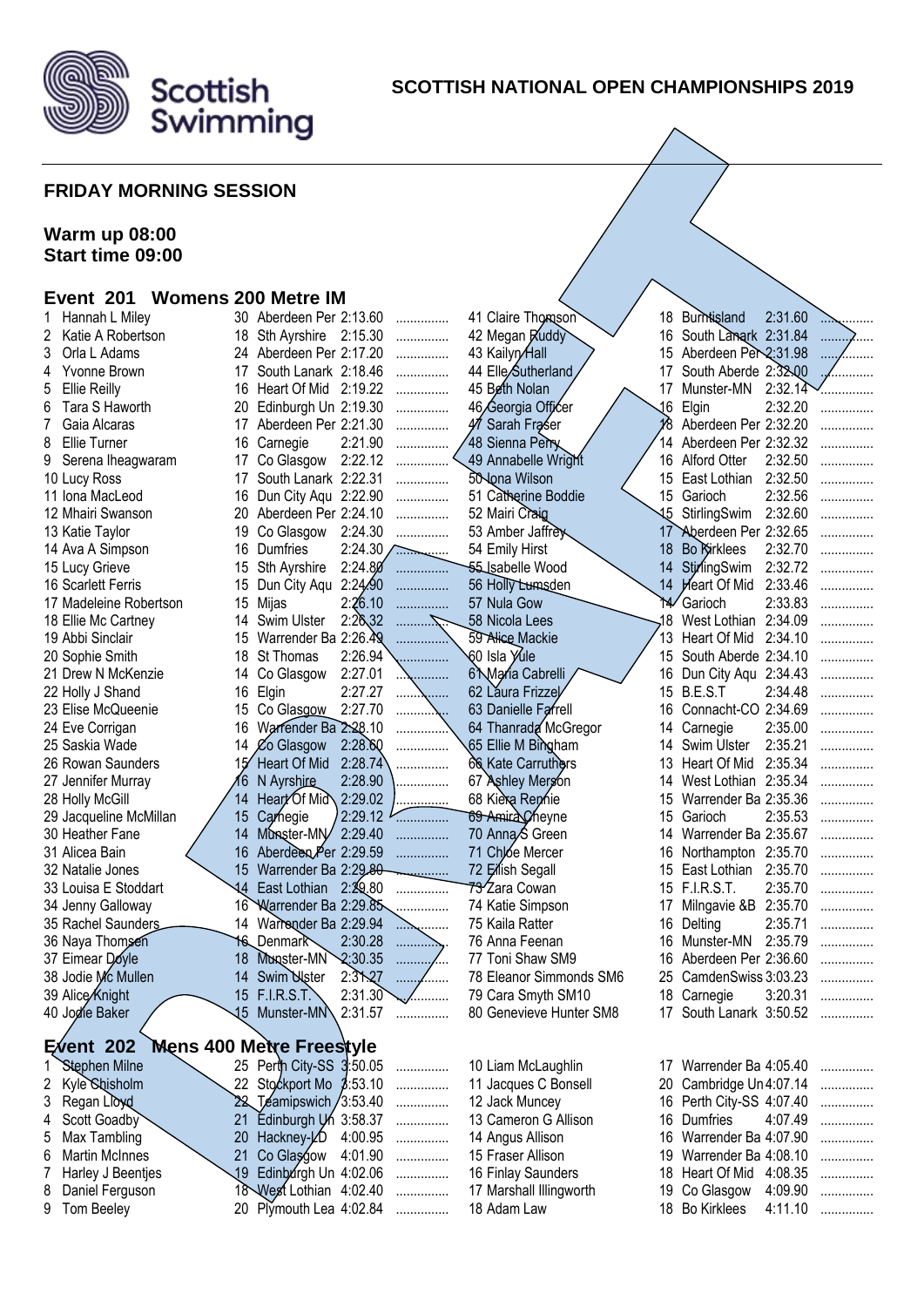# SCOTTISH NATIONAL OPEN CHAMPIONSHIPS 2019

## FRIDAY MORNING SESSION

**Warm up 08:00**
**Start time 09:00**

### Event 201 Womens 200 Metre IM

| Lane | Name | Age | Club | Entry Time | Time |
|---|---|---|---|---|---|
| 1 | Hannah L Miley | 30 | Aberdeen Per | 2:13.60 | ............... |
| 2 | Katie A Robertson | 18 | Sth Ayrshire | 2:15.30 | ............... |
| 3 | Orla L Adams | 24 | Aberdeen Per | 2:17.20 | ............... |
| 4 | Yvonne Brown | 17 | South Lanark | 2:18.46 | ............... |
| 5 | Ellie Reilly | 16 | Heart Of Mid | 2:19.22 | ............... |
| 6 | Tara S Haworth | 20 | Edinburgh Un | 2:19.30 | ............... |
| 7 | Gaia Alcaras | 17 | Aberdeen Per | 2:21.30 | ............... |
| 8 | Ellie Turner | 16 | Carnegie | 2:21.90 | ............... |
| 9 | Serena Iheagwaram | 17 | Co Glasgow | 2:22.12 | ............... |
| 10 | Lucy Ross | 17 | South Lanark | 2:22.31 | ............... |
| 11 | Iona MacLeod | 16 | Dun City Aqu | 2:22.90 | ............... |
| 12 | Mhairi Swanson | 20 | Aberdeen Per | 2:24.10 | ............... |
| 13 | Katie Taylor | 19 | Co Glasgow | 2:24.30 | ............... |
| 14 | Ava A Simpson | 16 | Dumfries | 2:24.30 | ............... |
| 15 | Lucy Grieve | 15 | Sth Ayrshire | 2:24.80 | ............... |
| 16 | Scarlett Ferris | 15 | Dun City Aqu | 2:24.90 | ............... |
| 17 | Madeleine Robertson | 15 | Mijas | 2:26.10 | ............... |
| 18 | Ellie Mc Cartney | 14 | Swim Ulster | 2:26.32 | ............... |
| 19 | Abbi Sinclair | 15 | Warrender Ba | 2:26.49 | ............... |
| 20 | Sophie Smith | 18 | St Thomas | 2:26.94 | ............... |
| 21 | Drew N McKenzie | 14 | Co Glasgow | 2:27.01 | ............... |
| 22 | Holly J Shand | 16 | Elgin | 2:27.27 | ............... |
| 23 | Elise McQueenie | 15 | Co Glasgow | 2:27.70 | ............... |
| 24 | Eve Corrigan | 16 | Warrender Ba | 2:28.10 | ............... |
| 25 | Saskia Wade | 14 | Co Glasgow | 2:28.60 | ............... |
| 26 | Rowan Saunders | 15 | Heart Of Mid | 2:28.74 | ............... |
| 27 | Jennifer Murray | 16 | N Ayrshire | 2:28.90 | ............... |
| 28 | Holly McGill | 14 | Heart Of Mid | 2:29.02 | ............... |
| 29 | Jacqueline McMillan | 15 | Carnegie | 2:29.12 | ............... |
| 30 | Heather Fane | 14 | Munster-MN | 2:29.40 | ............... |
| 31 | Alicea Bain | 16 | Aberdeen Per | 2:29.59 | ............... |
| 32 | Natalie Jones | 15 | Warrender Ba | 2:29.80 | ............... |
| 33 | Louisa E Stoddart | 14 | East Lothian | 2:29.80 | ............... |
| 34 | Jenny Galloway | 16 | Warrender Ba | 2:29.85 | ............... |
| 35 | Rachel Saunders | 14 | Warrender Ba | 2:29.94 | ............... |
| 36 | Naya Thomsen | 16 | Denmark | 2:30.28 | ............... |
| 37 | Eimear Doyle | 18 | Munster-MN | 2:30.35 | ............... |
| 38 | Jodie Mc Mullen | 14 | Swim Ulster | 2:31.27 | ............... |
| 39 | Alice Knight | 15 | F.I.R.S.T. | 2:31.30 | ............... |
| 40 | Jodie Baker | 15 | Munster-MN | 2:31.57 | ............... |
| 41 | Claire Thomson | 18 | Burntisland | 2:31.60 | ............... |
| 42 | Megan Ruddy | 16 | South Lanark | 2:31.84 | ............... |
| 43 | Kailyn Hall | 15 | Aberdeen Per | 2:31.98 | ............... |
| 44 | Elle Sutherland | 17 | South Aberde | 2:32.00 | ............... |
| 45 | Beth Nolan | 17 | Munster-MN | 2:32.14 | ............... |
| 46 | Georgia Officer | 16 | Elgin | 2:32.20 | ............... |
| 47 | Sarah Fraser | 18 | Aberdeen Per | 2:32.20 | ............... |
| 48 | Sienna Perry | 14 | Aberdeen Per | 2:32.32 | ............... |
| 49 | Annabelle Wright | 16 | Alford Otter | 2:32.50 | ............... |
| 50 | Iona Wilson | 15 | East Lothian | 2:32.50 | ............... |
| 51 | Catherine Boddie | 15 | Garioch | 2:32.56 | ............... |
| 52 | Mairi Craig | 15 | StirlingSwim | 2:32.60 | ............... |
| 53 | Amber Jaffrey | 17 | Aberdeen Per | 2:32.65 | ............... |
| 54 | Emily Hirst | 18 | Bo Kirklees | 2:32.70 | ............... |
| 55 | Isabelle Wood | 14 | StirlingSwim | 2:32.72 | ............... |
| 56 | Holly Lumsden | 14 | Heart Of Mid | 2:33.46 | ............... |
| 57 | Nula Gow | 14 | Garioch | 2:33.83 | ............... |
| 58 | Nicola Lees | 18 | West Lothian | 2:34.09 | ............... |
| 59 | Alice Mackie | 13 | Heart Of Mid | 2:34.10 | ............... |
| 60 | Isla Yule | 15 | South Aberde | 2:34.10 | ............... |
| 61 | Maria Cabrelli | 16 | Dun City Aqu | 2:34.43 | ............... |
| 62 | Laura Frizzel | 15 | B.E.S.T | 2:34.48 | ............... |
| 63 | Danielle Farrell | 16 | Connacht-CO | 2:34.69 | ............... |
| 64 | Thanrada McGregor | 14 | Carnegie | 2:35.00 | ............... |
| 65 | Ellie M Bingham | 14 | Swim Ulster | 2:35.21 | ............... |
| 66 | Kate Carruthers | 13 | Heart Of Mid | 2:35.34 | ............... |
| 67 | Ashley Merson | 14 | West Lothian | 2:35.34 | ............... |
| 68 | Kiera Rennie | 15 | Warrender Ba | 2:35.36 | ............... |
| 69 | Amira Cheyne | 15 | Garioch | 2:35.53 | ............... |
| 70 | Anna S Green | 14 | Warrender Ba | 2:35.67 | ............... |
| 71 | Chloe Mercer | 16 | Northampton | 2:35.70 | ............... |
| 72 | Eilish Segall | 15 | East Lothian | 2:35.70 | ............... |
| 73 | Zara Cowan | 15 | F.I.R.S.T. | 2:35.70 | ............... |
| 74 | Katie Simpson | 17 | Milngavie &B | 2:35.70 | ............... |
| 75 | Kaila Ratter | 16 | Delting | 2:35.71 | ............... |
| 76 | Anna Feenan | 16 | Munster-MN | 2:35.79 | ............... |
| 77 | Toni Shaw SM9 | 16 | Aberdeen Per | 2:36.60 | ............... |
| 78 | Eleanor Simmonds SM6 | 25 | CamdenSwiss | 3:03.23 | ............... |
| 79 | Cara Smyth SM10 | 18 | Carnegie | 3:20.31 | ............... |
| 80 | Genevieve Hunter SM8 | 17 | South Lanark | 3:50.52 | ............... |

### Event 202 Mens 400 Metre Freestyle

| Lane | Name | Age | Club | Entry Time | Time |
|---|---|---|---|---|---|
| 1 | Stephen Milne | 25 | Perth City-SS | 3:50.05 | ............... |
| 2 | Kyle Chisholm | 22 | Stockport Mo | 3:53.10 | ............... |
| 3 | Regan Lloyd | 22 | Teamipswich | 3:53.40 | ............... |
| 4 | Scott Goadby | 21 | Edinburgh Un | 3:58.37 | ............... |
| 5 | Max Tambling | 20 | Hackney-LD | 4:00.95 | ............... |
| 6 | Martin McInnes | 21 | Co Glasgow | 4:01.90 | ............... |
| 7 | Harley J Beentjes | 19 | Edinburgh Un | 4:02.06 | ............... |
| 8 | Daniel Ferguson | 18 | West Lothian | 4:02.40 | ............... |
| 9 | Tom Beeley | 20 | Plymouth Lea | 4:02.84 | ............... |
| 10 | Liam McLaughlin | 17 | Warrender Ba | 4:05.40 | ............... |
| 11 | Jacques C Bonsell | 20 | Cambridge Un | 4:07.14 | ............... |
| 12 | Jack Muncey | 16 | Perth City-SS | 4:07.40 | ............... |
| 13 | Cameron G Allison | 16 | Dumfries | 4:07.49 | ............... |
| 14 | Angus Allison | 16 | Warrender Ba | 4:07.90 | ............... |
| 15 | Fraser Allison | 19 | Warrender Ba | 4:08.10 | ............... |
| 16 | Finlay Saunders | 18 | Heart Of Mid | 4:08.35 | ............... |
| 17 | Marshall Illingworth | 19 | Co Glasgow | 4:09.90 | ............... |
| 18 | Adam Law | 18 | Bo Kirklees | 4:11.10 | ............... |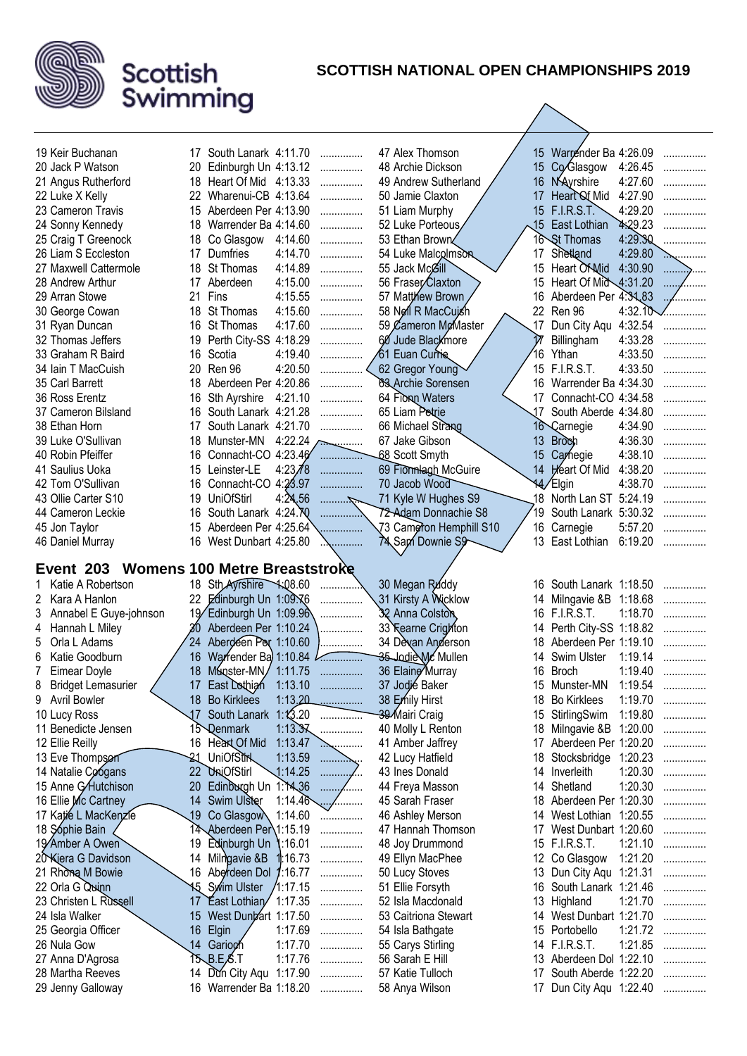## SCOTTISH NATIONAL OPEN CHAMPIONSHIPS 2019

| Place | Name | Age | Club | Time | |
|---|---|---|---|---|---|
| 19 | Keir Buchanan | 17 | South Lanark | 4:11.70 | ............... |
| 20 | Jack P Watson | 20 | Edinburgh Un | 4:13.12 | ............... |
| 21 | Angus Rutherford | 18 | Heart Of Mid | 4:13.33 | ............... |
| 22 | Luke X Kelly | 22 | Wharenui-CB | 4:13.64 | ............... |
| 23 | Cameron Travis | 15 | Aberdeen Per | 4:13.90 | ............... |
| 24 | Sonny Kennedy | 18 | Warrender Ba | 4:14.60 | ............... |
| 25 | Craig T Greenock | 18 | Co Glasgow | 4:14.60 | ............... |
| 26 | Liam S Eccleston | 17 | Dumfries | 4:14.70 | ............... |
| 27 | Maxwell Cattermole | 18 | St Thomas | 4:14.89 | ............... |
| 28 | Andrew Arthur | 17 | Aberdeen | 4:15.00 | ............... |
| 29 | Arran Stowe | 21 | Fins | 4:15.55 | ............... |
| 30 | George Cowan | 18 | St Thomas | 4:15.60 | ............... |
| 31 | Ryan Duncan | 16 | St Thomas | 4:17.60 | ............... |
| 32 | Thomas Jeffers | 19 | Perth City-SS | 4:18.29 | ............... |
| 33 | Graham R Baird | 16 | Scotia | 4:19.40 | ............... |
| 34 | Iain T MacCuish | 20 | Ren 96 | 4:20.50 | ............... |
| 35 | Carl Barrett | 18 | Aberdeen Per | 4:20.86 | ............... |
| 36 | Ross Erentz | 16 | Sth Ayrshire | 4:21.10 | ............... |
| 37 | Cameron Bilsland | 16 | South Lanark | 4:21.28 | ............... |
| 38 | Ethan Horn | 17 | South Lanark | 4:21.70 | ............... |
| 39 | Luke O'Sullivan | 18 | Munster-MN | 4:22.24 | ............... |
| 40 | Robin Pfeiffer | 16 | Connacht-CO | 4:23.46 | ............... |
| 41 | Saulius Uoka | 15 | Leinster-LE | 4:23.78 | ............... |
| 42 | Tom O'Sullivan | 16 | Connacht-CO | 4:23.97 | ............... |
| 43 | Ollie Carter S10 | 19 | UniOfStirl | 4:24.56 | ............... |
| 44 | Cameron Leckie | 16 | South Lanark | 4:24.70 | ............... |
| 45 | Jon Taylor | 15 | Aberdeen Per | 4:25.64 | ............... |
| 46 | Daniel Murray | 16 | West Dunbart | 4:25.80 | ............... |
| 47 | Alex Thomson | 15 | Warrender Ba | 4:26.09 | ............... |
| 48 | Archie Dickson | 15 | Co Glasgow | 4:26.45 | ............... |
| 49 | Andrew Sutherland | 16 | N Ayrshire | 4:27.60 | ............... |
| 50 | Jamie Claxton | 17 | Heart Of Mid | 4:27.90 | ............... |
| 51 | Liam Murphy | 15 | F.I.R.S.T. | 4:29.20 | ............... |
| 52 | Luke Porteous | 15 | East Lothian | 4:29.23 | ............... |
| 53 | Ethan Brown | 16 | St Thomas | 4:29.30 | ............... |
| 54 | Luke Malcolmson | 17 | Shetland | 4:29.80 | ............... |
| 55 | Jack McGill | 15 | Heart Of Mid | 4:30.90 | ............... |
| 56 | Fraser Claxton | 15 | Heart Of Mid | 4:31.20 | ............... |
| 57 | Matthew Brown | 16 | Aberdeen Per | 4:31.83 | ............... |
| 58 | Neil R MacCuish | 22 | Ren 96 | 4:32.10 | ............... |
| 59 | Cameron McMaster | 17 | Dun City Aqu | 4:32.54 | ............... |
| 60 | Jude Blackmore | 17 | Billingham | 4:33.28 | ............... |
| 61 | Euan Currie | 16 | Ythan | 4:33.50 | ............... |
| 62 | Gregor Young | 15 | F.I.R.S.T. | 4:33.50 | ............... |
| 63 | Archie Sorensen | 16 | Warrender Ba | 4:34.30 | ............... |
| 64 | Fionn Waters | 17 | Connacht-CO | 4:34.58 | ............... |
| 65 | Liam Petrie | 17 | South Aberde | 4:34.80 | ............... |
| 66 | Michael Strang | 16 | Carnegie | 4:34.90 | ............... |
| 67 | Jake Gibson | 13 | Broch | 4:36.30 | ............... |
| 68 | Scott Smyth | 15 | Carnegie | 4:38.10 | ............... |
| 69 | Fionnlagh McGuire | 14 | Heart Of Mid | 4:38.20 | ............... |
| 70 | Jacob Wood | 14 | Elgin | 4:38.70 | ............... |
| 71 | Kyle W Hughes S9 | 18 | North Lan ST | 5:24.19 | ............... |
| 72 | Adam Donnachie S8 | 19 | South Lanark | 5:30.32 | ............... |
| 73 | Cameron Hemphill S10 | 16 | Carnegie | 5:57.20 | ............... |
| 74 | Sam Downie S9 | 13 | East Lothian | 6:19.20 | ............... |

### Event 203 Womens 100 Metre Breaststroke

| Place | Name | Age | Club | Time | |
|---|---|---|---|---|---|
| 1 | Katie A Robertson | 18 | Sth Ayrshire | 1:08.60 | ............... |
| 2 | Kara A Hanlon | 22 | Edinburgh Un | 1:09.76 | ............... |
| 3 | Annabel E Guye-johnson | 19 | Edinburgh Un | 1:09.96 | ............... |
| 4 | Hannah L Miley | 30 | Aberdeen Per | 1:10.24 | ............... |
| 5 | Orla L Adams | 24 | Aberdeen Per | 1:10.60 | ............... |
| 6 | Katie Goodburn | 16 | Warrender Ba | 1:10.84 | ............... |
| 7 | Eimear Doyle | 18 | Munster-MN | 1:11.75 | ............... |
| 8 | Bridget Lemasurier | 17 | East Lothian | 1:13.10 | ............... |
| 9 | Avril Bowler | 18 | Bo Kirklees | 1:13.20 | ............... |
| 10 | Lucy Ross | 17 | South Lanark | 1:13.20 | ............... |
| 11 | Benedicte Jensen | 15 | Denmark | 1:13.37 | ............... |
| 12 | Ellie Reilly | 16 | Heart Of Mid | 1:13.47 | ............... |
| 13 | Eve Thompson | 21 | UniOfStirl | 1:13.59 | ............... |
| 14 | Natalie Coogans | 22 | UniOfStirl | 1:14.25 | ............... |
| 15 | Anne G Hutchison | 20 | Edinburgh Un | 1:14.36 | ............... |
| 16 | Ellie Mc Cartney | 14 | Swim Ulster | 1:14.46 | ............... |
| 17 | Katie L MacKenzie | 19 | Co Glasgow | 1:14.60 | ............... |
| 18 | Sophie Bain | 14 | Aberdeen Per | 1:15.19 | ............... |
| 19 | Amber A Owen | 19 | Edinburgh Un | 1:16.01 | ............... |
| 20 | Kiera G Davidson | 14 | Milngavie &B | 1:16.73 | ............... |
| 21 | Rhona M Bowie | 16 | Aberdeen Dol | 1:16.77 | ............... |
| 22 | Orla G Quinn | 15 | Swim Ulster | 1:17.15 | ............... |
| 23 | Christen L Russell | 17 | East Lothian | 1:17.35 | ............... |
| 24 | Isla Walker | 15 | West Dunbart | 1:17.50 | ............... |
| 25 | Georgia Officer | 16 | Elgin | 1:17.69 | ............... |
| 26 | Nula Gow | 14 | Garioch | 1:17.70 | ............... |
| 27 | Anna D'Agrosa | 15 | B.E.S.T | 1:17.76 | ............... |
| 28 | Martha Reeves | 14 | Dun City Aqu | 1:17.90 | ............... |
| 29 | Jenny Galloway | 16 | Warrender Ba | 1:18.20 | ............... |
| 30 | Megan Ruddy | 16 | South Lanark | 1:18.50 | ............... |
| 31 | Kirsty A Wicklow | 14 | Milngavie &B | 1:18.68 | ............... |
| 32 | Anna Colston | 16 | F.I.R.S.T. | 1:18.70 | ............... |
| 33 | Fearne Crighton | 14 | Perth City-SS | 1:18.82 | ............... |
| 34 | Devan Anderson | 18 | Aberdeen Per | 1:19.10 | ............... |
| 35 | Jodie Mc Mullen | 14 | Swim Ulster | 1:19.14 | ............... |
| 36 | Elaine Murray | 16 | Broch | 1:19.40 | ............... |
| 37 | Jodie Baker | 15 | Munster-MN | 1:19.54 | ............... |
| 38 | Emily Hirst | 18 | Bo Kirklees | 1:19.70 | ............... |
| 39 | Mairi Craig | 15 | StirlingSwim | 1:19.80 | ............... |
| 40 | Molly L Renton | 18 | Milngavie &B | 1:20.00 | ............... |
| 41 | Amber Jaffrey | 17 | Aberdeen Per | 1:20.20 | ............... |
| 42 | Lucy Hatfield | 18 | Stocksbridge | 1:20.23 | ............... |
| 43 | Ines Donald | 14 | Inverleith | 1:20.30 | ............... |
| 44 | Freya Masson | 14 | Shetland | 1:20.30 | ............... |
| 45 | Sarah Fraser | 18 | Aberdeen Per | 1:20.30 | ............... |
| 46 | Ashley Merson | 14 | West Lothian | 1:20.55 | ............... |
| 47 | Hannah Thomson | 17 | West Dunbart | 1:20.60 | ............... |
| 48 | Joy Drummond | 15 | F.I.R.S.T. | 1:21.10 | ............... |
| 49 | Ellyn MacPhee | 12 | Co Glasgow | 1:21.20 | ............... |
| 50 | Lucy Stoves | 13 | Dun City Aqu | 1:21.31 | ............... |
| 51 | Ellie Forsyth | 16 | South Lanark | 1:21.46 | ............... |
| 52 | Isla Macdonald | 13 | Highland | 1:21.70 | ............... |
| 53 | Caitriona Stewart | 14 | West Dunbart | 1:21.70 | ............... |
| 54 | Isla Bathgate | 15 | Portobello | 1:21.72 | ............... |
| 55 | Carys Stirling | 14 | F.I.R.S.T. | 1:21.85 | ............... |
| 56 | Sarah E Hill | 13 | Aberdeen Dol | 1:22.10 | ............... |
| 57 | Katie Tulloch | 17 | South Aberde | 1:22.20 | ............... |
| 58 | Anya Wilson | 17 | Dun City Aqu | 1:22.40 | ............... |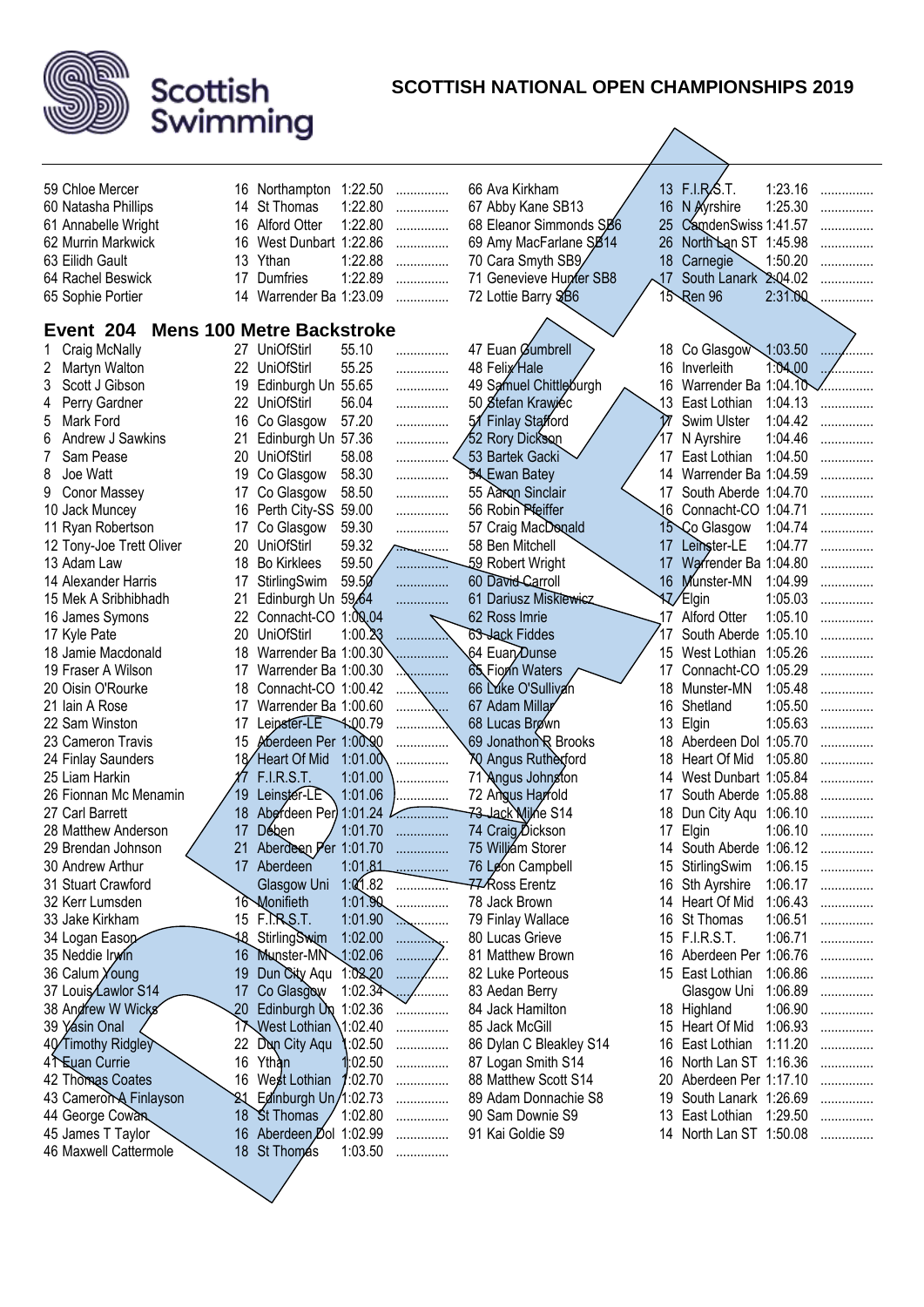# SCOTTISH NATIONAL OPEN CHAMPIONSHIPS 2019

| Place | Name | Age | Club | Time |
|---|---|---|---|---|
| 59 | Chloe Mercer | 16 | Northampton | 1:22.50 |
| 60 | Natasha Phillips | 14 | St Thomas | 1:22.80 |
| 61 | Annabelle Wright | 16 | Alford Otter | 1:22.80 |
| 62 | Murrin Markwick | 16 | West Dunbart | 1:22.86 |
| 63 | Eilidh Gault | 13 | Ythan | 1:22.88 |
| 64 | Rachel Beswick | 17 | Dumfries | 1:22.89 |
| 65 | Sophie Portier | 14 | Warrender Ba | 1:23.09 |
| 66 | Ava Kirkham | 13 | F.I.R.S.T. | 1:23.16 |
| 67 | Abby Kane SB13 | 16 | N Ayrshire | 1:25.30 |
| 68 | Eleanor Simmonds SB6 | 25 | CamdenSwiss | 1:41.57 |
| 69 | Amy MacFarlane SB14 | 26 | North Lan ST | 1:45.98 |
| 70 | Cara Smyth SB9 | 18 | Carnegie | 1:50.20 |
| 71 | Genevieve Hunter SB8 | 17 | South Lanark | 2:04.02 |
| 72 | Lottie Barry SB6 | 15 | Ren 96 | 2:31.00 |

## Event 204 Mens 100 Metre Backstroke

| Place | Name | Age | Club | Time |
|---|---|---|---|---|
| 1 | Craig McNally | 27 | UniOfStirl | 55.10 |
| 2 | Martyn Walton | 22 | UniOfStirl | 55.25 |
| 3 | Scott J Gibson | 19 | Edinburgh Un | 55.65 |
| 4 | Perry Gardner | 22 | UniOfStirl | 56.04 |
| 5 | Mark Ford | 16 | Co Glasgow | 57.20 |
| 6 | Andrew J Sawkins | 21 | Edinburgh Un | 57.36 |
| 7 | Sam Pease | 20 | UniOfStirl | 58.08 |
| 8 | Joe Watt | 19 | Co Glasgow | 58.30 |
| 9 | Conor Massey | 17 | Co Glasgow | 58.50 |
| 10 | Jack Muncey | 16 | Perth City-SS | 59.00 |
| 11 | Ryan Robertson | 17 | Co Glasgow | 59.30 |
| 12 | Tony-Joe Trett Oliver | 20 | UniOfStirl | 59.32 |
| 13 | Adam Law | 18 | Bo Kirklees | 59.50 |
| 14 | Alexander Harris | 17 | StirlingSwim | 59.50 |
| 15 | Mek A Sribhibhadh | 21 | Edinburgh Un | 59.64 |
| 16 | James Symons | 22 | Connacht-CO | 1:00.04 |
| 17 | Kyle Pate | 20 | UniOfStirl | 1:00.23 |
| 18 | Jamie Macdonald | 18 | Warrender Ba | 1:00.30 |
| 19 | Fraser A Wilson | 17 | Warrender Ba | 1:00.30 |
| 20 | Oisin O'Rourke | 18 | Connacht-CO | 1:00.42 |
| 21 | Iain A Rose | 17 | Warrender Ba | 1:00.60 |
| 22 | Sam Winston | 17 | Leinster-LE | 1:00.79 |
| 23 | Cameron Travis | 15 | Aberdeen Per | 1:00.90 |
| 24 | Finlay Saunders | 18 | Heart Of Mid | 1:01.00 |
| 25 | Liam Harkin | 17 | F.I.R.S.T. | 1:01.00 |
| 26 | Fionnan Mc Menamin | 19 | Leinster-LE | 1:01.06 |
| 27 | Carl Barrett | 18 | Aberdeen Per | 1:01.24 |
| 28 | Matthew Anderson | 17 | Deben | 1:01.70 |
| 29 | Brendan Johnson | 21 | Aberdeen Per | 1:01.70 |
| 30 | Andrew Arthur | 17 | Aberdeen | 1:01.81 |
| 31 | Stuart Crawford | | Glasgow Uni | 1:01.82 |
| 32 | Kerr Lumsden | 16 | Monifieth | 1:01.90 |
| 33 | Jake Kirkham | 15 | F.I.R.S.T. | 1:01.90 |
| 34 | Logan Eason | 18 | StirlingSwim | 1:02.00 |
| 35 | Neddie Irwin | 16 | Munster-MN | 1:02.06 |
| 36 | Calum Young | 19 | Dun City Aqu | 1:02.20 |
| 37 | Louis Lawlor S14 | 17 | Co Glasgow | 1:02.34 |
| 38 | Andrew W Wicks | 20 | Edinburgh Un | 1:02.36 |
| 39 | Yasin Onal | 17 | West Lothian | 1:02.40 |
| 40 | Timothy Ridgley | 22 | Dun City Aqu | 1:02.50 |
| 41 | Euan Currie | 16 | Ythan | 1:02.50 |
| 42 | Thomas Coates | 16 | West Lothian | 1:02.70 |
| 43 | Cameron A Finlayson | 21 | Edinburgh Un | 1:02.73 |
| 44 | George Cowan | 18 | St Thomas | 1:02.80 |
| 45 | James T Taylor | 16 | Aberdeen Dol | 1:02.99 |
| 46 | Maxwell Cattermole | 18 | St Thomas | 1:03.50 |
| 47 | Euan Gumbrell | 18 | Co Glasgow | 1:03.50 |
| 48 | Felix Hale | 16 | Inverleith | 1:04.00 |
| 49 | Samuel Chittleburgh | 16 | Warrender Ba | 1:04.10 |
| 50 | Stefan Krawiec | 13 | East Lothian | 1:04.13 |
| 51 | Finlay Stafford | 17 | Swim Ulster | 1:04.42 |
| 52 | Rory Dickson | 17 | N Ayrshire | 1:04.46 |
| 53 | Bartek Gacki | 17 | East Lothian | 1:04.50 |
| 54 | Ewan Batey | 14 | Warrender Ba | 1:04.59 |
| 55 | Aaron Sinclair | 17 | South Aberde | 1:04.70 |
| 56 | Robin Pfeiffer | 16 | Connacht-CO | 1:04.71 |
| 57 | Craig MacDonald | 15 | Co Glasgow | 1:04.74 |
| 58 | Ben Mitchell | 17 | Leinster-LE | 1:04.77 |
| 59 | Robert Wright | 17 | Warrender Ba | 1:04.80 |
| 60 | David Carroll | 16 | Munster-MN | 1:04.99 |
| 61 | Dariusz Miskiewicz | 17 | Elgin | 1:05.03 |
| 62 | Ross Imrie | 17 | Alford Otter | 1:05.10 |
| 63 | Jack Fiddes | 17 | South Aberde | 1:05.10 |
| 64 | Euan Dunse | 15 | West Lothian | 1:05.26 |
| 65 | Fionn Waters | 17 | Connacht-CO | 1:05.29 |
| 66 | Luke O'Sullivan | 18 | Munster-MN | 1:05.48 |
| 67 | Adam Millar | 16 | Shetland | 1:05.50 |
| 68 | Lucas Brown | 13 | Elgin | 1:05.63 |
| 69 | Jonathon R Brooks | 18 | Aberdeen Dol | 1:05.70 |
| 70 | Angus Rutherford | 18 | Heart Of Mid | 1:05.80 |
| 71 | Angus Johnston | 14 | West Dunbart | 1:05.84 |
| 72 | Angus Harrold | 17 | South Aberde | 1:05.88 |
| 73 | Jack Milne S14 | 18 | Dun City Aqu | 1:06.10 |
| 74 | Craig Dickson | 17 | Elgin | 1:06.10 |
| 75 | William Storer | 14 | South Aberde | 1:06.12 |
| 76 | Leon Campbell | 15 | StirlingSwim | 1:06.15 |
| 77 | Ross Erentz | 16 | Sth Ayrshire | 1:06.17 |
| 78 | Jack Brown | 14 | Heart Of Mid | 1:06.43 |
| 79 | Finlay Wallace | 16 | St Thomas | 1:06.51 |
| 80 | Lucas Grieve | 15 | F.I.R.S.T. | 1:06.71 |
| 81 | Matthew Brown | 16 | Aberdeen Per | 1:06.76 |
| 82 | Luke Porteous | 15 | East Lothian | 1:06.86 |
| 83 | Aedan Berry | | Glasgow Uni | 1:06.89 |
| 84 | Jack Hamilton | 18 | Highland | 1:06.90 |
| 85 | Jack McGill | 15 | Heart Of Mid | 1:06.93 |
| 86 | Dylan C Bleakley S14 | 16 | East Lothian | 1:11.20 |
| 87 | Logan Smith S14 | 16 | North Lan ST | 1:16.36 |
| 88 | Matthew Scott S14 | 20 | Aberdeen Per | 1:17.10 |
| 89 | Adam Donnachie S8 | 19 | South Lanark | 1:26.69 |
| 90 | Sam Downie S9 | 13 | East Lothian | 1:29.50 |
| 91 | Kai Goldie S9 | 14 | North Lan ST | 1:50.08 |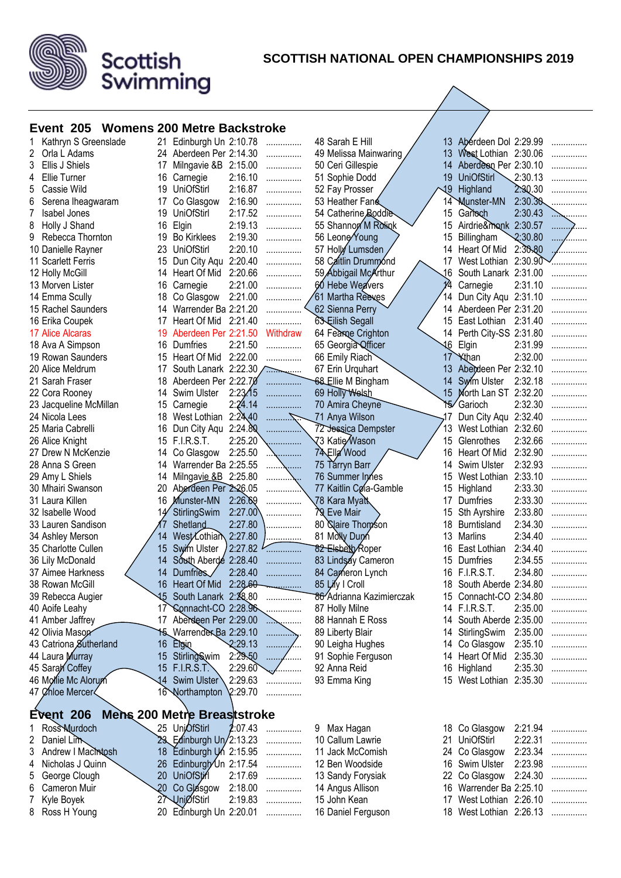# Scottish Swimming

## SCOTTISH NATIONAL OPEN CHAMPIONSHIPS 2019

### Event 205 Womens 200 Metre Backstroke

| Pos | Name | Age | Club | Time | |
|---|---|---|---|---|---|
| 1 | Kathryn S Greenslade | 21 | Edinburgh Un | 2:10.78 | ............... |
| 2 | Orla L Adams | 24 | Aberdeen Per | 2:14.30 | ............... |
| 3 | Ellis J Shiels | 17 | Milngavie &B | 2:15.00 | ............... |
| 4 | Ellie Turner | 16 | Carnegie | 2:16.10 | ............... |
| 5 | Cassie Wild | 19 | UniOfStirl | 2:16.87 | ............... |
| 6 | Serena Iheagwaram | 17 | Co Glasgow | 2:16.90 | ............... |
| 7 | Isabel Jones | 19 | UniOfStirl | 2:17.52 | ............... |
| 8 | Holly J Shand | 16 | Elgin | 2:19.13 | ............... |
| 9 | Rebecca Thornton | 19 | Bo Kirklees | 2:19.30 | ............... |
| 10 | Danielle Rayner | 23 | UniOfStirl | 2:20.10 | ............... |
| 11 | Scarlett Ferris | 15 | Dun City Aqu | 2:20.40 | ............... |
| 12 | Holly McGill | 14 | Heart Of Mid | 2:20.66 | ............... |
| 13 | Morven Lister | 16 | Carnegie | 2:21.00 | ............... |
| 14 | Emma Scully | 18 | Co Glasgow | 2:21.00 | ............... |
| 15 | Rachel Saunders | 14 | Warrender Ba | 2:21.20 | ............... |
| 16 | Erika Coupek | 17 | Heart Of Mid | 2:21.40 | ............... |
| 17 | Alice Alcaras | 19 | Aberdeen Per | 2:21.50 | Withdraw |
| 18 | Ava A Simpson | 16 | Dumfries | 2:21.50 | ............... |
| 19 | Rowan Saunders | 15 | Heart Of Mid | 2:22.00 | ............... |
| 20 | Alice Meldrum | 17 | South Lanark | 2:22.30 | ............... |
| 21 | Sarah Fraser | 18 | Aberdeen Per | 2:22.70 | ............... |
| 22 | Cora Rooney | 14 | Swim Ulster | 2:23.15 | ............... |
| 23 | Jacqueline McMillan | 15 | Carnegie | 2:24.14 | ............... |
| 24 | Nicola Lees | 18 | West Lothian | 2:24.40 | ............... |
| 25 | Maria Cabrelli | 16 | Dun City Aqu | 2:24.80 | ............... |
| 26 | Alice Knight | 15 | F.I.R.S.T. | 2:25.20 | ............... |
| 27 | Drew N McKenzie | 14 | Co Glasgow | 2:25.50 | ............... |
| 28 | Anna S Green | 14 | Warrender Ba | 2:25.55 | ............... |
| 29 | Amy L Shiels | 14 | Milngavie &B | 2:25.80 | ............... |
| 30 | Mhairi Swanson | 20 | Aberdeen Per | 2:26.05 | ............... |
| 31 | Laura Killen | 16 | Munster-MN | 2:26.69 | ............... |
| 32 | Isabelle Wood | 14 | StirlingSwim | 2:27.00 | ............... |
| 33 | Lauren Sandison | 17 | Shetland | 2:27.80 | ............... |
| 34 | Ashley Merson | 14 | West Lothian | 2:27.80 | ............... |
| 35 | Charlotte Cullen | 15 | Swim Ulster | 2:27.82 | ............... |
| 36 | Lily McDonald | 14 | South Aberde | 2:28.40 | ............... |
| 37 | Aimee Harkness | 14 | Dumfries | 2:28.40 | ............... |
| 38 | Rowan McGill | 16 | Heart Of Mid | 2:28.60 | ............... |
| 39 | Rebecca Augier | 15 | South Lanark | 2:28.80 | ............... |
| 40 | Aoife Leahy | 17 | Connacht-CO | 2:28.96 | ............... |
| 41 | Amber Jaffrey | 17 | Aberdeen Per | 2:29.00 | ............... |
| 42 | Olivia Mason | 15 | Warrender Ba | 2:29.10 | ............... |
| 43 | Catriona Sutherland | 16 | Elgin | 2:29.13 | ............... |
| 44 | Laura Murray | 15 | StirlingSwim | 2:29.50 | ............... |
| 45 | Sarah Coffey | 15 | F.I.R.S.T. | 2:29.60 | ............... |
| 46 | Mollie Mc Alorum | 14 | Swim Ulster | 2:29.63 | ............... |
| 47 | Chloe Mercer | 16 | Northampton | 2:29.70 | ............... |
| 48 | Sarah E Hill | 13 | Aberdeen Dol | 2:29.99 | ............... |
| 49 | Melissa Mainwaring | 13 | West Lothian | 2:30.06 | ............... |
| 50 | Ceri Gillespie | 14 | Aberdeen Per | 2:30.10 | ............... |
| 51 | Sophie Dodd | 19 | UniOfStirl | 2:30.13 | ............... |
| 52 | Fay Prosser | 19 | Highland | 2:30.30 | ............... |
| 53 | Heather Fane | 14 | Munster-MN | 2:30.38 | ............... |
| 54 | Catherine Boddie | 15 | Garioch | 2:30.43 | ............... |
| 55 | Shannon M Rolink | 15 | Airdrie&Monk | 2:30.57 | ............... |
| 56 | Leone Young | 15 | Billingham | 2:30.80 | ............... |
| 57 | Holly Lumsden | 14 | Heart Of Mid | 2:30.80 | ............... |
| 58 | Caitlin Drummond | 17 | West Lothian | 2:30.90 | ............... |
| 59 | Abbigail McArthur | 16 | South Lanark | 2:31.00 | ............... |
| 60 | Hebe Weavers | 14 | Carnegie | 2:31.10 | ............... |
| 61 | Martha Reeves | 14 | Dun City Aqu | 2:31.10 | ............... |
| 62 | Sienna Perry | 14 | Aberdeen Per | 2:31.20 | ............... |
| 63 | Eilish Segall | 15 | East Lothian | 2:31.40 | ............... |
| 64 | Fearne Crighton | 14 | Perth City-SS | 2:31.80 | ............... |
| 65 | Georgia Officer | 16 | Elgin | 2:31.99 | ............... |
| 66 | Emily Riach | 17 | Ythan | 2:32.00 | ............... |
| 67 | Erin Urquhart | 13 | Aberdeen Per | 2:32.10 | ............... |
| 68 | Ellie M Bingham | 14 | Swim Ulster | 2:32.18 | ............... |
| 69 | Holly Welsh | 15 | North Lan ST | 2:32.20 | ............... |
| 70 | Amira Cheyne | 15 | Garioch | 2:32.30 | ............... |
| 71 | Anya Wilson | 17 | Dun City Aqu | 2:32.40 | ............... |
| 72 | Jessica Dempster | 13 | West Lothian | 2:32.60 | ............... |
| 73 | Katie Wason | 15 | Glenrothes | 2:32.66 | ............... |
| 74 | Ella Wood | 16 | Heart Of Mid | 2:32.90 | ............... |
| 75 | Tarryn Barr | 14 | Swim Ulster | 2:32.93 | ............... |
| 76 | Summer Innes | 15 | West Lothian | 2:33.10 | ............... |
| 77 | Kaitlin Cola-Gamble | 15 | Highland | 2:33.30 | ............... |
| 78 | Kara Myatt | 17 | Dumfries | 2:33.30 | ............... |
| 79 | Eve Mair | 15 | Sth Ayrshire | 2:33.80 | ............... |
| 80 | Claire Thomson | 18 | Burntisland | 2:34.30 | ............... |
| 81 | Molly Dunn | 13 | Marlins | 2:34.40 | ............... |
| 82 | Elsbeth Roper | 16 | East Lothian | 2:34.40 | ............... |
| 83 | Lindsay Cameron | 15 | Dumfries | 2:34.55 | ............... |
| 84 | Cameron Lynch | 16 | F.I.R.S.T. | 2:34.80 | ............... |
| 85 | Lily I Croll | 18 | South Aberde | 2:34.80 | ............... |
| 86 | Adrianna Kazimierczak | 15 | Connacht-CO | 2:34.80 | ............... |
| 87 | Holly Milne | 14 | F.I.R.S.T. | 2:35.00 | ............... |
| 88 | Hannah E Ross | 14 | South Aberde | 2:35.00 | ............... |
| 89 | Liberty Blair | 14 | StirlingSwim | 2:35.00 | ............... |
| 90 | Leigha Hughes | 14 | Co Glasgow | 2:35.10 | ............... |
| 91 | Sophie Ferguson | 14 | Heart Of Mid | 2:35.30 | ............... |
| 92 | Anna Reid | 16 | Highland | 2:35.30 | ............... |
| 93 | Emma King | 15 | West Lothian | 2:35.30 | ............... |

### Event 206 Mens 200 Metre Breaststroke

| Pos | Name | Age | Club | Time | |
|---|---|---|---|---|---|
| 1 | Ross Murdoch | 25 | UniOfStirl | 2:07.43 | ............... |
| 2 | Daniel Lim | 23 | Edinburgh Un | 2:13.23 | ............... |
| 3 | Andrew I MacIntosh | 18 | Edinburgh Un | 2:15.95 | ............... |
| 4 | Nicholas J Quinn | 26 | Edinburgh Un | 2:17.54 | ............... |
| 5 | George Clough | 20 | UniOfStirl | 2:17.69 | ............... |
| 6 | Cameron Muir | 20 | Co Glasgow | 2:18.00 | ............... |
| 7 | Kyle Boyek | 27 | UniOfStirl | 2:19.83 | ............... |
| 8 | Ross H Young | 20 | Edinburgh Un | 2:20.01 | ............... |
| 9 | Max Hagan | 18 | Co Glasgow | 2:21.94 | ............... |
| 10 | Calum Lawrie | 21 | UniOfStirl | 2:22.31 | ............... |
| 11 | Jack McComish | 24 | Co Glasgow | 2:23.34 | ............... |
| 12 | Ben Woodside | 16 | Swim Ulster | 2:23.98 | ............... |
| 13 | Sandy Forsyiak | 22 | Co Glasgow | 2:24.30 | ............... |
| 14 | Angus Allison | 16 | Warrender Ba | 2:25.10 | ............... |
| 15 | John Kean | 17 | West Lothian | 2:26.10 | ............... |
| 16 | Daniel Ferguson | 18 | West Lothian | 2:26.13 | ............... |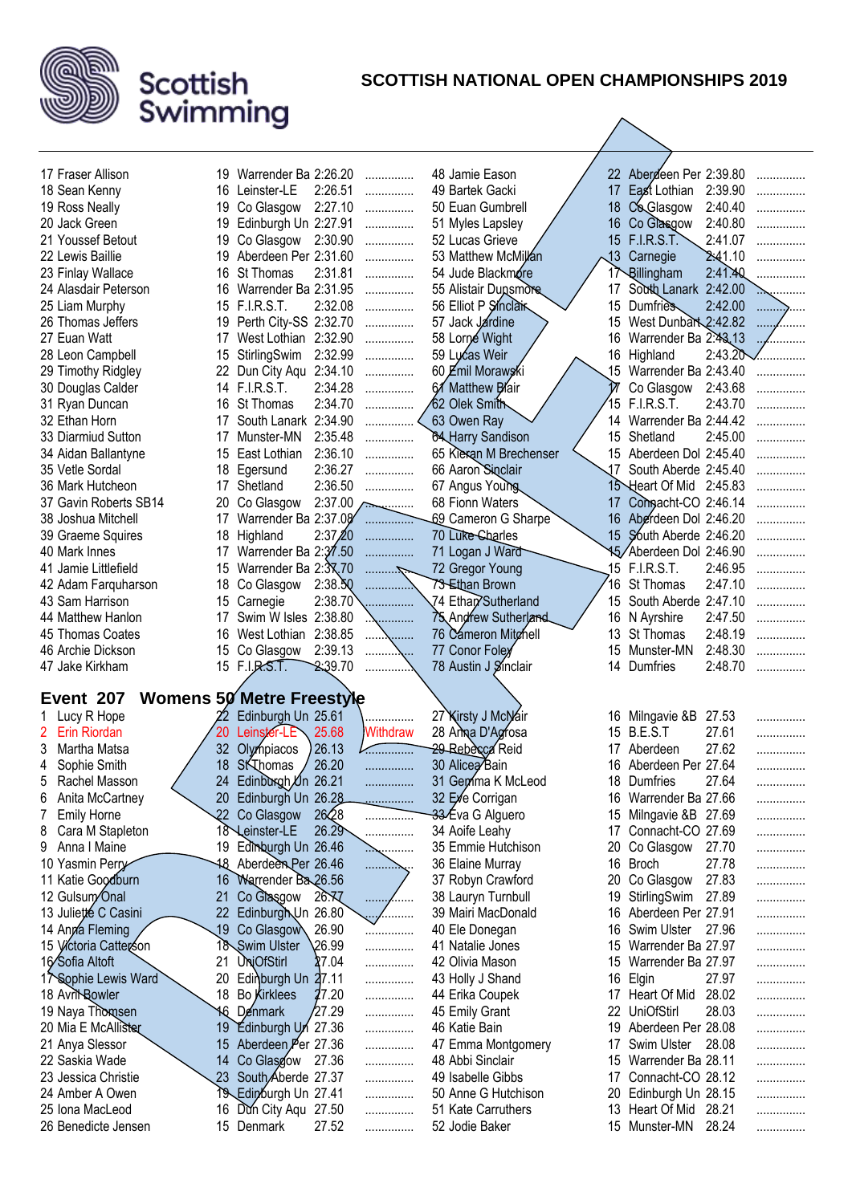**SCOTTISH NATIONAL OPEN CHAMPIONSHIPS 2019**

| Place | Name | Age | Club | Time | |
|---|---|---|---|---|---|
| 17 | Fraser Allison | 19 | Warrender Ba | 2:26.20 | ............... |
| 18 | Sean Kenny | 16 | Leinster-LE | 2:26.51 | ............... |
| 19 | Ross Neally | 19 | Co Glasgow | 2:27.10 | ............... |
| 20 | Jack Green | 19 | Edinburgh Un | 2:27.91 | ............... |
| 21 | Youssef Betout | 19 | Co Glasgow | 2:30.90 | ............... |
| 22 | Lewis Baillie | 19 | Aberdeen Per | 2:31.60 | ............... |
| 23 | Finlay Wallace | 16 | St Thomas | 2:31.81 | ............... |
| 24 | Alasdair Peterson | 16 | Warrender Ba | 2:31.95 | ............... |
| 25 | Liam Murphy | 15 | F.I.R.S.T. | 2:32.08 | ............... |
| 26 | Thomas Jeffers | 19 | Perth City-SS | 2:32.70 | ............... |
| 27 | Euan Watt | 17 | West Lothian | 2:32.90 | ............... |
| 28 | Leon Campbell | 15 | StirlingSwim | 2:32.99 | ............... |
| 29 | Timothy Ridgley | 22 | Dun City Aqu | 2:34.10 | ............... |
| 30 | Douglas Calder | 14 | F.I.R.S.T. | 2:34.28 | ............... |
| 31 | Ryan Duncan | 16 | St Thomas | 2:34.70 | ............... |
| 32 | Ethan Horn | 17 | South Lanark | 2:34.90 | ............... |
| 33 | Diarmiud Sutton | 17 | Munster-MN | 2:35.48 | ............... |
| 34 | Aidan Ballantyne | 15 | East Lothian | 2:36.10 | ............... |
| 35 | Vetle Sordal | 18 | Egersund | 2:36.27 | ............... |
| 36 | Mark Hutcheon | 17 | Shetland | 2:36.50 | ............... |
| 37 | Gavin Roberts SB14 | 20 | Co Glasgow | 2:37.00 | ............... |
| 38 | Joshua Mitchell | 17 | Warrender Ba | 2:37.08 | ............... |
| 39 | Graeme Squires | 18 | Highland | 2:37.20 | ............... |
| 40 | Mark Innes | 17 | Warrender Ba | 2:37.50 | ............... |
| 41 | Jamie Littlefield | 15 | Warrender Ba | 2:37.70 | ............... |
| 42 | Adam Farquharson | 18 | Co Glasgow | 2:38.50 | ............... |
| 43 | Sam Harrison | 15 | Carnegie | 2:38.70 | ............... |
| 44 | Matthew Hanlon | 17 | Swim W Isles | 2:38.80 | ............... |
| 45 | Thomas Coates | 16 | West Lothian | 2:38.85 | ............... |
| 46 | Archie Dickson | 15 | Co Glasgow | 2:39.13 | ............... |
| 47 | Jake Kirkham | 15 | F.I.R.S.T. | 2:39.70 | ............... |
| 48 | Jamie Eason | 22 | Aberdeen Per | 2:39.80 | ............... |
| 49 | Bartek Gacki | 17 | East Lothian | 2:39.90 | ............... |
| 50 | Euan Gumbrell | 18 | Co Glasgow | 2:40.40 | ............... |
| 51 | Myles Lapsley | 16 | Co Glasgow | 2:40.80 | ............... |
| 52 | Lucas Grieve | 15 | F.I.R.S.T. | 2:41.07 | ............... |
| 53 | Matthew McMillan | 13 | Carnegie | 2:41.10 | ............... |
| 54 | Jude Blackmore | 17 | Billingham | 2:41.40 | ............... |
| 55 | Alistair Dunsmore | 17 | South Lanark | 2:42.00 | ............... |
| 56 | Elliot P Sinclair | 15 | Dumfries | 2:42.00 | ............... |
| 57 | Jack Jardine | 15 | West Dunbart | 2:42.82 | ............... |
| 58 | Lorne Wight | 16 | Warrender Ba | 2:43.13 | ............... |
| 59 | Lucas Weir | 16 | Highland | 2:43.20 | ............... |
| 60 | Emil Morawski | 15 | Warrender Ba | 2:43.40 | ............... |
| 61 | Matthew Blair | 17 | Co Glasgow | 2:43.68 | ............... |
| 62 | Olek Smith | 15 | F.I.R.S.T. | 2:43.70 | ............... |
| 63 | Owen Ray | 14 | Warrender Ba | 2:44.42 | ............... |
| 64 | Harry Sandison | 15 | Shetland | 2:45.00 | ............... |
| 65 | Kieran M Brechenser | 15 | Aberdeen Dol | 2:45.40 | ............... |
| 66 | Aaron Sinclair | 17 | South Aberde | 2:45.40 | ............... |
| 67 | Angus Young | 15 | Heart Of Mid | 2:45.83 | ............... |
| 68 | Fionn Waters | 17 | Connacht-CO | 2:46.14 | ............... |
| 69 | Cameron G Sharpe | 16 | Aberdeen Dol | 2:46.20 | ............... |
| 70 | Luke Charles | 15 | South Aberde | 2:46.20 | ............... |
| 71 | Logan J Ward | 15 | Aberdeen Dol | 2:46.90 | ............... |
| 72 | Gregor Young | 15 | F.I.R.S.T. | 2:46.95 | ............... |
| 73 | Ethan Brown | 16 | St Thomas | 2:47.10 | ............... |
| 74 | Ethan Sutherland | 15 | South Aberde | 2:47.10 | ............... |
| 75 | Andrew Sutherland | 16 | N Ayrshire | 2:47.50 | ............... |
| 76 | Cameron Mitchell | 13 | St Thomas | 2:48.19 | ............... |
| 77 | Conor Foley | 15 | Munster-MN | 2:48.30 | ............... |
| 78 | Austin J Sinclair | 14 | Dumfries | 2:48.70 | ............... |

## Event 207 Womens 50 Metre Freestyle

| Place | Name | Age | Club | Time | |
|---|---|---|---|---|---|
| 1 | Lucy R Hope | 22 | Edinburgh Un | 25.61 | ............... |
| 2 | Erin Riordan | 20 | Leinster-LE | 25.68 | Withdraw |
| 3 | Martha Matsa | 32 | Olympiacos | 26.13 | ............... |
| 4 | Sophie Smith | 18 | St Thomas | 26.20 | ............... |
| 5 | Rachel Masson | 24 | Edinburgh Un | 26.21 | ............... |
| 6 | Anita McCartney | 20 | Edinburgh Un | 26.28 | ............... |
| 7 | Emily Horne | 22 | Co Glasgow | 26.28 | ............... |
| 8 | Cara M Stapleton | 18 | Leinster-LE | 26.29 | ............... |
| 9 | Anna I Maine | 19 | Edinburgh Un | 26.46 | ............... |
| 10 | Yasmin Perry | 18 | Aberdeen Per | 26.46 | ............... |
| 11 | Katie Goodburn | 16 | Warrender Ba | 26.56 | ............... |
| 12 | Gulsum Onal | 21 | Co Glasgow | 26.77 | ............... |
| 13 | Juliette C Casini | 22 | Edinburgh Un | 26.80 | ............... |
| 14 | Anna Fleming | 19 | Co Glasgow | 26.90 | ............... |
| 15 | Victoria Catterson | 18 | Swim Ulster | 26.99 | ............... |
| 16 | Sofia Altoft | 21 | UniOfStirl | 27.04 | ............... |
| 17 | Sophie Lewis Ward | 20 | Edinburgh Un | 27.11 | ............... |
| 18 | Avril Bowler | 18 | Bo Kirklees | 27.20 | ............... |
| 19 | Naya Thomsen | 16 | Denmark | 27.29 | ............... |
| 20 | Mia E McAllister | 19 | Edinburgh Un | 27.36 | ............... |
| 21 | Anya Slessor | 15 | Aberdeen Per | 27.36 | ............... |
| 22 | Saskia Wade | 14 | Co Glasgow | 27.36 | ............... |
| 23 | Jessica Christie | 23 | South Aberde | 27.37 | ............... |
| 24 | Amber A Owen | 19 | Edinburgh Un | 27.41 | ............... |
| 25 | Iona MacLeod | 16 | Dun City Aqu | 27.50 | ............... |
| 26 | Benedicte Jensen | 15 | Denmark | 27.52 | ............... |
| 27 | Kirsty J McNair | 16 | Milngavie &B | 27.53 | ............... |
| 28 | Anna D'Agrosa | 15 | B.E.S.T | 27.61 | ............... |
| 29 | Rebecca Reid | 17 | Aberdeen | 27.62 | ............... |
| 30 | Alicea Bain | 16 | Aberdeen Per | 27.64 | ............... |
| 31 | Gemma K McLeod | 18 | Dumfries | 27.64 | ............... |
| 32 | Eve Corrigan | 16 | Warrender Ba | 27.66 | ............... |
| 33 | Eva G Alguero | 15 | Milngavie &B | 27.69 | ............... |
| 34 | Aoife Leahy | 17 | Connacht-CO | 27.69 | ............... |
| 35 | Emmie Hutchison | 20 | Co Glasgow | 27.70 | ............... |
| 36 | Elaine Murray | 16 | Broch | 27.78 | ............... |
| 37 | Robyn Crawford | 20 | Co Glasgow | 27.83 | ............... |
| 38 | Lauryn Turnbull | 19 | StirlingSwim | 27.89 | ............... |
| 39 | Mairi MacDonald | 16 | Aberdeen Per | 27.91 | ............... |
| 40 | Ele Donegan | 16 | Swim Ulster | 27.96 | ............... |
| 41 | Natalie Jones | 15 | Warrender Ba | 27.97 | ............... |
| 42 | Olivia Mason | 15 | Warrender Ba | 27.97 | ............... |
| 43 | Holly J Shand | 16 | Elgin | 27.97 | ............... |
| 44 | Erika Coupek | 17 | Heart Of Mid | 28.02 | ............... |
| 45 | Emily Grant | 22 | UniOfStirl | 28.03 | ............... |
| 46 | Katie Bain | 19 | Aberdeen Per | 28.08 | ............... |
| 47 | Emma Montgomery | 17 | Swim Ulster | 28.08 | ............... |
| 48 | Abbi Sinclair | 15 | Warrender Ba | 28.11 | ............... |
| 49 | Isabelle Gibbs | 17 | Connacht-CO | 28.12 | ............... |
| 50 | Anne G Hutchison | 20 | Edinburgh Un | 28.15 | ............... |
| 51 | Kate Carruthers | 13 | Heart Of Mid | 28.21 | ............... |
| 52 | Jodie Baker | 15 | Munster-MN | 28.24 | ............... |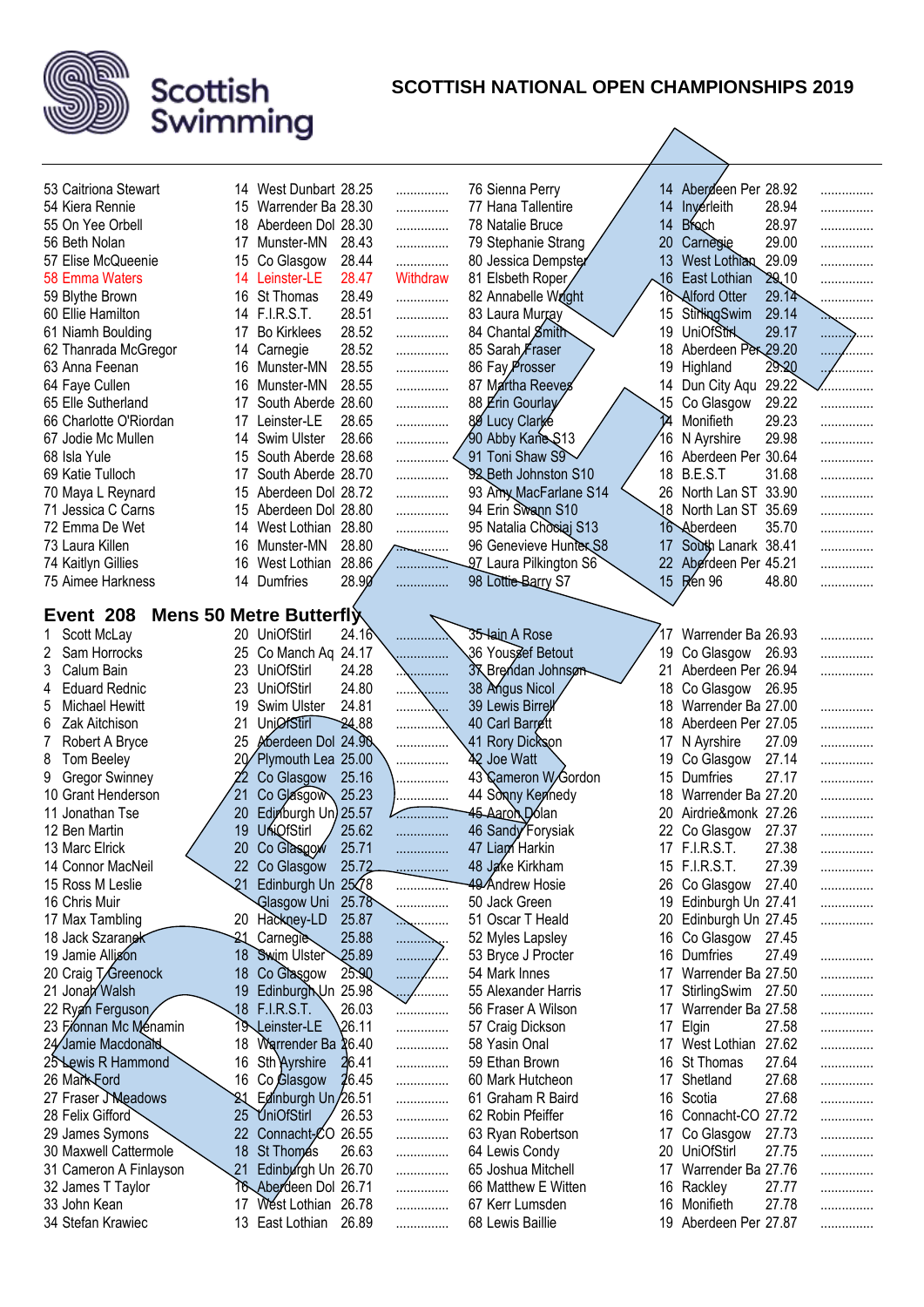# SCOTTISH NATIONAL OPEN CHAMPIONSHIPS 2019

| Place | Name | Age | Club | Time | |
|---|---|---|---|---|---|
| 53 | Caitriona Stewart | 14 | West Dunbart | 28.25 | ............... |
| 54 | Kiera Rennie | 15 | Warrender Ba | 28.30 | ............... |
| 55 | On Yee Orbell | 18 | Aberdeen Dol | 28.30 | ............... |
| 56 | Beth Nolan | 17 | Munster-MN | 28.43 | ............... |
| 57 | Elise McQueenie | 15 | Co Glasgow | 28.44 | ............... |
| 58 | Emma Waters | 14 | Leinster-LE | 28.47 | Withdraw |
| 59 | Blythe Brown | 16 | St Thomas | 28.49 | ............... |
| 60 | Ellie Hamilton | 14 | F.I.R.S.T. | 28.51 | ............... |
| 61 | Niamh Boulding | 17 | Bo Kirklees | 28.52 | ............... |
| 62 | Thanrada McGregor | 14 | Carnegie | 28.52 | ............... |
| 63 | Anna Feenan | 16 | Munster-MN | 28.55 | ............... |
| 64 | Faye Cullen | 16 | Munster-MN | 28.55 | ............... |
| 65 | Elle Sutherland | 17 | South Aberde | 28.60 | ............... |
| 66 | Charlotte O'Riordan | 17 | Leinster-LE | 28.65 | ............... |
| 67 | Jodie Mc Mullen | 14 | Swim Ulster | 28.66 | ............... |
| 68 | Isla Yule | 15 | South Aberde | 28.68 | ............... |
| 69 | Katie Tulloch | 17 | South Aberde | 28.70 | ............... |
| 70 | Maya L Reynard | 15 | Aberdeen Dol | 28.72 | ............... |
| 71 | Jessica C Carns | 15 | Aberdeen Dol | 28.80 | ............... |
| 72 | Emma De Wet | 14 | West Lothian | 28.80 | ............... |
| 73 | Laura Killen | 16 | Munster-MN | 28.80 | ............... |
| 74 | Kaitlyn Gillies | 16 | West Lothian | 28.86 | ............... |
| 75 | Aimee Harkness | 14 | Dumfries | 28.90 | ............... |
| 76 | Sienna Perry | 14 | Aberdeen Per | 28.92 | ............... |
| 77 | Hana Tallentire | 14 | Inverleith | 28.94 | ............... |
| 78 | Natalie Bruce | 14 | Broch | 28.97 | ............... |
| 79 | Stephanie Strang | 20 | Carnegie | 29.00 | ............... |
| 80 | Jessica Dempster | 13 | West Lothian | 29.09 | ............... |
| 81 | Elsbeth Roper | 16 | East Lothian | 29.10 | ............... |
| 82 | Annabelle Wright | 16 | Alford Otter | 29.14 | ............... |
| 83 | Laura Murray | 15 | StirlingSwim | 29.14 | ............... |
| 84 | Chantal Smith | 19 | UniOfStirl | 29.17 | ............... |
| 85 | Sarah Fraser | 18 | Aberdeen Per | 29.20 | ............... |
| 86 | Fay Prosser | 19 | Highland | 29.20 | ............... |
| 87 | Martha Reeves | 14 | Dun City Aqu | 29.22 | ............... |
| 88 | Erin Gourlay | 15 | Co Glasgow | 29.22 | ............... |
| 89 | Lucy Clarke | 14 | Monifieth | 29.23 | ............... |
| 90 | Abby Kane S13 | 16 | N Ayrshire | 29.98 | ............... |
| 91 | Toni Shaw S9 | 16 | Aberdeen Per | 30.64 | ............... |
| 92 | Beth Johnston S10 | 18 | B.E.S.T | 31.68 | ............... |
| 93 | Amy MacFarlane S14 | 26 | North Lan ST | 33.90 | ............... |
| 94 | Erin Swann S10 | 18 | North Lan ST | 35.69 | ............... |
| 95 | Natalia Chociaj S13 | 16 | Aberdeen | 35.70 | ............... |
| 96 | Genevieve Hunter S8 | 17 | South Lanark | 38.41 | ............... |
| 97 | Laura Pilkington S6 | 22 | Aberdeen Per | 45.21 | ............... |
| 98 | Lottie Barry S7 | 15 | Ren 96 | 48.80 | ............... |

## Event 208 Mens 50 Metre Butterfly

| Place | Name | Age | Club | Time | |
|---|---|---|---|---|---|
| 1 | Scott McLay | 20 | UniOfStirl | 24.16 | ............... |
| 2 | Sam Horrocks | 25 | Co Manch Aq | 24.17 | ............... |
| 3 | Calum Bain | 23 | UniOfStirl | 24.28 | ............... |
| 4 | Eduard Rednic | 23 | UniOfStirl | 24.80 | ............... |
| 5 | Michael Hewitt | 19 | Swim Ulster | 24.81 | ............... |
| 6 | Zak Aitchison | 21 | UniOfStirl | 24.88 | ............... |
| 7 | Robert A Bryce | 25 | Aberdeen Dol | 24.90 | ............... |
| 8 | Tom Beeley | 20 | Plymouth Lea | 25.00 | ............... |
| 9 | Gregor Swinney | 22 | Co Glasgow | 25.16 | ............... |
| 10 | Grant Henderson | 21 | Co Glasgow | 25.23 | ............... |
| 11 | Jonathan Tse | 20 | Edinburgh Un | 25.57 | ............... |
| 12 | Ben Martin | 19 | UniOfStirl | 25.62 | ............... |
| 13 | Marc Elrick | 20 | Co Glasgow | 25.71 | ............... |
| 14 | Connor MacNeil | 22 | Co Glasgow | 25.72 | ............... |
| 15 | Ross M Leslie | 21 | Edinburgh Un | 25.78 | ............... |
| 16 | Chris Muir | | Glasgow Uni | 25.78 | ............... |
| 17 | Max Tambling | 20 | Hackney-LD | 25.87 | ............... |
| 18 | Jack Szaranek | 21 | Carnegie | 25.88 | ............... |
| 19 | Jamie Allison | 18 | Swim Ulster | 25.89 | ............... |
| 20 | Craig T Greenock | 18 | Co Glasgow | 25.90 | ............... |
| 21 | Jonah Walsh | 19 | Edinburgh Un | 25.98 | ............... |
| 22 | Ryan Ferguson | 18 | F.I.R.S.T. | 26.03 | ............... |
| 23 | Fionnan Mc Menamin | 19 | Leinster-LE | 26.11 | ............... |
| 24 | Jamie Macdonald | 18 | Warrender Ba | 26.40 | ............... |
| 25 | Lewis R Hammond | 16 | Sth Ayrshire | 26.41 | ............... |
| 26 | Mark Ford | 16 | Co Glasgow | 26.45 | ............... |
| 27 | Fraser J Meadows | 21 | Edinburgh Un | 26.51 | ............... |
| 28 | Felix Gifford | 25 | UniOfStirl | 26.53 | ............... |
| 29 | James Symons | 22 | Connacht-CO | 26.55 | ............... |
| 30 | Maxwell Cattermole | 18 | St Thomas | 26.63 | ............... |
| 31 | Cameron A Finlayson | 21 | Edinburgh Un | 26.70 | ............... |
| 32 | James T Taylor | 16 | Aberdeen Dol | 26.71 | ............... |
| 33 | John Kean | 17 | West Lothian | 26.78 | ............... |
| 34 | Stefan Krawiec | 13 | East Lothian | 26.89 | ............... |
| 35 | Iain A Rose | 17 | Warrender Ba | 26.93 | ............... |
| 36 | Youssef Betout | 19 | Co Glasgow | 26.93 | ............... |
| 37 | Brendan Johnson | 21 | Aberdeen Per | 26.94 | ............... |
| 38 | Angus Nicol | 18 | Co Glasgow | 26.95 | ............... |
| 39 | Lewis Birrell | 18 | Warrender Ba | 27.00 | ............... |
| 40 | Carl Barrett | 18 | Aberdeen Per | 27.05 | ............... |
| 41 | Rory Dickson | 17 | N Ayrshire | 27.09 | ............... |
| 42 | Joe Watt | 19 | Co Glasgow | 27.14 | ............... |
| 43 | Cameron W Gordon | 15 | Dumfries | 27.17 | ............... |
| 44 | Sonny Kennedy | 18 | Warrender Ba | 27.20 | ............... |
| 45 | Aaron Dolan | 20 | Airdrie&monk | 27.26 | ............... |
| 46 | Sandy Forsyiak | 22 | Co Glasgow | 27.37 | ............... |
| 47 | Liam Harkin | 17 | F.I.R.S.T. | 27.38 | ............... |
| 48 | Jake Kirkham | 15 | F.I.R.S.T. | 27.39 | ............... |
| 49 | Andrew Hosie | 26 | Co Glasgow | 27.40 | ............... |
| 50 | Jack Green | 19 | Edinburgh Un | 27.41 | ............... |
| 51 | Oscar T Heald | 20 | Edinburgh Un | 27.45 | ............... |
| 52 | Myles Lapsley | 16 | Co Glasgow | 27.45 | ............... |
| 53 | Bryce A Procter | 16 | Dumfries | 27.49 | ............... |
| 54 | Mark Innes | 17 | Warrender Ba | 27.50 | ............... |
| 55 | Alexander Harris | 17 | StirlingSwim | 27.50 | ............... |
| 56 | Fraser A Wilson | 17 | Warrender Ba | 27.58 | ............... |
| 57 | Craig Dickson | 17 | Elgin | 27.58 | ............... |
| 58 | Yasin Onal | 17 | West Lothian | 27.62 | ............... |
| 59 | Ethan Brown | 16 | St Thomas | 27.64 | ............... |
| 60 | Mark Hutcheon | 17 | Shetland | 27.68 | ............... |
| 61 | Graham R Baird | 16 | Scotia | 27.68 | ............... |
| 62 | Robin Pfeiffer | 16 | Connacht-CO | 27.72 | ............... |
| 63 | Ryan Robertson | 17 | Co Glasgow | 27.73 | ............... |
| 64 | Lewis Condy | 20 | UniOfStirl | 27.75 | ............... |
| 65 | Joshua Mitchell | 17 | Warrender Ba | 27.76 | ............... |
| 66 | Matthew E Witten | 16 | Rackley | 27.77 | ............... |
| 67 | Kerr Lumsden | 16 | Monifieth | 27.78 | ............... |
| 68 | Lewis Baillie | 19 | Aberdeen Per | 27.87 | ............... |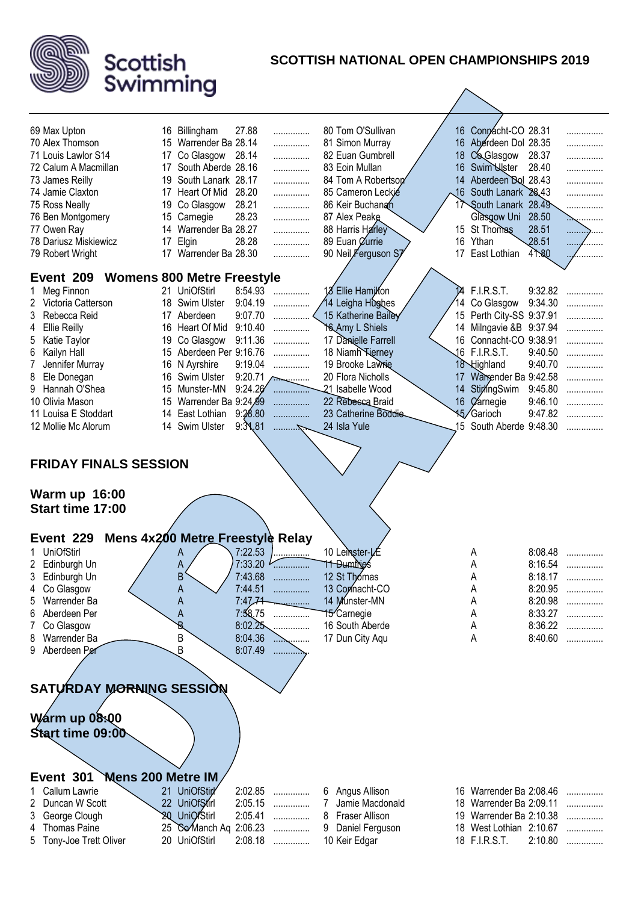# SCOTTISH NATIONAL OPEN CHAMPIONSHIPS 2019

| | Name | Age | Club | Time | | | Name | Age | Club | Time | |
|---|---|---|---|---|---|---|---|---|---|---|---|
| 69 | Max Upton | 16 | Billingham | 27.88 | ............... | 80 | Tom O'Sullivan | 16 | Connacht-CO | 28.31 | ............... |
| 70 | Alex Thomson | 15 | Warrender Ba | 28.14 | ............... | 81 | Simon Murray | 16 | Aberdeen Dol | 28.35 | ............... |
| 71 | Louis Lawlor S14 | 17 | Co Glasgow | 28.14 | ............... | 82 | Euan Gumbrell | 18 | Co Glasgow | 28.37 | ............... |
| 72 | Calum A Macmillan | 17 | South Aberde | 28.16 | ............... | 83 | Eoin Mullan | 16 | Swim Ulster | 28.40 | ............... |
| 73 | James Reilly | 19 | South Lanark | 28.17 | ............... | 84 | Tom A Robertson | 14 | Aberdeen Dol | 28.43 | ............... |
| 74 | Jamie Claxton | 17 | Heart Of Mid | 28.20 | ............... | 85 | Cameron Leckie | 16 | South Lanark | 28.43 | ............... |
| 75 | Ross Neally | 19 | Co Glasgow | 28.21 | ............... | 86 | Keir Buchanan | 17 | South Lanark | 28.49 | ............... |
| 76 | Ben Montgomery | 15 | Carnegie | 28.23 | ............... | 87 | Alex Peake | | Glasgow Uni | 28.50 | ............... |
| 77 | Owen Ray | 14 | Warrender Ba | 28.27 | ............... | 88 | Harris Harley | 15 | St Thomas | 28.51 | ............... |
| 78 | Dariusz Wiskiewicz | 17 | Elgin | 28.28 | ............... | 89 | Euan Currie | 16 | Ythan | 28.51 | ............... |
| 79 | Robert Wright | 17 | Warrender Ba | 28.30 | ............... | 90 | Neil Ferguson S7 | 17 | East Lothian | 41.80 | ............... |

## Event 209 Womens 800 Metre Freestyle

| | Name | Age | Club | Time | | | Name | Age | Club | Time | |
|---|---|---|---|---|---|---|---|---|---|---|---|
| 1 | Meg Finnon | 21 | UniOfStirl | 8:54.93 | ............... | 13 | Ellie Hamilton | 14 | F.I.R.S.T. | 9:32.82 | ............... |
| 2 | Victoria Catterson | 18 | Swim Ulster | 9:04.19 | ............... | 14 | Leigha Hughes | 14 | Co Glasgow | 9:34.30 | ............... |
| 3 | Rebecca Reid | 17 | Aberdeen | 9:07.70 | ............... | 15 | Katherine Bailey | 15 | Perth City-SS | 9:37.91 | ............... |
| 4 | Ellie Reilly | 16 | Heart Of Mid | 9:10.40 | ............... | 16 | Amy L Shiels | 14 | Milngavie &B | 9:37.94 | ............... |
| 5 | Katie Taylor | 19 | Co Glasgow | 9:11.36 | ............... | 17 | Danielle Farrell | 16 | Connacht-CO | 9:38.91 | ............... |
| 6 | Kailyn Hall | 15 | Aberdeen Per | 9:16.76 | ............... | 18 | Niamh Tierney | 16 | F.I.R.S.T. | 9:40.50 | ............... |
| 7 | Jennifer Murray | 16 | N Ayrshire | 9:19.04 | ............... | 19 | Brooke Lawrie | 18 | Highland | 9:40.70 | ............... |
| 8 | Ele Donegan | 16 | Swim Ulster | 9:20.71 | ............... | 20 | Flora Nicholls | 17 | Warrender Ba | 9:42.58 | ............... |
| 9 | Hannah O'Shea | 15 | Munster-MN | 9:24.26 | ............... | 21 | Isabelle Wood | 14 | StirlingSwim | 9:45.80 | ............... |
| 10 | Olivia Mason | 15 | Warrender Ba | 9:24.99 | ............... | 22 | Rebecca Braid | 16 | Carnegie | 9:46.10 | ............... |
| 11 | Louisa E Stoddart | 14 | East Lothian | 9:28.80 | ............... | 23 | Catherine Boddie | 15 | Garioch | 9:47.82 | ............... |
| 12 | Mollie Mc Alorum | 14 | Swim Ulster | 9:31.81 | ............... | 24 | Isla Yule | 15 | South Aberde | 9:48.30 | ............... |

## FRIDAY FINALS SESSION

**Warm up 16:00**
**Start time 17:00**

## Event 229 Mens 4x200 Metre Freestyle Relay

| | Team | | Time | | | Team | | Time | |
|---|---|---|---|---|---|---|---|---|---|
| 1 | UniOfStirl | A | 7:22.53 | ............... | 10 | Leinster-LE | A | 8:08.48 | ............... |
| 2 | Edinburgh Un | A | 7:33.20 | ............... | 11 | Dumfries | A | 8:16.54 | ............... |
| 3 | Edinburgh Un | B | 7:43.68 | ............... | 12 | St Thomas | A | 8:18.17 | ............... |
| 4 | Co Glasgow | A | 7:44.51 | ............... | 13 | Connacht-CO | A | 8:20.95 | ............... |
| 5 | Warrender Ba | A | 7:47.71 | ............... | 14 | Munster-MN | A | 8:20.98 | ............... |
| 6 | Aberdeen Per | A | 7:58.75 | ............... | 15 | Carnegie | A | 8:33.27 | ............... |
| 7 | Co Glasgow | B | 8:02.25 | ............... | 16 | South Aberde | A | 8:36.22 | ............... |
| 8 | Warrender Ba | B | 8:04.36 | ............... | 17 | Dun City Aqu | A | 8:40.60 | ............... |
| 9 | Aberdeen Per | B | 8:07.49 | ............... | | | | | |

## SATURDAY MORNING SESSION

**Warm up 08:00**
**Start time 09:00**

## Event 301 Mens 200 Metre IM

| | Name | Age | Club | Time | | | Name | Age | Club | Time | |
|---|---|---|---|---|---|---|---|---|---|---|---|
| 1 | Callum Lawrie | 21 | UniOfStirl | 2:02.85 | ............... | 6 | Angus Allison | 16 | Warrender Ba | 2:08.46 | ............... |
| 2 | Duncan W Scott | 22 | UniOfStirl | 2:05.15 | ............... | 7 | Jamie Macdonald | 18 | Warrender Ba | 2:09.11 | ............... |
| 3 | George Clough | 20 | UniOfStirl | 2:05.41 | ............... | 8 | Fraser Allison | 19 | Warrender Ba | 2:10.38 | ............... |
| 4 | Thomas Paine | 25 | Co Manch Aq | 2:06.23 | ............... | 9 | Daniel Ferguson | 18 | West Lothian | 2:10.67 | ............... |
| 5 | Tony-Joe Trett Oliver | 20 | UniOfStirl | 2:08.18 | ............... | 10 | Keir Edgar | 18 | F.I.R.S.T. | 2:10.80 | ............... |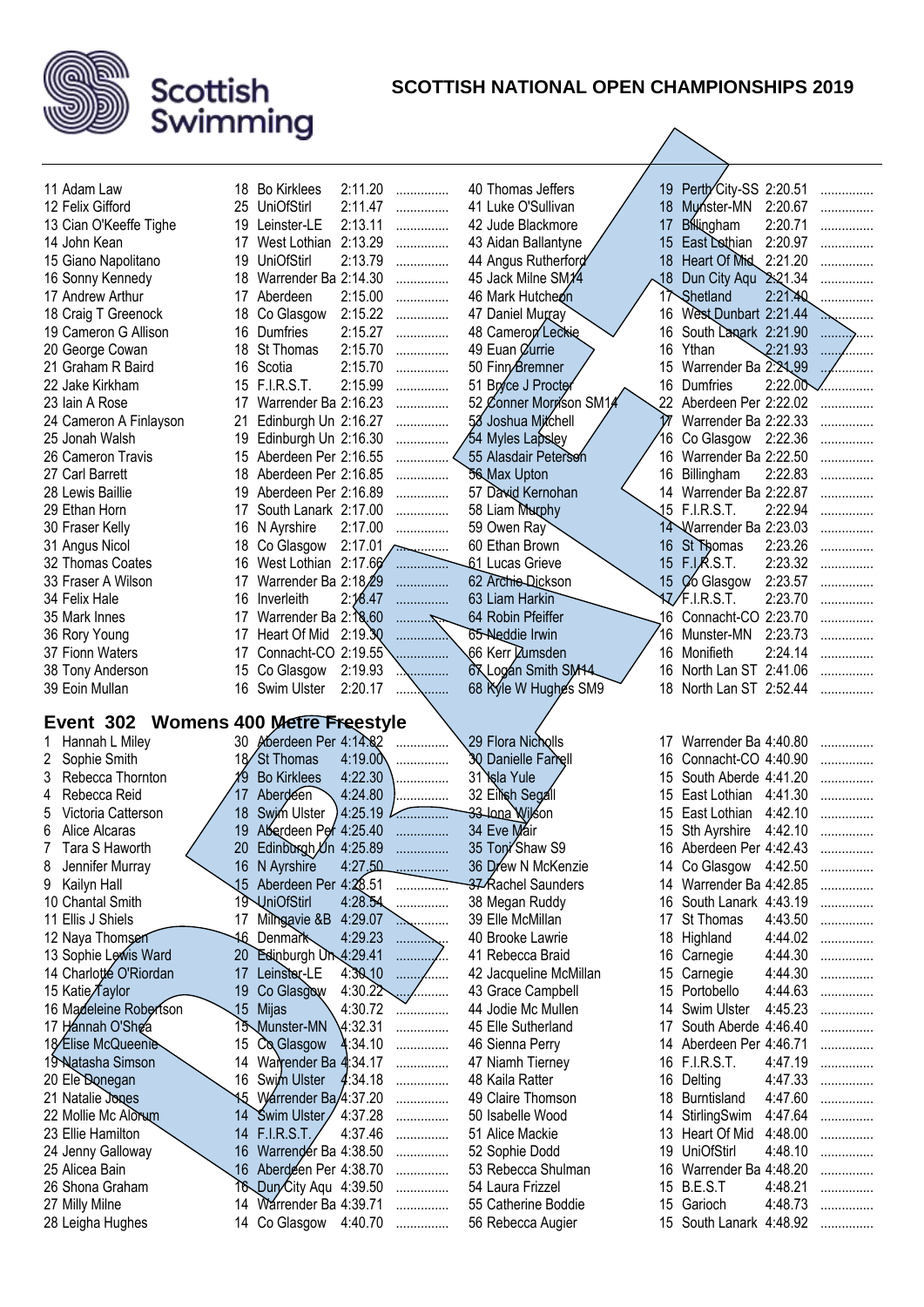# SCOTTISH NATIONAL OPEN CHAMPIONSHIPS 2019

| Pos | Name | Age | Club | Time | Pos | Name | Age | Club | Time |
|---|---|---|---|---|---|---|---|---|---|
| 11 | Adam Law | 18 | Bo Kirklees | 2:11.20 | 40 | Thomas Jeffers | 19 | Perth City-SS | 2:20.51 |
| 12 | Felix Gifford | 25 | UniOfStirl | 2:11.47 | 41 | Luke O'Sullivan | 18 | Munster-MN | 2:20.67 |
| 13 | Cian O'Keeffe Tighe | 19 | Leinster-LE | 2:13.11 | 42 | Jude Blackmore | 17 | Billingham | 2:20.71 |
| 14 | John Kean | 17 | West Lothian | 2:13.29 | 43 | Aidan Ballantyne | 15 | East Lothian | 2:20.97 |
| 15 | Giano Napolitano | 19 | UniOfStirl | 2:13.79 | 44 | Angus Rutherford | 18 | Heart Of Mid | 2:21.20 |
| 16 | Sonny Kennedy | 18 | Warrender Ba | 2:14.30 | 45 | Jack Milne SM14 | 18 | Dun City Aqu | 2:21.34 |
| 17 | Andrew Arthur | 17 | Aberdeen | 2:15.00 | 46 | Mark Hutcheon | 17 | Shetland | 2:21.40 |
| 18 | Craig T Greenock | 18 | Co Glasgow | 2:15.22 | 47 | Daniel Murray | 16 | West Dunbart | 2:21.44 |
| 19 | Cameron G Allison | 16 | Dumfries | 2:15.27 | 48 | Cameron Leckie | 16 | South Lanark | 2:21.90 |
| 20 | George Cowan | 18 | St Thomas | 2:15.70 | 49 | Euan Currie | 16 | Ythan | 2:21.93 |
| 21 | Graham R Baird | 16 | Scotia | 2:15.70 | 50 | Finn Bremner | 15 | Warrender Ba | 2:21.99 |
| 22 | Jake Kirkham | 15 | F.I.R.S.T. | 2:15.99 | 51 | Bryce J Procter | 16 | Dumfries | 2:22.00 |
| 23 | Iain A Rose | 17 | Warrender Ba | 2:16.23 | 52 | Conner Morrison SM14 | 22 | Aberdeen Per | 2:22.02 |
| 24 | Cameron A Finlayson | 21 | Edinburgh Un | 2:16.27 | 53 | Joshua Mitchell | 17 | Warrender Ba | 2:22.33 |
| 25 | Jonah Walsh | 19 | Edinburgh Un | 2:16.30 | 54 | Myles Lapsley | 16 | Co Glasgow | 2:22.36 |
| 26 | Cameron Travis | 15 | Aberdeen Per | 2:16.55 | 55 | Alasdair Peterson | 16 | Warrender Ba | 2:22.50 |
| 27 | Carl Barrett | 18 | Aberdeen Per | 2:16.85 | 56 | Max Upton | 16 | Billingham | 2:22.83 |
| 28 | Lewis Baillie | 19 | Aberdeen Per | 2:16.89 | 57 | David Kernohan | 14 | Warrender Ba | 2:22.87 |
| 29 | Ethan Horn | 17 | South Lanark | 2:17.00 | 58 | Liam Murphy | 15 | F.I.R.S.T. | 2:22.94 |
| 30 | Fraser Kelly | 16 | N Ayrshire | 2:17.00 | 59 | Owen Ray | 14 | Warrender Ba | 2:23.03 |
| 31 | Angus Nicol | 18 | Co Glasgow | 2:17.01 | 60 | Ethan Brown | 16 | St Thomas | 2:23.26 |
| 32 | Thomas Coates | 16 | West Lothian | 2:17.66 | 61 | Lucas Grieve | 15 | F.I.R.S.T. | 2:23.32 |
| 33 | Fraser A Wilson | 17 | Warrender Ba | 2:18.29 | 62 | Archie Dickson | 15 | Co Glasgow | 2:23.57 |
| 34 | Felix Hale | 16 | Inverleith | 2:18.47 | 63 | Liam Harkin | 17 | F.I.R.S.T. | 2:23.70 |
| 35 | Mark Innes | 17 | Warrender Ba | 2:18.60 | 64 | Robin Pfeiffer | 16 | Connacht-CO | 2:23.70 |
| 36 | Rory Young | 17 | Heart Of Mid | 2:19.30 | 65 | Neddie Irwin | 16 | Munster-MN | 2:23.73 |
| 37 | Fionn Waters | 17 | Connacht-CO | 2:19.55 | 66 | Kerr Lumsden | 16 | Monifieth | 2:24.14 |
| 38 | Tony Anderson | 15 | Co Glasgow | 2:19.93 | 67 | Logan Smith SM14 | 16 | North Lan ST | 2:41.06 |
| 39 | Eoin Mullan | 16 | Swim Ulster | 2:20.17 | 68 | Kyle W Hughes SM9 | 18 | North Lan ST | 2:52.44 |

## Event 302 Womens 400 Metre Freestyle

| Pos | Name | Age | Club | Time | Pos | Name | Age | Club | Time |
|---|---|---|---|---|---|---|---|---|---|
| 1 | Hannah L Miley | 30 | Aberdeen Per | 4:14.82 | 29 | Flora Nicholls | 17 | Warrender Ba | 4:40.80 |
| 2 | Sophie Smith | 18 | St Thomas | 4:19.00 | 30 | Danielle Farrell | 16 | Connacht-CO | 4:40.90 |
| 3 | Rebecca Thornton | 19 | Bo Kirklees | 4:22.30 | 31 | Isla Yule | 15 | South Aberde | 4:41.20 |
| 4 | Rebecca Reid | 17 | Aberdeen | 4:24.80 | 32 | Eilish Segall | 15 | East Lothian | 4:41.30 |
| 5 | Victoria Catterson | 18 | Swim Ulster | 4:25.19 | 33 | Iona Wilson | 15 | East Lothian | 4:42.10 |
| 6 | Alice Alcaras | 19 | Aberdeen Per | 4:25.40 | 34 | Eve Mair | 15 | Sth Ayrshire | 4:42.10 |
| 7 | Tara S Haworth | 20 | Edinburgh Un | 4:25.89 | 35 | Toni Shaw S9 | 16 | Aberdeen Per | 4:42.43 |
| 8 | Jennifer Murray | 16 | N Ayrshire | 4:27.50 | 36 | Drew N McKenzie | 14 | Co Glasgow | 4:42.50 |
| 9 | Kailyn Hall | 15 | Aberdeen Per | 4:28.51 | 37 | Rachel Saunders | 14 | Warrender Ba | 4:42.85 |
| 10 | Chantal Smith | 19 | UniOfStirl | 4:28.54 | 38 | Megan Ruddy | 16 | South Lanark | 4:43.19 |
| 11 | Ellis J Shiels | 17 | Milngavie &B | 4:29.07 | 39 | Elle McMillan | 17 | St Thomas | 4:43.50 |
| 12 | Naya Thomsen | 16 | Denmark | 4:29.23 | 40 | Brooke Lawrie | 18 | Highland | 4:44.02 |
| 13 | Sophie Lewis Ward | 20 | Edinburgh Un | 4:29.41 | 41 | Rebecca Braid | 16 | Carnegie | 4:44.30 |
| 14 | Charlotte O'Riordan | 17 | Leinster-LE | 4:30.10 | 42 | Jacqueline McMillan | 15 | Carnegie | 4:44.30 |
| 15 | Katie Taylor | 19 | Co Glasgow | 4:30.22 | 43 | Grace Campbell | 15 | Portobello | 4:44.63 |
| 16 | Madeleine Robertson | 15 | Mijas | 4:30.72 | 44 | Jodie Mc Mullen | 14 | Swim Ulster | 4:45.23 |
| 17 | Hannah O'Shea | 15 | Munster-MN | 4:32.31 | 45 | Elle Sutherland | 17 | South Aberde | 4:46.40 |
| 18 | Elise McQueenie | 15 | Co Glasgow | 4:34.10 | 46 | Sienna Perry | 14 | Aberdeen Per | 4:46.71 |
| 19 | Natasha Simson | 14 | Warrender Ba | 4:34.17 | 47 | Niamh Tierney | 16 | F.I.R.S.T. | 4:47.19 |
| 20 | Ele Donegan | 16 | Swim Ulster | 4:34.18 | 48 | Kaila Ratter | 16 | Delting | 4:47.33 |
| 21 | Natalie Jones | 15 | Warrender Ba | 4:37.20 | 49 | Claire Thomson | 18 | Burntisland | 4:47.60 |
| 22 | Mollie Mc Alorum | 14 | Swim Ulster | 4:37.28 | 50 | Isabelle Wood | 14 | StirlingSwim | 4:47.64 |
| 23 | Ellie Hamilton | 14 | F.I.R.S.T. | 4:37.46 | 51 | Alice Mackie | 13 | Heart Of Mid | 4:48.00 |
| 24 | Jenny Galloway | 16 | Warrender Ba | 4:38.50 | 52 | Sophie Dodd | 19 | UniOfStirl | 4:48.10 |
| 25 | Alicea Bain | 16 | Aberdeen Per | 4:38.70 | 53 | Rebecca Shulman | 16 | Warrender Ba | 4:48.20 |
| 26 | Shona Graham | 16 | Dun City Aqu | 4:39.50 | 54 | Laura Frizzel | 15 | B.E.S.T | 4:48.21 |
| 27 | Milly Milne | 14 | Warrender Ba | 4:39.71 | 55 | Catherine Boddie | 15 | Garioch | 4:48.73 |
| 28 | Leigha Hughes | 14 | Co Glasgow | 4:40.70 | 56 | Rebecca Augier | 15 | South Lanark | 4:48.92 |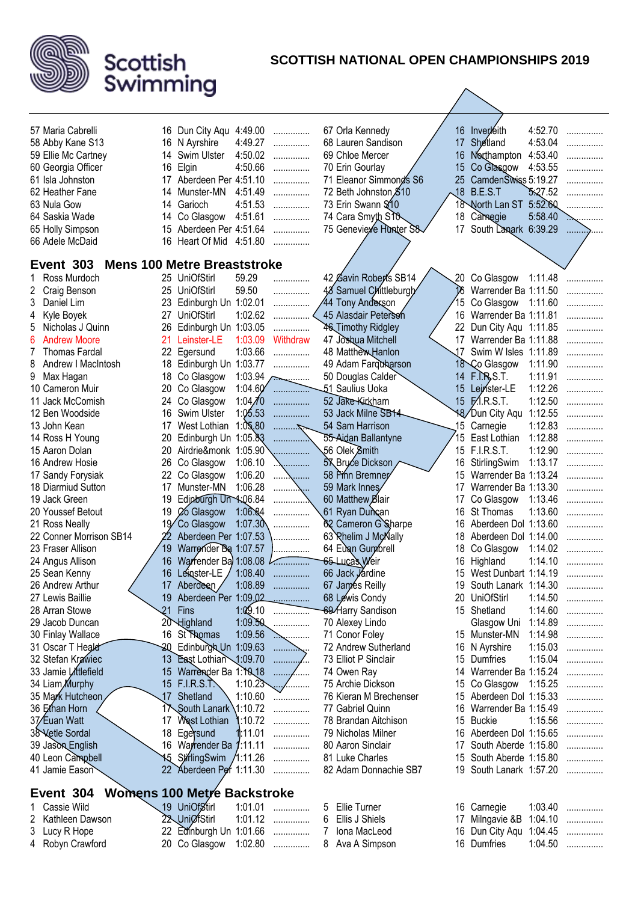# SCOTTISH NATIONAL OPEN CHAMPIONSHIPS 2019

| Place | Name | Age | Club | Time | |
|---|---|---|---|---|---|
| 57 | Maria Cabrelli | 16 | Dun City Aqu | 4:49.00 | ............... |
| 58 | Abby Kane S13 | 16 | N Ayrshire | 4:49.27 | ............... |
| 59 | Ellie Mc Cartney | 14 | Swim Ulster | 4:50.02 | ............... |
| 60 | Georgia Officer | 16 | Elgin | 4:50.66 | ............... |
| 61 | Isla Johnston | 17 | Aberdeen Per | 4:51.10 | ............... |
| 62 | Heather Fane | 14 | Munster-MN | 4:51.49 | ............... |
| 63 | Nula Gow | 14 | Garioch | 4:51.53 | ............... |
| 64 | Saskia Wade | 14 | Co Glasgow | 4:51.61 | ............... |
| 65 | Holly Simpson | 15 | Aberdeen Per | 4:51.64 | ............... |
| 66 | Adele McDaid | 16 | Heart Of Mid | 4:51.80 | ............... |
| 67 | Orla Kennedy | 16 | Inverleith | 4:52.70 | ............... |
| 68 | Lauren Sandison | 17 | Shetland | 4:53.04 | ............... |
| 69 | Chloe Mercer | 16 | Northampton | 4:53.40 | ............... |
| 70 | Erin Gourlay | 15 | Co Glasgow | 4:53.55 | ............... |
| 71 | Eleanor Simmonds S6 | 25 | CamdenSwiss | 5:19.27 | ............... |
| 72 | Beth Johnston S10 | 18 | B.E.S.T | 5:27.52 | ............... |
| 73 | Erin Swann S10 | 18 | North Lan ST | 5:52.60 | ............... |
| 74 | Cara Smyth S10 | 18 | Carnegie | 5:58.40 | ............... |
| 75 | Genevieve Hunter S8 | 17 | South Lanark | 6:39.29 | ............... |

## Event 303 Mens 100 Metre Breaststroke

| Place | Name | Age | Club | Time | |
|---|---|---|---|---|---|
| 1 | Ross Murdoch | 25 | UniOfStirl | 59.29 | ............... |
| 2 | Craig Benson | 25 | UniOfStirl | 59.50 | ............... |
| 3 | Daniel Lim | 23 | Edinburgh Un | 1:02.01 | ............... |
| 4 | Kyle Boyek | 27 | UniOfStirl | 1:02.62 | ............... |
| 5 | Nicholas J Quinn | 26 | Edinburgh Un | 1:03.05 | ............... |
| 6 | Andrew Moore | 21 | Leinster-LE | 1:03.09 | Withdraw |
| 7 | Thomas Fardal | 22 | Egersund | 1:03.66 | ............... |
| 8 | Andrew I MacIntosh | 18 | Edinburgh Un | 1:03.77 | ............... |
| 9 | Max Hagan | 18 | Co Glasgow | 1:03.94 | ............... |
| 10 | Cameron Muir | 20 | Co Glasgow | 1:04.60 | ............... |
| 11 | Jack McComish | 24 | Co Glasgow | 1:04.70 | ............... |
| 12 | Ben Woodside | 16 | Swim Ulster | 1:05.53 | ............... |
| 13 | John Kean | 17 | West Lothian | 1:05.80 | ............... |
| 14 | Ross H Young | 20 | Edinburgh Un | 1:05.83 | ............... |
| 15 | Aaron Dolan | 20 | Airdrie&monk | 1:05.90 | ............... |
| 16 | Andrew Hosie | 26 | Co Glasgow | 1:06.10 | ............... |
| 17 | Sandy Forysiak | 22 | Co Glasgow | 1:06.20 | ............... |
| 18 | Diarmiud Sutton | 17 | Munster-MN | 1:06.28 | ............... |
| 19 | Jack Green | 19 | Edinburgh Un | 1:06.84 | ............... |
| 20 | Youssef Betout | 19 | Co Glasgow | 1:06.84 | ............... |
| 21 | Ross Neally | 19 | Co Glasgow | 1:07.30 | ............... |
| 22 | Conner Morrison SB14 | 22 | Aberdeen Per | 1:07.53 | ............... |
| 23 | Fraser Allison | 19 | Warrender Ba | 1:07.57 | ............... |
| 24 | Angus Allison | 16 | Warrender Ba | 1:08.08 | ............... |
| 25 | Sean Kenny | 16 | Leinster-LE | 1:08.40 | ............... |
| 26 | Andrew Arthur | 17 | Aberdeen | 1:08.89 | ............... |
| 27 | Lewis Baillie | 19 | Aberdeen Per | 1:09.02 | ............... |
| 28 | Arran Stowe | 21 | Fins | 1:09.10 | ............... |
| 29 | Jacob Duncan | 20 | Highland | 1:09.50 | ............... |
| 30 | Finlay Wallace | 16 | St Thomas | 1:09.56 | ............... |
| 31 | Oscar T Heald | 20 | Edinburgh Un | 1:09.63 | ............... |
| 32 | Stefan Krawiec | 13 | East Lothian | 1:09.70 | ............... |
| 33 | Jamie Littlefield | 15 | Warrender Ba | 1:10.18 | ............... |
| 34 | Liam Murphy | 15 | F.I.R.S.T. | 1:10.23 | ............... |
| 35 | Mark Hutcheon | 17 | Shetland | 1:10.60 | ............... |
| 36 | Ethan Horn | 17 | South Lanark | 1:10.72 | ............... |
| 37 | Euan Watt | 17 | West Lothian | 1:10.72 | ............... |
| 38 | Vetle Sordal | 18 | Egersund | 1:11.01 | ............... |
| 39 | Jason English | 16 | Warrender Ba | 1:11.11 | ............... |
| 40 | Leon Campbell | 15 | StirlingSwim | 1:11.26 | ............... |
| 41 | Jamie Eason | 22 | Aberdeen Per | 1:11.30 | ............... |
| 42 | Gavin Roberts SB14 | 20 | Co Glasgow | 1:11.48 | ............... |
| 43 | Samuel Chittleburgh | 16 | Warrender Ba | 1:11.50 | ............... |
| 44 | Tony Anderson | 15 | Co Glasgow | 1:11.60 | ............... |
| 45 | Alasdair Peterson | 16 | Warrender Ba | 1:11.81 | ............... |
| 46 | Timothy Ridgley | 22 | Dun City Aqu | 1:11.85 | ............... |
| 47 | Joshua Mitchell | 17 | Warrender Ba | 1:11.88 | ............... |
| 48 | Matthew Hanlon | 17 | Swim W Isles | 1:11.89 | ............... |
| 49 | Adam Farquharson | 18 | Co Glasgow | 1:11.90 | ............... |
| 50 | Douglas Calder | 14 | F.I.R.S.T. | 1:11.91 | ............... |
| 51 | Saulius Uoka | 15 | Leinster-LE | 1:12.26 | ............... |
| 52 | Jake Kirkham | 15 | F.I.R.S.T. | 1:12.50 | ............... |
| 53 | Jack Milne SB14 | 18 | Dun City Aqu | 1:12.55 | ............... |
| 54 | Sam Harrison | 15 | Carnegie | 1:12.83 | ............... |
| 55 | Aidan Ballantyne | 15 | East Lothian | 1:12.88 | ............... |
| 56 | Olek Smith | 15 | F.I.R.S.T. | 1:12.90 | ............... |
| 57 | Bruce Dickson | 16 | StirlingSwim | 1:13.17 | ............... |
| 58 | Finn Bremner | 15 | Warrender Ba | 1:13.24 | ............... |
| 59 | Mark Innes | 17 | Warrender Ba | 1:13.30 | ............... |
| 60 | Matthew Blair | 17 | Co Glasgow | 1:13.46 | ............... |
| 61 | Ryan Duncan | 16 | St Thomas | 1:13.60 | ............... |
| 62 | Cameron G Sharpe | 16 | Aberdeen Dol | 1:13.60 | ............... |
| 63 | Phelim J McNally | 18 | Aberdeen Dol | 1:14.00 | ............... |
| 64 | Euan Gumbrell | 18 | Co Glasgow | 1:14.02 | ............... |
| 65 | Lucas Weir | 16 | Highland | 1:14.10 | ............... |
| 66 | Jack Jardine | 15 | West Dunbart | 1:14.19 | ............... |
| 67 | James Reilly | 19 | South Lanark | 1:14.30 | ............... |
| 68 | Lewis Condy | 20 | UniOfStirl | 1:14.50 | ............... |
| 69 | Harry Sandison | 15 | Shetland | 1:14.60 | ............... |
| 70 | Alexey Lindo | | Glasgow Uni | 1:14.89 | ............... |
| 71 | Conor Foley | 15 | Munster-MN | 1:14.98 | ............... |
| 72 | Andrew Sutherland | 16 | N Ayrshire | 1:15.03 | ............... |
| 73 | Elliot P Sinclair | 15 | Dumfries | 1:15.04 | ............... |
| 74 | Owen Ray | 14 | Warrender Ba | 1:15.24 | ............... |
| 75 | Archie Dickson | 15 | Co Glasgow | 1:15.25 | ............... |
| 76 | Kieran M Brechenser | 15 | Aberdeen Dol | 1:15.33 | ............... |
| 77 | Gabriel Quinn | 16 | Warrender Ba | 1:15.49 | ............... |
| 78 | Brandan Aitchison | 15 | Buckie | 1:15.56 | ............... |
| 79 | Nicholas Milner | 16 | Aberdeen Dol | 1:15.65 | ............... |
| 80 | Aaron Sinclair | 17 | South Aberde | 1:15.80 | ............... |
| 81 | Luke Charles | 15 | South Aberde | 1:15.80 | ............... |
| 82 | Adam Donnachie SB7 | 19 | South Lanark | 1:57.20 | ............... |

## Event 304 Womens 100 Metre Backstroke

| Place | Name | Age | Club | Time | |
|---|---|---|---|---|---|
| 1 | Cassie Wild | 19 | UniOfStirl | 1:01.01 | ............... |
| 2 | Kathleen Dawson | 22 | UniOfStirl | 1:01.12 | ............... |
| 3 | Lucy R Hope | 22 | Edinburgh Un | 1:01.66 | ............... |
| 4 | Robyn Crawford | 20 | Co Glasgow | 1:02.80 | ............... |
| 5 | Ellie Turner | 16 | Carnegie | 1:03.40 | ............... |
| 6 | Ellis J Shiels | 17 | Milngavie &B | 1:04.10 | ............... |
| 7 | Iona MacLeod | 16 | Dun City Aqu | 1:04.45 | ............... |
| 8 | Ava A Simpson | 16 | Dumfries | 1:04.50 | ............... |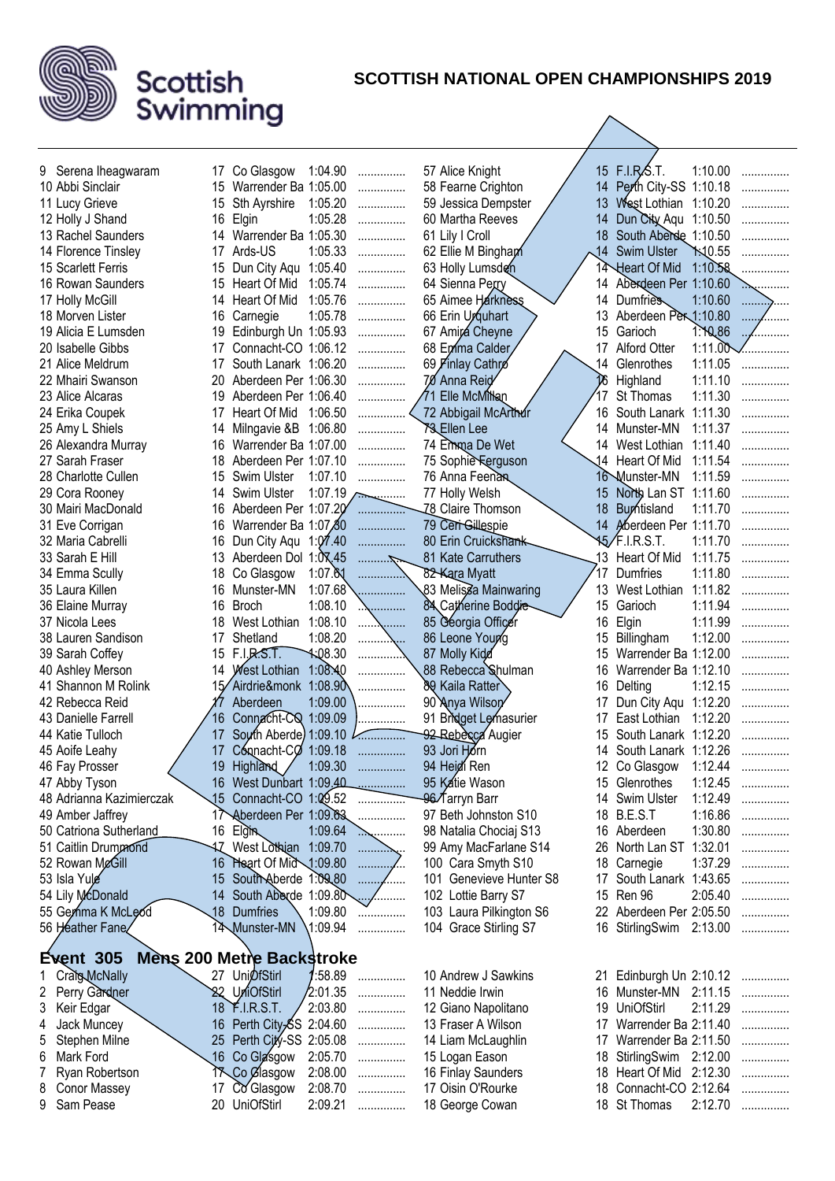# SCOTTISH NATIONAL OPEN CHAMPIONSHIPS 2019

| Pos | Name | Age | Club | Time | |
|---|---|---|---|---|---|
| 9 | Serena Iheagwaram | 17 | Co Glasgow | 1:04.90 | ............... |
| 10 | Abbi Sinclair | 15 | Warrender Ba | 1:05.00 | ............... |
| 11 | Lucy Grieve | 15 | Sth Ayrshire | 1:05.20 | ............... |
| 12 | Holly J Shand | 16 | Elgin | 1:05.28 | ............... |
| 13 | Rachel Saunders | 14 | Warrender Ba | 1:05.30 | ............... |
| 14 | Florence Tinsley | 17 | Ards-US | 1:05.33 | ............... |
| 15 | Scarlett Ferris | 15 | Dun City Aqu | 1:05.40 | ............... |
| 16 | Rowan Saunders | 15 | Heart Of Mid | 1:05.74 | ............... |
| 17 | Holly McGill | 14 | Heart Of Mid | 1:05.76 | ............... |
| 18 | Morven Lister | 16 | Carnegie | 1:05.78 | ............... |
| 19 | Alicia E Lumsden | 19 | Edinburgh Un | 1:05.93 | ............... |
| 20 | Isabelle Gibbs | 17 | Connacht-CO | 1:06.12 | ............... |
| 21 | Alice Meldrum | 17 | South Lanark | 1:06.20 | ............... |
| 22 | Mhairi Swanson | 20 | Aberdeen Per | 1:06.30 | ............... |
| 23 | Alice Alcaras | 19 | Aberdeen Per | 1:06.40 | ............... |
| 24 | Erika Coupek | 17 | Heart Of Mid | 1:06.50 | ............... |
| 25 | Amy L Shiels | 14 | Milngavie &B | 1:06.80 | ............... |
| 26 | Alexandra Murray | 16 | Warrender Ba | 1:07.00 | ............... |
| 27 | Sarah Fraser | 18 | Aberdeen Per | 1:07.10 | ............... |
| 28 | Charlotte Cullen | 15 | Swim Ulster | 1:07.10 | ............... |
| 29 | Cora Rooney | 14 | Swim Ulster | 1:07.19 | ............... |
| 30 | Mairi MacDonald | 16 | Aberdeen Per | 1:07.20 | ............... |
| 31 | Eve Corrigan | 16 | Warrender Ba | 1:07.30 | ............... |
| 32 | Maria Cabrelli | 16 | Dun City Aqu | 1:07.40 | ............... |
| 33 | Sarah E Hill | 13 | Aberdeen Dol | 1:07.45 | ............... |
| 34 | Emma Scully | 18 | Co Glasgow | 1:07.61 | ............... |
| 35 | Laura Killen | 16 | Munster-MN | 1:07.68 | ............... |
| 36 | Elaine Murray | 16 | Broch | 1:08.10 | ............... |
| 37 | Nicola Lees | 18 | West Lothian | 1:08.10 | ............... |
| 38 | Lauren Sandison | 17 | Shetland | 1:08.20 | ............... |
| 39 | Sarah Coffey | 15 | F.I.R.S.T. | 1:08.30 | ............... |
| 40 | Ashley Merson | 14 | West Lothian | 1:08.40 | ............... |
| 41 | Shannon M Rolink | 15 | Airdrie&monk | 1:08.90 | ............... |
| 42 | Rebecca Reid | 17 | Aberdeen | 1:09.00 | ............... |
| 43 | Danielle Farrell | 16 | Connacht-CO | 1:09.09 | ............... |
| 44 | Katie Tulloch | 17 | South Aberde | 1:09.10 | ............... |
| 45 | Aoife Leahy | 17 | Connacht-CO | 1:09.18 | ............... |
| 46 | Fay Prosser | 19 | Highland | 1:09.30 | ............... |
| 47 | Abby Tyson | 16 | West Dunbart | 1:09.40 | ............... |
| 48 | Adrianna Kazimierczak | 15 | Connacht-CO | 1:09.52 | ............... |
| 49 | Amber Jaffrey | 17 | Aberdeen Per | 1:09.63 | ............... |
| 50 | Catriona Sutherland | 16 | Elgin | 1:09.64 | ............... |
| 51 | Caitlin Drummond | 17 | West Lothian | 1:09.70 | ............... |
| 52 | Rowan McGill | 16 | Heart Of Mid | 1:09.80 | ............... |
| 53 | Isla Yule | 15 | South Aberde | 1:09.80 | ............... |
| 54 | Lily McDonald | 14 | South Aberde | 1:09.80 | ............... |
| 55 | Gemma K McLeod | 18 | Dumfries | 1:09.80 | ............... |
| 56 | Heather Fane | 14 | Munster-MN | 1:09.94 | ............... |
| 57 | Alice Knight | 15 | F.I.R.S.T. | 1:10.00 | ............... |
| 58 | Fearne Crighton | 14 | Perth City-SS | 1:10.18 | ............... |
| 59 | Jessica Dempster | 13 | West Lothian | 1:10.20 | ............... |
| 60 | Martha Reeves | 14 | Dun City Aqu | 1:10.50 | ............... |
| 61 | Lily I Croll | 18 | South Aberde | 1:10.50 | ............... |
| 62 | Ellie M Bingham | 14 | Swim Ulster | 1:10.55 | ............... |
| 63 | Holly Lumsden | 14 | Heart Of Mid | 1:10.58 | ............... |
| 64 | Sienna Perry | 14 | Aberdeen Per | 1:10.60 | ............... |
| 65 | Aimee Harkness | 14 | Dumfries | 1:10.60 | ............... |
| 66 | Erin Urquhart | 13 | Aberdeen Per | 1:10.80 | ............... |
| 67 | Amira Cheyne | 15 | Garioch | 1:10.86 | ............... |
| 68 | Emma Calder | 17 | Alford Otter | 1:11.00 | ............... |
| 69 | Finlay Cathro | 14 | Glenrothes | 1:11.05 | ............... |
| 70 | Anna Reid | 16 | Highland | 1:11.10 | ............... |
| 71 | Elle McMillan | 17 | St Thomas | 1:11.30 | ............... |
| 72 | Abbigail McArthur | 16 | South Lanark | 1:11.30 | ............... |
| 73 | Ellen Lee | 14 | Munster-MN | 1:11.37 | ............... |
| 74 | Emma De Wet | 14 | West Lothian | 1:11.40 | ............... |
| 75 | Sophie Ferguson | 14 | Heart Of Mid | 1:11.54 | ............... |
| 76 | Anna Feenan | 16 | Munster-MN | 1:11.59 | ............... |
| 77 | Holly Welsh | 15 | North Lan ST | 1:11.60 | ............... |
| 78 | Claire Thomson | 18 | Burntisland | 1:11.70 | ............... |
| 79 | Ceri Gillespie | 14 | Aberdeen Per | 1:11.70 | ............... |
| 80 | Erin Cruickshank | 15 | F.I.R.S.T. | 1:11.70 | ............... |
| 81 | Kate Carruthers | 13 | Heart Of Mid | 1:11.75 | ............... |
| 82 | Kara Myatt | 17 | Dumfries | 1:11.80 | ............... |
| 83 | Melissa Mainwaring | 13 | West Lothian | 1:11.82 | ............... |
| 84 | Catherine Boddie | 15 | Garioch | 1:11.94 | ............... |
| 85 | Georgia Officer | 16 | Elgin | 1:11.99 | ............... |
| 86 | Leone Young | 15 | Billingham | 1:12.00 | ............... |
| 87 | Molly Kidd | 15 | Warrender Ba | 1:12.00 | ............... |
| 88 | Rebecca Shulman | 16 | Warrender Ba | 1:12.10 | ............... |
| 89 | Kaila Ratter | 16 | Delting | 1:12.15 | ............... |
| 90 | Anya Wilson | 17 | Dun City Aqu | 1:12.20 | ............... |
| 91 | Bridget Lemasurier | 17 | East Lothian | 1:12.20 | ............... |
| 92 | Rebecca Augier | 15 | South Lanark | 1:12.20 | ............... |
| 93 | Jori Horn | 14 | South Lanark | 1:12.26 | ............... |
| 94 | Heidi Ren | 12 | Co Glasgow | 1:12.44 | ............... |
| 95 | Katie Wason | 15 | Glenrothes | 1:12.45 | ............... |
| 96 | Tarryn Barr | 14 | Swim Ulster | 1:12.49 | ............... |
| 97 | Beth Johnston S10 | 18 | B.E.S.T | 1:16.86 | ............... |
| 98 | Natalia Chociaj S13 | 16 | Aberdeen | 1:30.80 | ............... |
| 99 | Amy MacFarlane S14 | 26 | North Lan ST | 1:32.01 | ............... |
| 100 | Cara Smyth S10 | 18 | Carnegie | 1:37.29 | ............... |
| 101 | Genevieve Hunter S8 | 17 | South Lanark | 1:43.65 | ............... |
| 102 | Lottie Barry S7 | 15 | Ren 96 | 2:05.40 | ............... |
| 103 | Laura Pilkington S6 | 22 | Aberdeen Per | 2:05.50 | ............... |
| 104 | Grace Stirling S7 | 16 | StirlingSwim | 2:13.00 | ............... |

## Event 305 Mens 200 Metre Backstroke

| Pos | Name | Age | Club | Time | |
|---|---|---|---|---|---|
| 1 | Craig McNally | 27 | UniOfStirl | 1:58.89 | ............... |
| 2 | Perry Gardner | 22 | UniOfStirl | 2:01.35 | ............... |
| 3 | Keir Edgar | 18 | F.I.R.S.T. | 2:03.80 | ............... |
| 4 | Jack Muncey | 16 | Perth City-SS | 2:04.60 | ............... |
| 5 | Stephen Milne | 25 | Perth City-SS | 2:05.08 | ............... |
| 6 | Mark Ford | 16 | Co Glasgow | 2:05.70 | ............... |
| 7 | Ryan Robertson | 17 | Co Glasgow | 2:08.00 | ............... |
| 8 | Conor Massey | 17 | Co Glasgow | 2:08.70 | ............... |
| 9 | Sam Pease | 20 | UniOfStirl | 2:09.21 | ............... |
| 10 | Andrew J Sawkins | 21 | Edinburgh Un | 2:10.12 | ............... |
| 11 | Neddie Irwin | 16 | Munster-MN | 2:11.15 | ............... |
| 12 | Giano Napolitano | 19 | UniOfStirl | 2:11.29 | ............... |
| 13 | Fraser A Wilson | 17 | Warrender Ba | 2:11.40 | ............... |
| 14 | Liam McLaughlin | 17 | Warrender Ba | 2:11.50 | ............... |
| 15 | Logan Eason | 18 | StirlingSwim | 2:12.00 | ............... |
| 16 | Finlay Saunders | 18 | Heart Of Mid | 2:12.30 | ............... |
| 17 | Oisin O'Rourke | 18 | Connacht-CO | 2:12.64 | ............... |
| 18 | George Cowan | 18 | St Thomas | 2:12.70 | ............... |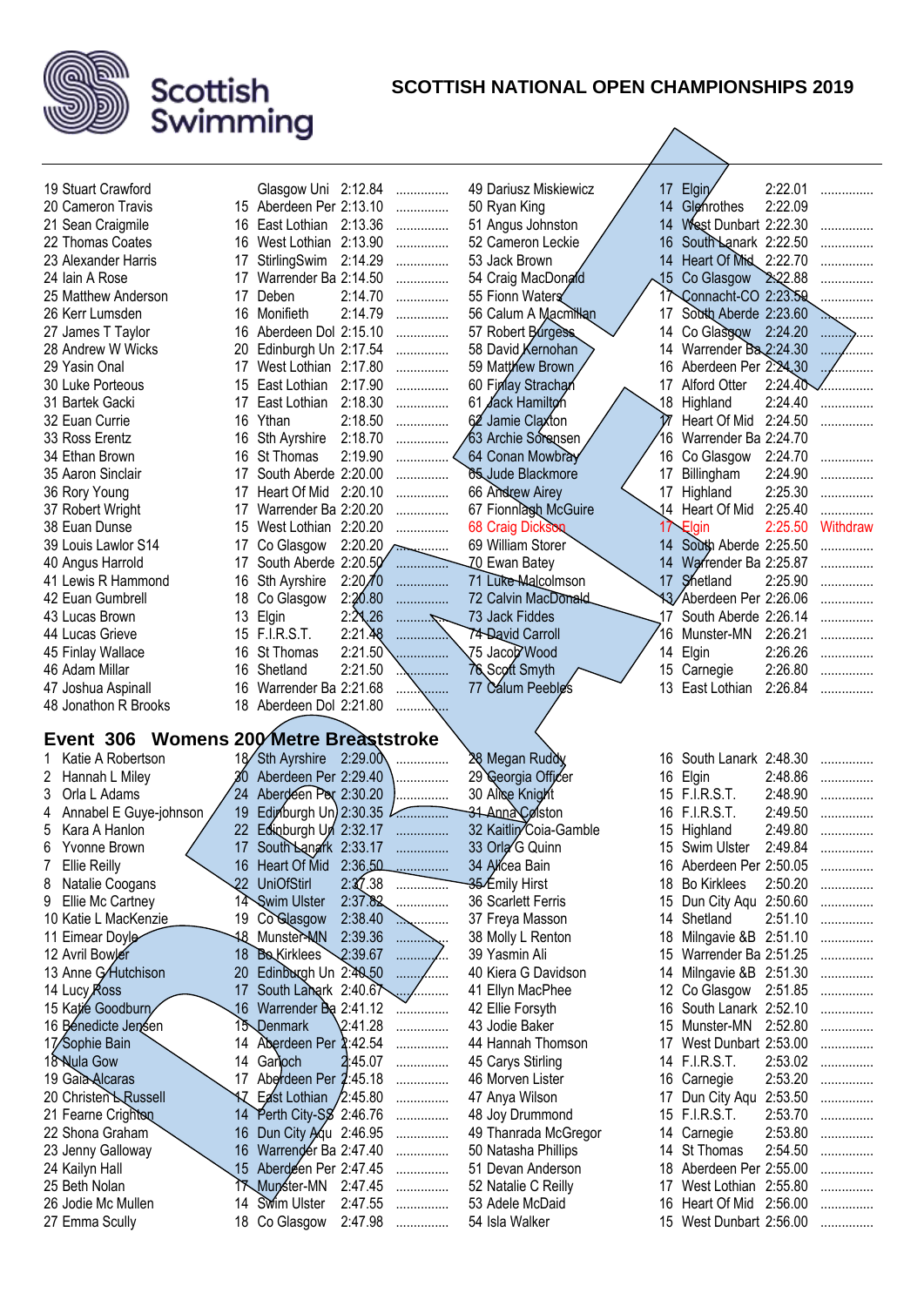# SCOTTISH NATIONAL OPEN CHAMPIONSHIPS 2019

| Place | Name | Age | Club | Time | |
|---|---|---|---|---|---|
| 19 | Stuart Crawford | | Glasgow Uni | 2:12.84 | ............... |
| 20 | Cameron Travis | 15 | Aberdeen Per | 2:13.10 | ............... |
| 21 | Sean Craigmile | 16 | East Lothian | 2:13.36 | ............... |
| 22 | Thomas Coates | 16 | West Lothian | 2:13.90 | ............... |
| 23 | Alexander Harris | 17 | StirlingSwim | 2:14.29 | ............... |
| 24 | Iain A Rose | 17 | Warrender Ba | 2:14.50 | ............... |
| 25 | Matthew Anderson | 17 | Deben | 2:14.70 | ............... |
| 26 | Kerr Lumsden | 16 | Monifieth | 2:14.79 | ............... |
| 27 | James T Taylor | 16 | Aberdeen Dol | 2:15.10 | ............... |
| 28 | Andrew W Wicks | 20 | Edinburgh Un | 2:17.54 | ............... |
| 29 | Yasin Onal | 17 | West Lothian | 2:17.80 | ............... |
| 30 | Luke Porteous | 15 | East Lothian | 2:17.90 | ............... |
| 31 | Bartek Gacki | 17 | East Lothian | 2:18.30 | ............... |
| 32 | Euan Currie | 16 | Ythan | 2:18.50 | ............... |
| 33 | Ross Erentz | 16 | Sth Ayrshire | 2:18.70 | ............... |
| 34 | Ethan Brown | 16 | St Thomas | 2:19.90 | ............... |
| 35 | Aaron Sinclair | 17 | South Aberde | 2:20.00 | ............... |
| 36 | Rory Young | 17 | Heart Of Mid | 2:20.10 | ............... |
| 37 | Robert Wright | 17 | Warrender Ba | 2:20.20 | ............... |
| 38 | Euan Dunse | 15 | West Lothian | 2:20.20 | ............... |
| 39 | Louis Lawlor S14 | 17 | Co Glasgow | 2:20.20 | ............... |
| 40 | Angus Harrold | 17 | South Aberde | 2:20.50 | ............... |
| 41 | Lewis R Hammond | 16 | Sth Ayrshire | 2:20.70 | ............... |
| 42 | Euan Gumbrell | 18 | Co Glasgow | 2:20.80 | ............... |
| 43 | Lucas Brown | 13 | Elgin | 2:21.26 | ............... |
| 44 | Lucas Grieve | 15 | F.I.R.S.T. | 2:21.48 | ............... |
| 45 | Finlay Wallace | 16 | St Thomas | 2:21.50 | ............... |
| 46 | Adam Millar | 16 | Shetland | 2:21.50 | ............... |
| 47 | Joshua Aspinall | 16 | Warrender Ba | 2:21.68 | ............... |
| 48 | Jonathon R Brooks | 18 | Aberdeen Dol | 2:21.80 | ............... |
| 49 | Dariusz Miskiewicz | 17 | Elgin | 2:22.01 | ............... |
| 50 | Ryan King | 14 | Glenrothes | 2:22.09 | |
| 51 | Angus Johnston | 14 | West Dunbart | 2:22.30 | ............... |
| 52 | Cameron Leckie | 16 | South Lanark | 2:22.50 | ............... |
| 53 | Jack Brown | 14 | Heart Of Mid | 2:22.70 | ............... |
| 54 | Craig MacDonald | 15 | Co Glasgow | 2:22.88 | ............... |
| 55 | Fionn Waters | 17 | Connacht-CO | 2:23.59 | ............... |
| 56 | Calum A Macmillan | 17 | South Aberde | 2:23.60 | ............... |
| 57 | Robert Burgess | 14 | Co Glasgow | 2:24.20 | ............... |
| 58 | David Kernohan | 14 | Warrender Ba | 2:24.30 | ............... |
| 59 | Matthew Brown | 16 | Aberdeen Per | 2:24.30 | ............... |
| 60 | Finlay Strachan | 17 | Alford Otter | 2:24.40 | ............... |
| 61 | Jack Hamilton | 18 | Highland | 2:24.40 | ............... |
| 62 | Jamie Claxton | 17 | Heart Of Mid | 2:24.50 | ............... |
| 63 | Archie Sorensen | 16 | Warrender Ba | 2:24.70 | |
| 64 | Conan Mowbray | 16 | Co Glasgow | 2:24.70 | ............... |
| 65 | Jude Blackmore | 17 | Billingham | 2:24.90 | ............... |
| 66 | Andrew Airey | 17 | Highland | 2:25.30 | ............... |
| 67 | Fionnlagh McGuire | 14 | Heart Of Mid | 2:25.40 | ............... |
| 68 | Craig Dickson | 17 | Elgin | 2:25.50 | Withdraw |
| 69 | William Storer | 14 | South Aberde | 2:25.50 | ............... |
| 70 | Ewan Batey | 14 | Warrender Ba | 2:25.87 | ............... |
| 71 | Luke Malcolmson | 17 | Shetland | 2:25.90 | ............... |
| 72 | Calvin MacDonald | 13 | Aberdeen Per | 2:26.06 | ............... |
| 73 | Jack Fiddes | 17 | South Aberde | 2:26.14 | ............... |
| 74 | David Carroll | 16 | Munster-MN | 2:26.21 | ............... |
| 75 | Jacob Wood | 14 | Elgin | 2:26.26 | ............... |
| 76 | Scott Smyth | 15 | Carnegie | 2:26.80 | ............... |
| 77 | Calum Peebles | 13 | East Lothian | 2:26.84 | ............... |

## Event 306 Womens 200 Metre Breaststroke

| Place | Name | Age | Club | Time | |
|---|---|---|---|---|---|
| 1 | Katie A Robertson | 18 | Sth Ayrshire | 2:29.00 | ............... |
| 2 | Hannah L Miley | 30 | Aberdeen Per | 2:29.40 | ............... |
| 3 | Orla L Adams | 24 | Aberdeen Per | 2:30.20 | ............... |
| 4 | Annabel E Guye-johnson | 19 | Edinburgh Un | 2:30.35 | ............... |
| 5 | Kara A Hanlon | 22 | Edinburgh Un | 2:32.17 | ............... |
| 6 | Yvonne Brown | 17 | South Lanark | 2:33.17 | ............... |
| 7 | Ellie Reilly | 16 | Heart Of Mid | 2:36.50 | ............... |
| 8 | Natalie Coogans | 22 | UniOfStirl | 2:37.38 | ............... |
| 9 | Ellie Mc Cartney | 14 | Swim Ulster | 2:37.82 | ............... |
| 10 | Katie L MacKenzie | 19 | Co Glasgow | 2:38.40 | ............... |
| 11 | Eimear Doyle | 18 | Munster-MN | 2:39.36 | ............... |
| 12 | Avril Bowker | 18 | Bo Kirklees | 2:39.67 | ............... |
| 13 | Anne G Hutchison | 20 | Edinburgh Un | 2:40.50 | ............... |
| 14 | Lucy Ross | 17 | South Lanark | 2:40.67 | ............... |
| 15 | Katie Goodburn | 16 | Warrender Ba | 2:41.12 | ............... |
| 16 | Benedicte Jensen | 15 | Denmark | 2:41.28 | ............... |
| 17 | Sophie Bain | 14 | Aberdeen Per | 2:42.54 | ............... |
| 18 | Nula Gow | 14 | Garioch | 2:45.07 | ............... |
| 19 | Gaia Alcaras | 17 | Aberdeen Per | 2:45.18 | ............... |
| 20 | Christen L Russell | 17 | East Lothian | 2:45.80 | ............... |
| 21 | Fearne Crighton | 14 | Perth City-SS | 2:46.76 | ............... |
| 22 | Shona Graham | 16 | Dun City Aqu | 2:46.95 | ............... |
| 23 | Jenny Galloway | 16 | Warrender Ba | 2:47.40 | ............... |
| 24 | Kailyn Hall | 15 | Aberdeen Per | 2:47.45 | ............... |
| 25 | Beth Nolan | 17 | Munster-MN | 2:47.45 | ............... |
| 26 | Jodie Mc Mullen | 14 | Swim Ulster | 2:47.55 | ............... |
| 27 | Emma Scully | 18 | Co Glasgow | 2:47.98 | ............... |
| 28 | Megan Ruddy | 16 | South Lanark | 2:48.30 | ............... |
| 29 | Georgia Officer | 16 | Elgin | 2:48.86 | ............... |
| 30 | Alice Knight | 15 | F.I.R.S.T. | 2:48.90 | ............... |
| 31 | Anna Colston | 16 | F.I.R.S.T. | 2:49.50 | ............... |
| 32 | Kaitlin Coia-Gamble | 15 | Highland | 2:49.80 | ............... |
| 33 | Orla G Quinn | 15 | Swim Ulster | 2:49.84 | ............... |
| 34 | Alicea Bain | 16 | Aberdeen Per | 2:50.05 | ............... |
| 35 | Emily Hirst | 18 | Bo Kirklees | 2:50.20 | ............... |
| 36 | Scarlett Ferris | 15 | Dun City Aqu | 2:50.60 | ............... |
| 37 | Freya Masson | 14 | Shetland | 2:51.10 | ............... |
| 38 | Molly L Renton | 18 | Milngavie &B | 2:51.10 | ............... |
| 39 | Yasmin Ali | 15 | Warrender Ba | 2:51.25 | ............... |
| 40 | Kiera G Davidson | 14 | Milngavie &B | 2:51.30 | ............... |
| 41 | Ellyn MacPhee | 12 | Co Glasgow | 2:51.85 | ............... |
| 42 | Ellie Forsyth | 16 | South Lanark | 2:52.10 | ............... |
| 43 | Jodie Baker | 15 | Munster-MN | 2:52.80 | ............... |
| 44 | Hannah Thomson | 17 | West Dunbart | 2:53.00 | ............... |
| 45 | Carys Stirling | 14 | F.I.R.S.T. | 2:53.02 | ............... |
| 46 | Morven Lister | 16 | Carnegie | 2:53.20 | ............... |
| 47 | Anya Wilson | 17 | Dun City Aqu | 2:53.50 | ............... |
| 48 | Joy Drummond | 15 | F.I.R.S.T. | 2:53.70 | ............... |
| 49 | Thanrada McGregor | 14 | Carnegie | 2:53.80 | ............... |
| 50 | Natasha Phillips | 14 | St Thomas | 2:54.50 | ............... |
| 51 | Devan Anderson | 18 | Aberdeen Per | 2:55.00 | ............... |
| 52 | Natalie C Reilly | 17 | West Lothian | 2:55.80 | ............... |
| 53 | Adele McDaid | 16 | Heart Of Mid | 2:56.00 | ............... |
| 54 | Isla Walker | 15 | West Dunbart | 2:56.00 | ............... |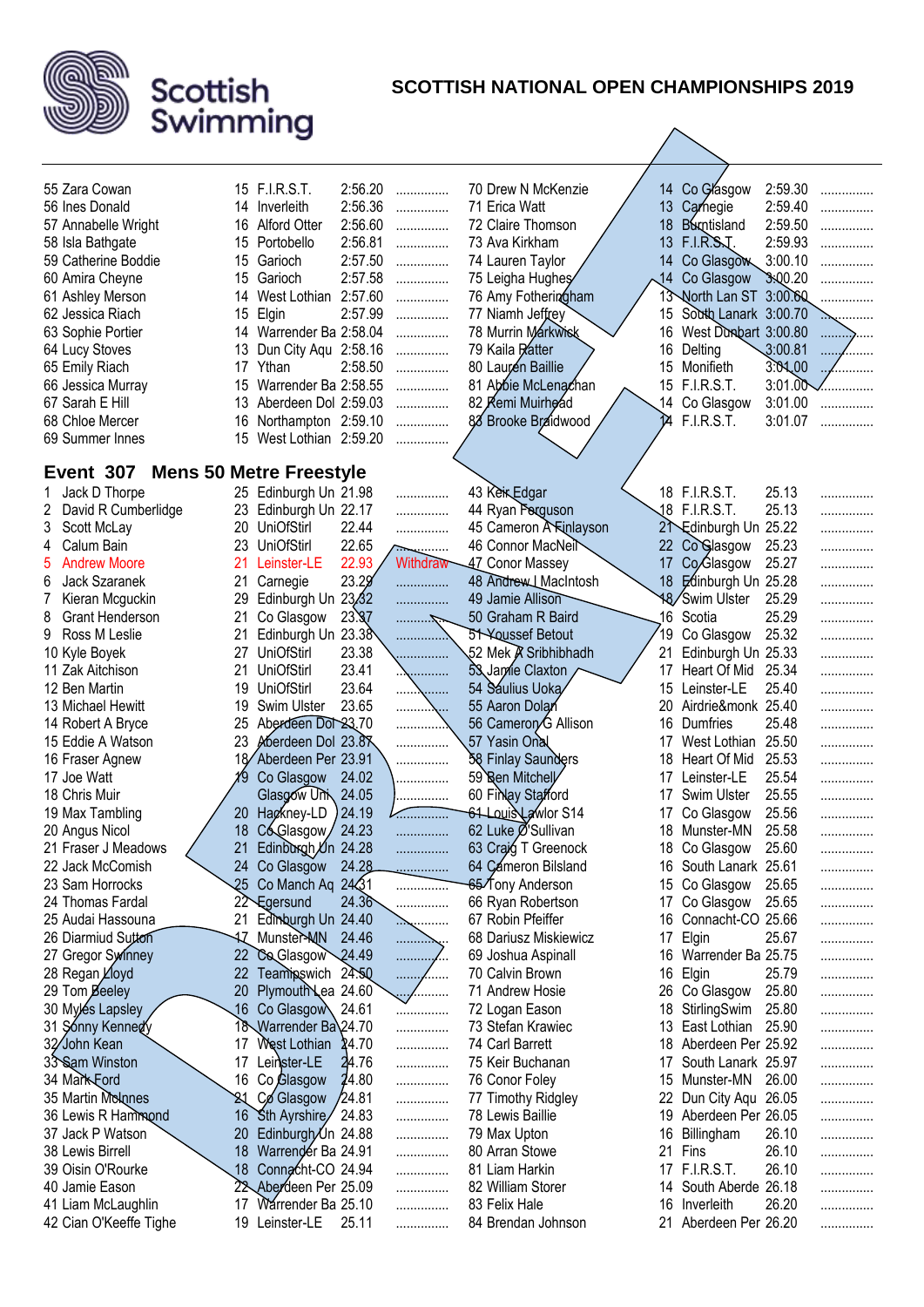# SCOTTISH NATIONAL OPEN CHAMPIONSHIPS 2019

| | Age | Club | Time | |
|---|---|---|---|---|
| 55 Zara Cowan | 15 | F.I.R.S.T. | 2:56.20 | ............... |
| 56 Ines Donald | 14 | Inverleith | 2:56.36 | ............... |
| 57 Annabelle Wright | 16 | Alford Otter | 2:56.60 | ............... |
| 58 Isla Bathgate | 15 | Portobello | 2:56.81 | ............... |
| 59 Catherine Boddie | 15 | Garioch | 2:57.50 | ............... |
| 60 Amira Cheyne | 15 | Garioch | 2:57.58 | ............... |
| 61 Ashley Merson | 14 | West Lothian | 2:57.60 | ............... |
| 62 Jessica Riach | 15 | Elgin | 2:57.99 | ............... |
| 63 Sophie Portier | 14 | Warrender Ba | 2:58.04 | ............... |
| 64 Lucy Stoves | 13 | Dun City Aqu | 2:58.16 | ............... |
| 65 Emily Riach | 17 | Ythan | 2:58.50 | ............... |
| 66 Jessica Murray | 15 | Warrender Ba | 2:58.55 | ............... |
| 67 Sarah E Hill | 13 | Aberdeen Dol | 2:59.03 | ............... |
| 68 Chloe Mercer | 16 | Northampton | 2:59.10 | ............... |
| 69 Summer Innes | 15 | West Lothian | 2:59.20 | ............... |
| 70 Drew N McKenzie | 14 | Co Glasgow | 2:59.30 | ............... |
| 71 Erica Watt | 13 | Carnegie | 2:59.40 | ............... |
| 72 Claire Thomson | 18 | Burntisland | 2:59.50 | ............... |
| 73 Ava Kirkham | 13 | F.I.R.S.T. | 2:59.93 | ............... |
| 74 Lauren Taylor | 14 | Co Glasgow | 3:00.10 | ............... |
| 75 Leigha Hughes | 14 | Co Glasgow | 3:00.20 | ............... |
| 76 Amy Fotheringham | 13 | North Lan ST | 3:00.60 | ............... |
| 77 Niamh Jeffrey | 15 | South Lanark | 3:00.70 | ............... |
| 78 Murrin Markwick | 16 | West Dunbart | 3:00.80 | ............... |
| 79 Kaila Ratter | 16 | Delting | 3:00.81 | ............... |
| 80 Lauren Baillie | 15 | Monifieth | 3:01.00 | ............... |
| 81 Abbie McLenachan | 15 | F.I.R.S.T. | 3:01.00 | ............... |
| 82 Remi Muirhead | 14 | Co Glasgow | 3:01.00 | ............... |
| 83 Brooke Braidwood | 14 | F.I.R.S.T. | 3:01.07 | ............... |

## Event 307 Mens 50 Metre Freestyle

| | Age | Club | Time | |
|---|---|---|---|---|
| 1 Jack D Thorpe | 25 | Edinburgh Un | 21.98 | ............... |
| 2 David R Cumberlidge | 23 | Edinburgh Un | 22.17 | ............... |
| 3 Scott McLay | 20 | UniOfStirl | 22.44 | ............... |
| 4 Calum Bain | 23 | UniOfStirl | 22.65 | ............... |
| 5 Andrew Moore | 21 | Leinster-LE | 22.93 | Withdraw |
| 6 Jack Szaranek | 21 | Carnegie | 23.29 | ............... |
| 7 Kieran Mcguckin | 29 | Edinburgh Un | 23.32 | ............... |
| 8 Grant Henderson | 21 | Co Glasgow | 23.37 | ............... |
| 9 Ross M Leslie | 21 | Edinburgh Un | 23.38 | ............... |
| 10 Kyle Boyek | 27 | UniOfStirl | 23.38 | ............... |
| 11 Zak Aitchison | 21 | UniOfStirl | 23.41 | ............... |
| 12 Ben Martin | 19 | UniOfStirl | 23.64 | ............... |
| 13 Michael Hewitt | 19 | Swim Ulster | 23.65 | ............... |
| 14 Robert A Bryce | 25 | Aberdeen Dol | 23.70 | ............... |
| 15 Eddie A Watson | 23 | Aberdeen Dol | 23.87 | ............... |
| 16 Fraser Agnew | 18 | Aberdeen Per | 23.91 | ............... |
| 17 Joe Watt | 19 | Co Glasgow | 24.02 | ............... |
| 18 Chris Muir | | Glasgow Uni | 24.05 | ............... |
| 19 Max Tambling | 20 | Hackney-LD | 24.19 | ............... |
| 20 Angus Nicol | 18 | Co Glasgow | 24.23 | ............... |
| 21 Fraser J Meadows | 21 | Edinburgh Un | 24.28 | ............... |
| 22 Jack McComish | 24 | Co Glasgow | 24.28 | ............... |
| 23 Sam Horrocks | 25 | Co Manch Aq | 24.31 | ............... |
| 24 Thomas Fardal | 22 | Egersund | 24.36 | ............... |
| 25 Audai Hassouna | 21 | Edinburgh Un | 24.40 | ............... |
| 26 Diarmiud Sutton | 17 | Munster-MN | 24.46 | ............... |
| 27 Gregor Swinney | 22 | Co Glasgow | 24.49 | ............... |
| 28 Regan Lloyd | 22 | Teamipswich | 24.50 | ............... |
| 29 Tom Beeley | 20 | Plymouth Lea | 24.60 | ............... |
| 30 Myles Lapsley | 16 | Co Glasgow | 24.61 | ............... |
| 31 Sonny Kennedy | 18 | Warrender Ba | 24.70 | ............... |
| 32 John Kean | 17 | West Lothian | 24.70 | ............... |
| 33 Sam Winston | 17 | Leinster-LE | 24.76 | ............... |
| 34 Mark Ford | 16 | Co Glasgow | 24.80 | ............... |
| 35 Martin McInnes | 21 | Co Glasgow | 24.81 | ............... |
| 36 Lewis R Hammond | 16 | Sth Ayrshire | 24.83 | ............... |
| 37 Jack P Watson | 20 | Edinburgh Un | 24.88 | ............... |
| 38 Lewis Birrell | 18 | Warrender Ba | 24.91 | ............... |
| 39 Oisin O'Rourke | 18 | Connacht-CO | 24.94 | ............... |
| 40 Jamie Eason | 22 | Aberdeen Per | 25.09 | ............... |
| 41 Liam McLaughlin | 17 | Warrender Ba | 25.10 | ............... |
| 42 Cian O'Keeffe Tighe | 19 | Leinster-LE | 25.11 | ............... |
| 43 Keir Edgar | 18 | F.I.R.S.T. | 25.13 | ............... |
| 44 Ryan Ferguson | 18 | F.I.R.S.T. | 25.13 | ............... |
| 45 Cameron A Finlayson | 21 | Edinburgh Un | 25.22 | ............... |
| 46 Connor MacNeil | 22 | Co Glasgow | 25.23 | ............... |
| 47 Conor Massey | 17 | Co Glasgow | 25.27 | ............... |
| 48 Andrew I MacIntosh | 18 | Edinburgh Un | 25.28 | ............... |
| 49 Jamie Allison | 18 | Swim Ulster | 25.29 | ............... |
| 50 Graham R Baird | 16 | Scotia | 25.29 | ............... |
| 51 Youssef Betout | 19 | Co Glasgow | 25.32 | ............... |
| 52 Mek A Sribhibhadh | 21 | Edinburgh Un | 25.33 | ............... |
| 53 Jamie Claxton | 17 | Heart Of Mid | 25.34 | ............... |
| 54 Saulius Uoka | 15 | Leinster-LE | 25.40 | ............... |
| 55 Aaron Dolan | 20 | Airdrie&monk | 25.40 | ............... |
| 56 Cameron G Allison | 16 | Dumfries | 25.48 | ............... |
| 57 Yasin Onal | 17 | West Lothian | 25.50 | ............... |
| 58 Finlay Saunders | 18 | Heart Of Mid | 25.53 | ............... |
| 59 Ben Mitchell | 17 | Leinster-LE | 25.54 | ............... |
| 60 Finlay Stafford | 17 | Swim Ulster | 25.55 | ............... |
| 61 Louis Lawlor S14 | 17 | Co Glasgow | 25.56 | ............... |
| 62 Luke O'Sullivan | 18 | Munster-MN | 25.58 | ............... |
| 63 Craig T Greenock | 18 | Co Glasgow | 25.60 | ............... |
| 64 Cameron Bilsland | 16 | South Lanark | 25.61 | ............... |
| 65 Tony Anderson | 15 | Co Glasgow | 25.65 | ............... |
| 66 Ryan Robertson | 17 | Co Glasgow | 25.65 | ............... |
| 67 Robin Pfeiffer | 16 | Connacht-CO | 25.66 | ............... |
| 68 Dariusz Miskiewicz | 17 | Elgin | 25.67 | ............... |
| 69 Joshua Aspinall | 16 | Warrender Ba | 25.75 | ............... |
| 70 Calvin Brown | 16 | Elgin | 25.79 | ............... |
| 71 Andrew Hosie | 26 | Co Glasgow | 25.80 | ............... |
| 72 Logan Eason | 18 | StirlingSwim | 25.80 | ............... |
| 73 Stefan Krawiec | 13 | East Lothian | 25.90 | ............... |
| 74 Carl Barrett | 18 | Aberdeen Per | 25.92 | ............... |
| 75 Keir Buchanan | 17 | South Lanark | 25.97 | ............... |
| 76 Conor Foley | 15 | Munster-MN | 26.00 | ............... |
| 77 Timothy Ridgley | 22 | Dun City Aqu | 26.05 | ............... |
| 78 Lewis Baillie | 19 | Aberdeen Per | 26.05 | ............... |
| 79 Max Upton | 16 | Billingham | 26.10 | ............... |
| 80 Arran Stowe | 21 | Fins | 26.10 | ............... |
| 81 Juan Harkin | 17 | F.I.R.S.T. | 26.10 | ............... |
| 82 William Storer | 14 | South Aberde | 26.18 | ............... |
| 83 Felix Hale | 16 | Inverleith | 26.20 | ............... |
| 84 Brendan Johnson | 21 | Aberdeen Per | 26.20 | ............... |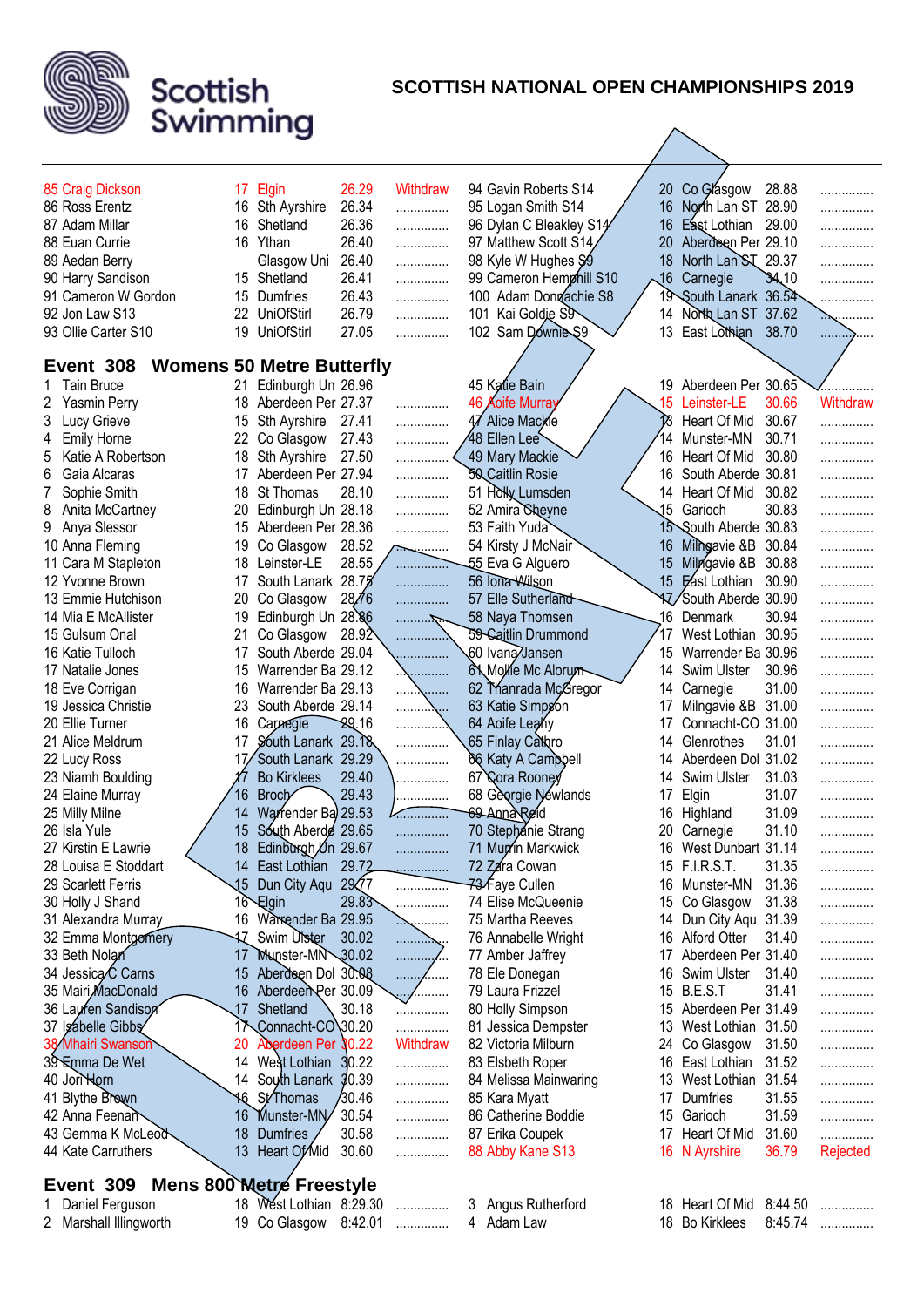# SCOTTISH NATIONAL OPEN CHAMPIONSHIPS 2019

| | | | | |
|---|---|---|---|---|
| 85 Craig Dickson | 17 | Elgin | 26.29 | Withdraw |
| 86 Ross Erentz | 16 | Sth Ayrshire | 26.34 | ............... |
| 87 Adam Millar | 16 | Shetland | 26.36 | ............... |
| 88 Euan Currie | 16 | Ythan | 26.40 | ............... |
| 89 Aedan Berry | | Glasgow Uni | 26.40 | ............... |
| 90 Harry Sandison | 15 | Shetland | 26.41 | ............... |
| 91 Cameron W Gordon | 15 | Dumfries | 26.43 | ............... |
| 92 Jon Law S13 | 22 | UniOfStirl | 26.79 | ............... |
| 93 Ollie Carter S10 | 19 | UniOfStirl | 27.05 | ............... |
| 94 Gavin Roberts S14 | 20 | Co Glasgow | 28.88 | ............... |
| 95 Logan Smith S14 | 16 | North Lan ST | 28.90 | ............... |
| 96 Dylan C Bleakley S14 | 16 | East Lothian | 29.00 | ............... |
| 97 Matthew Scott S14 | 20 | Aberdeen Per | 29.10 | ............... |
| 98 Kyle W Hughes S9 | 18 | North Lan ST | 29.37 | ............... |
| 99 Cameron Hemphill S10 | 16 | Carnegie | 34.10 | ............... |
| 100 Adam Donachie S8 | 19 | South Lanark | 36.54 | ............... |
| 101 Kai Goldie S9 | 14 | North Lan ST | 37.62 | ............... |
| 102 Sam Downie S9 | 13 | East Lothian | 38.70 | ............... |

## Event 308 Womens 50 Metre Butterfly

| | | | | |
|---|---|---|---|---|
| 1 Tain Bruce | 21 | Edinburgh Un | 26.96 | |
| 2 Yasmin Perry | 18 | Aberdeen Per | 27.37 | ............... |
| 3 Lucy Grieve | 15 | Sth Ayrshire | 27.41 | ............... |
| 4 Emily Horne | 22 | Co Glasgow | 27.43 | ............... |
| 5 Katie A Robertson | 18 | Sth Ayrshire | 27.50 | ............... |
| 6 Gaia Alcaras | 17 | Aberdeen Per | 27.94 | ............... |
| 7 Sophie Smith | 18 | St Thomas | 28.10 | ............... |
| 8 Anita McCartney | 20 | Edinburgh Un | 28.18 | ............... |
| 9 Anya Slessor | 15 | Aberdeen Per | 28.36 | ............... |
| 10 Anna Fleming | 19 | Co Glasgow | 28.52 | ............... |
| 11 Cara M Stapleton | 18 | Leinster-LE | 28.55 | ............... |
| 12 Yvonne Brown | 17 | South Lanark | 28.75 | ............... |
| 13 Emmie Hutchison | 20 | Co Glasgow | 28.76 | ............... |
| 14 Mia E McAllister | 19 | Edinburgh Un | 28.86 | ............... |
| 15 Gulsum Onal | 21 | Co Glasgow | 28.92 | ............... |
| 16 Katie Tulloch | 17 | South Aberde | 29.04 | ............... |
| 17 Natalie Jones | 15 | Warrender Ba | 29.12 | ............... |
| 18 Eve Corrigan | 16 | Warrender Ba | 29.13 | ............... |
| 19 Jessica Christie | 23 | South Aberde | 29.14 | ............... |
| 20 Ellie Turner | 16 | Carnegie | 29.16 | ............... |
| 21 Alice Meldrum | 17 | South Lanark | 29.18 | ............... |
| 22 Lucy Ross | 17 | South Lanark | 29.29 | ............... |
| 23 Niamh Boulding | 17 | Bo Kirklees | 29.40 | ............... |
| 24 Elaine Murray | 16 | Broch | 29.43 | ............... |
| 25 Milly Milne | 14 | Warrender Ba | 29.53 | ............... |
| 26 Isla Yule | 15 | South Aberde | 29.65 | ............... |
| 27 Kirstin E Lawrie | 18 | Edinburgh Un | 29.67 | ............... |
| 28 Louisa E Stoddart | 14 | East Lothian | 29.72 | ............... |
| 29 Scarlett Ferris | 15 | Dun City Aqu | 29.77 | ............... |
| 30 Holly J Shand | 16 | Elgin | 29.83 | ............... |
| 31 Alexandra Murray | 16 | Warrender Ba | 29.95 | ............... |
| 32 Emma Montgomery | 17 | Swim Ulster | 30.02 | ............... |
| 33 Beth Nolan | 17 | Munster-MN | 30.02 | ............... |
| 34 Jessica C Carns | 15 | Aberdeen Dol | 30.08 | ............... |
| 35 Mairi MacDonald | 16 | Aberdeen Per | 30.09 | ............... |
| 36 Lauren Sandison | 17 | Shetland | 30.18 | ............... |
| 37 Isabelle Gibbs | 17 | Connacht-CO | 30.20 | ............... |
| 38 Mhairi Swanson | 20 | Aberdeen Per | 30.22 | Withdraw |
| 39 Emma De Wet | 14 | West Lothian | 30.22 | ............... |
| 40 Jori Horn | 14 | South Lanark | 30.39 | ............... |
| 41 Blythe Brown | 16 | St Thomas | 30.46 | ............... |
| 42 Anna Feenan | 16 | Munster-MN | 30.54 | ............... |
| 43 Gemma K McLeod | 18 | Dumfries | 30.58 | ............... |
| 44 Kate Carruthers | 13 | Heart Of Mid | 30.60 | ............... |
| 45 Katie Bain | 19 | Aberdeen Per | 30.65 | ............... |
| 46 Aoife Murray | 15 | Leinster-LE | 30.66 | Withdraw |
| 47 Alice Mackie | 18 | Heart Of Mid | 30.67 | ............... |
| 48 Ellen Lee | 14 | Munster-MN | 30.71 | ............... |
| 49 Mary Mackie | 16 | Heart Of Mid | 30.80 | ............... |
| 50 Caitlin Rosie | 16 | South Aberde | 30.81 | ............... |
| 51 Holly Lumsden | 14 | Heart Of Mid | 30.82 | ............... |
| 52 Amira Cheyne | 15 | Garioch | 30.83 | ............... |
| 53 Faith Yuda | 15 | South Aberde | 30.83 | ............... |
| 54 Kirsty J McNair | 16 | Milngavie &B | 30.84 | ............... |
| 55 Eva G Alguero | 15 | Milngavie &B | 30.88 | ............... |
| 56 Iona Wilson | 15 | East Lothian | 30.90 | ............... |
| 57 Elle Sutherland | 17 | South Aberde | 30.90 | ............... |
| 58 Naya Thomsen | 16 | Denmark | 30.94 | ............... |
| 59 Caitlin Drummond | 17 | West Lothian | 30.95 | ............... |
| 60 Ivana Jansen | 15 | Warrender Ba | 30.96 | ............... |
| 61 Mollie Mc Alorum | 14 | Swim Ulster | 30.96 | ............... |
| 62 Tianrada McGregor | 14 | Carnegie | 31.00 | ............... |
| 63 Katie Simpson | 17 | Milngavie &B | 31.00 | ............... |
| 64 Aoife Leahy | 17 | Connacht-CO | 31.00 | ............... |
| 65 Finlay Cathro | 14 | Glenrothes | 31.01 | ............... |
| 66 Katy A Campbell | 14 | Aberdeen Dol | 31.02 | ............... |
| 67 Cora Rooney | 14 | Swim Ulster | 31.03 | ............... |
| 68 Georgie Newlands | 17 | Elgin | 31.07 | ............... |
| 69 Anna Reid | 16 | Highland | 31.09 | ............... |
| 70 Stephanie Strang | 20 | Carnegie | 31.10 | ............... |
| 71 Murrin Markwick | 16 | West Dunbart | 31.14 | ............... |
| 72 Zara Cowan | 15 | F.I.R.S.T. | 31.35 | ............... |
| 73 Faye Cullen | 16 | Munster-MN | 31.36 | ............... |
| 74 Elise McQueenie | 15 | Co Glasgow | 31.38 | ............... |
| 75 Martha Reeves | 14 | Dun City Aqu | 31.39 | ............... |
| 76 Annabelle Wright | 16 | Alford Otter | 31.40 | ............... |
| 77 Amber Jaffrey | 17 | Aberdeen Per | 31.40 | ............... |
| 78 Ele Donegan | 16 | Swim Ulster | 31.40 | ............... |
| 79 Laura Frizzel | 15 | B.E.S.T | 31.41 | ............... |
| 80 Holly Simpson | 15 | Aberdeen Per | 31.49 | ............... |
| 81 Jessica Dempster | 13 | West Lothian | 31.50 | ............... |
| 82 Victoria Milburn | 24 | Co Glasgow | 31.50 | ............... |
| 83 Elsbeth Roper | 16 | East Lothian | 31.52 | ............... |
| 84 Melissa Mainwaring | 13 | West Lothian | 31.54 | ............... |
| 85 Kara Myatt | 17 | Dumfries | 31.55 | ............... |
| 86 Catherine Boddie | 15 | Garioch | 31.59 | ............... |
| 87 Erika Coupek | 17 | Heart Of Mid | 31.60 | ............... |
| 88 Abby Kane S13 | 16 | N Ayrshire | 36.79 | Rejected |

## Event 309 Mens 800 Metre Freestyle

| | | | | |
|---|---|---|---|---|
| 1 Daniel Ferguson | 18 | West Lothian | 8:29.30 | ............... |
| 2 Marshall Illingworth | 19 | Co Glasgow | 8:42.01 | ............... |
| 3 Angus Rutherford | 18 | Heart Of Mid | 8:44.50 | ............... |
| 4 Adam Law | 18 | Bo Kirklees | 8:45.74 | ............... |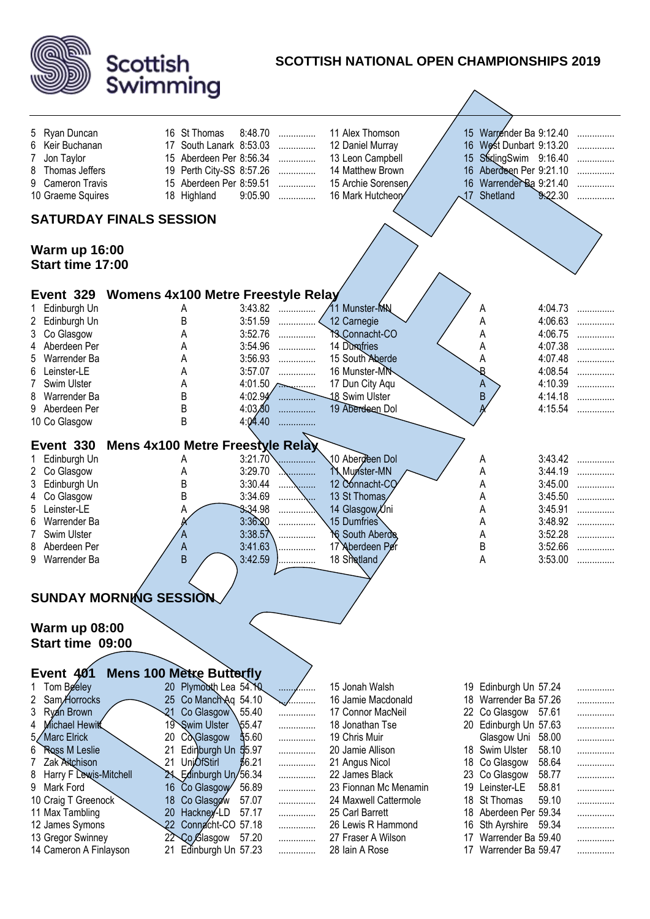| | | | | | | | |
|---|---|---|---|---|---|---|---|
| 5 Ryan Duncan | 16 St Thomas | 8:48.70 | ............... | 11 Alex Thomson | 15 Warrender Ba | 9:12.40 | ............... |
| 6 Keir Buchanan | 17 South Lanark | 8:53.03 | ............... | 12 Daniel Murray | 16 West Dunbart | 9:13.20 | ............... |
| 7 Jon Taylor | 15 Aberdeen Per | 8:56.34 | ............... | 13 Leon Campbell | 15 StirlingSwim | 9:16.40 | ............... |
| 8 Thomas Jeffers | 19 Perth City-SS | 8:57.26 | ............... | 14 Matthew Brown | 16 Aberdeen Per | 9:21.10 | ............... |
| 9 Cameron Travis | 15 Aberdeen Per | 8:59.51 | ............... | 15 Archie Sorensen | 16 Warrender Ba | 9:21.40 | ............... |
| 10 Graeme Squires | 18 Highland | 9:05.90 | ............... | 16 Mark Hutcheon | 17 Shetland | 9:22.30 | ............... |

## SATURDAY FINALS SESSION

### Warm up 16:00
### Start time 17:00

### Event 329 Womens 4x100 Metre Freestyle Relay

| | | | | | | | |
|---|---|---|---|---|---|---|---|
| 1 Edinburgh Un | A | 3:43.82 | ............... | 11 Munster-MN | A | 4:04.73 | ............... |
| 2 Edinburgh Un | B | 3:51.59 | ............... | 12 Carnegie | A | 4:06.63 | ............... |
| 3 Co Glasgow | A | 3:52.76 | ............... | 13 Connacht-CO | A | 4:06.75 | ............... |
| 4 Aberdeen Per | A | 3:54.96 | ............... | 14 Dumfries | A | 4:07.38 | ............... |
| 5 Warrender Ba | A | 3:56.93 | ............... | 15 South Aberde | A | 4:07.48 | ............... |
| 6 Leinster-LE | A | 3:57.07 | ............... | 16 Munster-MN | B | 4:08.54 | ............... |
| 7 Swim Ulster | A | 4:01.50 | ............... | 17 Dun City Aqu | A | 4:10.39 | ............... |
| 8 Warrender Ba | B | 4:02.94 | ............... | 18 Swim Ulster | B | 4:14.18 | ............... |
| 9 Aberdeen Per | B | 4:03.30 | ............... | 19 Aberdeen Dol | A | 4:15.54 | ............... |
| 10 Co Glasgow | B | 4:04.40 | ............... | | | | |

### Event 330 Mens 4x100 Metre Freestyle Relay

| | | | | | | | |
|---|---|---|---|---|---|---|---|
| 1 Edinburgh Un | A | 3:21.70 | ............... | 10 Aberdeen Dol | A | 3:43.42 | ............... |
| 2 Co Glasgow | A | 3:29.70 | ............... | 11 Munster-MN | A | 3:44.19 | ............... |
| 3 Edinburgh Un | B | 3:30.44 | ............... | 12 Connacht-CO | A | 3:45.00 | ............... |
| 4 Co Glasgow | B | 3:34.69 | ............... | 13 St Thomas | A | 3:45.50 | ............... |
| 5 Leinster-LE | A | 3:34.98 | ............... | 14 Glasgow Uni | A | 3:45.91 | ............... |
| 6 Warrender Ba | A | 3:36.20 | ............... | 15 Dumfries | A | 3:48.92 | ............... |
| 7 Swim Ulster | A | 3:38.57 | ............... | 16 South Aberde | A | 3:52.28 | ............... |
| 8 Aberdeen Per | A | 3:41.63 | ............... | 17 Aberdeen Per | B | 3:52.66 | ............... |
| 9 Warrender Ba | B | 3:42.59 | ............... | 18 Shetland | A | 3:53.00 | ............... |

## SUNDAY MORNING SESSION

### Warm up 08:00
### Start time 09:00

### Event 401 Mens 100 Metre Butterfly

| | | | | | | | |
|---|---|---|---|---|---|---|---|
| 1 Tom Beeley | 20 Plymouth Lea | 54.10 | ............... | 15 Jonah Walsh | 19 Edinburgh Un | 57.24 | ............... |
| 2 Sam Horrocks | 25 Co Manch Aq | 54.10 | ............... | 16 Jamie Macdonald | 18 Warrender Ba | 57.26 | ............... |
| 3 Ryan Brown | 21 Co Glasgow | 55.40 | ............... | 17 Connor MacNeil | 22 Co Glasgow | 57.61 | ............... |
| 4 Michael Hewitt | 19 Swim Ulster | 55.47 | ............... | 18 Jonathan Tse | 20 Edinburgh Un | 57.63 | ............... |
| 5 Marc Elrick | 20 Co Glasgow | 55.60 | ............... | 19 Chris Muir | Glasgow Uni | 58.00 | ............... |
| 6 Ross M Leslie | 21 Edinburgh Un | 55.97 | ............... | 20 Jamie Allison | 18 Swim Ulster | 58.10 | ............... |
| 7 Zak Aitchison | 21 UniOfStirl | 56.21 | ............... | 21 Angus Nicol | 18 Co Glasgow | 58.64 | ............... |
| 8 Harry F Lewis-Mitchell | 21 Edinburgh Un | 56.34 | ............... | 22 James Black | 23 Co Glasgow | 58.77 | ............... |
| 9 Mark Ford | 16 Co Glasgow | 56.89 | ............... | 23 Fionnan Mc Menamin | 19 Leinster-LE | 58.81 | ............... |
| 10 Craig T Greenock | 18 Co Glasgow | 57.07 | ............... | 24 Maxwell Cattermole | 18 St Thomas | 59.10 | ............... |
| 11 Max Tambling | 20 Hackney-LD | 57.17 | ............... | 25 Carl Barrett | 18 Aberdeen Per | 59.34 | ............... |
| 12 James Symons | 22 Connacht-CO | 57.18 | ............... | 26 Lewis R Hammond | 16 Sth Ayrshire | 59.34 | ............... |
| 13 Gregor Swinney | 22 Co Glasgow | 57.20 | ............... | 27 Fraser A Wilson | 17 Warrender Ba | 59.40 | ............... |
| 14 Cameron A Finlayson | 21 Edinburgh Un | 57.23 | ............... | 28 Iain A Rose | 17 Warrender Ba | 59.47 | ............... |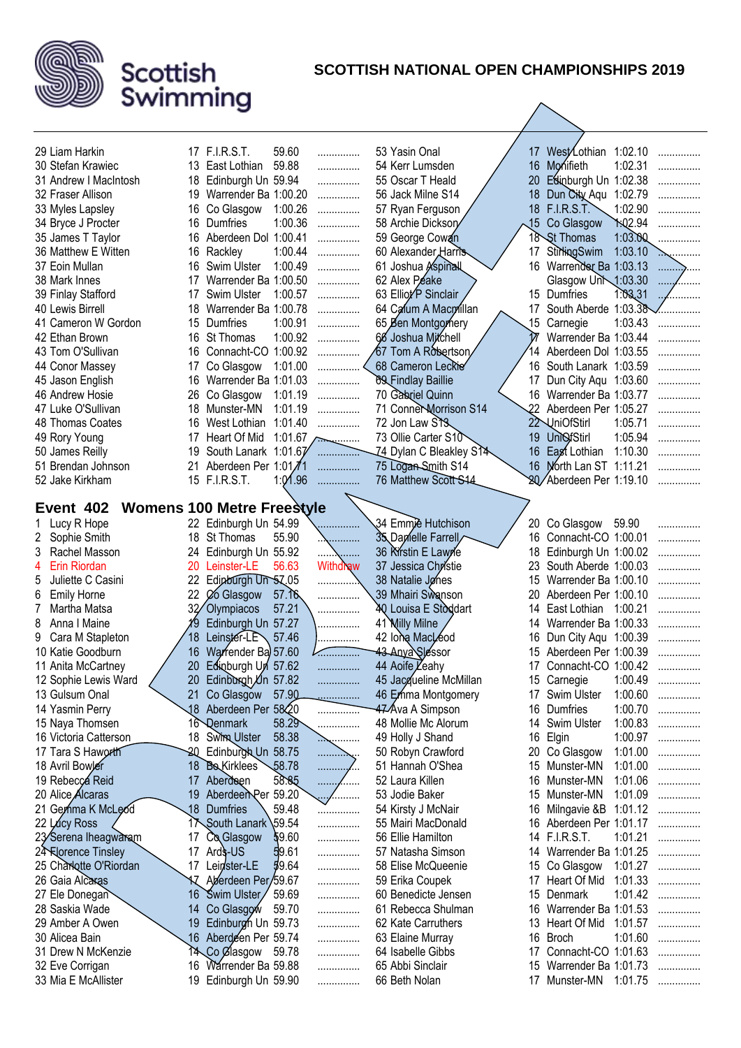# SCOTTISH NATIONAL OPEN CHAMPIONSHIPS 2019

| Name | Age | Club | Time | |
|---|---|---|---|---|
| 29 Liam Harkin | 17 | F.I.R.S.T. | 59.60 | ............... |
| 30 Stefan Krawiec | 13 | East Lothian | 59.88 | ............... |
| 31 Andrew I MacIntosh | 18 | Edinburgh Un | 59.94 | ............... |
| 32 Fraser Allison | 19 | Warrender Ba | 1:00.20 | ............... |
| 33 Myles Lapsley | 16 | Co Glasgow | 1:00.26 | ............... |
| 34 Bryce J Procter | 16 | Dumfries | 1:00.36 | ............... |
| 35 James T Taylor | 16 | Aberdeen Dol | 1:00.41 | ............... |
| 36 Matthew E Witten | 16 | Rackley | 1:00.44 | ............... |
| 37 Eoin Mullan | 16 | Swim Ulster | 1:00.49 | ............... |
| 38 Mark Innes | 17 | Warrender Ba | 1:00.50 | ............... |
| 39 Finlay Stafford | 17 | Swim Ulster | 1:00.57 | ............... |
| 40 Lewis Birrell | 18 | Warrender Ba | 1:00.78 | ............... |
| 41 Cameron W Gordon | 15 | Dumfries | 1:00.91 | ............... |
| 42 Ethan Brown | 16 | St Thomas | 1:00.92 | ............... |
| 43 Tom O'Sullivan | 16 | Connacht-CO | 1:00.92 | ............... |
| 44 Conor Massey | 17 | Co Glasgow | 1:01.00 | ............... |
| 45 Jason English | 16 | Warrender Ba | 1:01.03 | ............... |
| 46 Andrew Hosie | 26 | Co Glasgow | 1:01.19 | ............... |
| 47 Luke O'Sullivan | 18 | Munster-MN | 1:01.19 | ............... |
| 48 Thomas Coates | 16 | West Lothian | 1:01.40 | ............... |
| 49 Rory Young | 17 | Heart Of Mid | 1:01.67 | ............... |
| 50 James Reilly | 19 | South Lanark | 1:01.67 | ............... |
| 51 Brendan Johnson | 21 | Aberdeen Per | 1:01.71 | ............... |
| 52 Jake Kirkham | 15 | F.I.R.S.T. | 1:01.96 | ............... |
| 53 Yasin Onal | 17 | West Lothian | 1:02.10 | ............... |
| 54 Kerr Lumsden | 16 | Monifieth | 1:02.31 | ............... |
| 55 Oscar T Heald | 20 | Edinburgh Un | 1:02.38 | ............... |
| 56 Jack Milne S14 | 18 | Dun City Aqu | 1:02.79 | ............... |
| 57 Ryan Ferguson | 18 | F.I.R.S.T. | 1:02.90 | ............... |
| 58 Archie Dickson | 15 | Co Glasgow | 1:02.94 | ............... |
| 59 George Cowan | 18 | St Thomas | 1:03.00 | ............... |
| 60 Alexander Harris | 17 | StirlingSwim | 1:03.10 | ............... |
| 61 Joshua Aspinall | 16 | Warrender Ba | 1:03.13 | ............... |
| 62 Alex Peake | | Glasgow Uni | 1:03.30 | ............... |
| 63 Elliot P Sinclair | 15 | Dumfries | 1:03.31 | ............... |
| 64 Calum A Macmillan | 17 | South Aberde | 1:03.38 | ............... |
| 65 Ben Montgomery | 15 | Carnegie | 1:03.43 | ............... |
| 66 Joshua Mitchell | 17 | Warrender Ba | 1:03.44 | ............... |
| 67 Tom A Robertson | 14 | Aberdeen Dol | 1:03.55 | ............... |
| 68 Cameron Leckie | 16 | South Lanark | 1:03.59 | ............... |
| 69 Findlay Baillie | 17 | Dun City Aqu | 1:03.60 | ............... |
| 70 Gabriel Quinn | 16 | Warrender Ba | 1:03.77 | ............... |
| 71 Conner Morrison S14 | 22 | Aberdeen Per | 1:05.27 | ............... |
| 72 Jon Law S13 | 22 | UniOfStirl | 1:05.71 | ............... |
| 73 Ollie Carter S10 | 19 | UniOfStirl | 1:05.94 | ............... |
| 74 Dylan C Bleakley S14 | 16 | East Lothian | 1:10.30 | ............... |
| 75 Logan Smith S14 | 16 | North Lan ST | 1:11.21 | ............... |
| 76 Matthew Scott S14 | 20 | Aberdeen Per | 1:19.10 | ............... |

## Event 402 Womens 100 Metre Freestyle

| Name | Age | Club | Time | |
|---|---|---|---|---|
| 1 Lucy R Hope | 22 | Edinburgh Un | 54.99 | ............... |
| 2 Sophie Smith | 18 | St Thomas | 55.90 | ............... |
| 3 Rachel Masson | 24 | Edinburgh Un | 55.92 | ............... |
| 4 Erin Riordan | 20 | Leinster-LE | 56.63 | Withdraw |
| 5 Juliette C Casini | 22 | Edinburgh Un | 57.05 | ............... |
| 6 Emily Horne | 22 | Co Glasgow | 57.16 | ............... |
| 7 Martha Matsa | 32 | Olympiacos | 57.21 | ............... |
| 8 Anna I Maine | 19 | Edinburgh Un | 57.27 | ............... |
| 9 Cara M Stapleton | 18 | Leinster-LE | 57.46 | ............... |
| 10 Katie Goodburn | 16 | Warrender Ba | 57.60 | ............... |
| 11 Anita McCartney | 20 | Edinburgh Un | 57.62 | ............... |
| 12 Sophie Lewis Ward | 20 | Edinburgh Un | 57.82 | ............... |
| 13 Gulsum Onal | 21 | Co Glasgow | 57.90 | ............... |
| 14 Yasmin Perry | 18 | Aberdeen Per | 58.20 | ............... |
| 15 Naya Thomsen | 16 | Denmark | 58.29 | ............... |
| 16 Victoria Catterson | 18 | Swim Ulster | 58.38 | ............... |
| 17 Tara S Haworth | 20 | Edinburgh Un | 58.75 | ............... |
| 18 Avril Bowler | 18 | Bo Kirklees | 58.78 | ............... |
| 19 Rebecca Reid | 17 | Aberdeen | 58.85 | ............... |
| 20 Alice Alcaras | 19 | Aberdeen Per | 59.20 | ............... |
| 21 Gemma K McLeod | 18 | Dumfries | 59.48 | ............... |
| 22 Lucy Ross | 17 | South Lanark | 59.54 | ............... |
| 23 Serena Iheagwaram | 17 | Co Glasgow | 59.60 | ............... |
| 24 Florence Tinsley | 17 | Ards-US | 59.61 | ............... |
| 25 Charlotte O'Riordan | 17 | Leinster-LE | 59.64 | ............... |
| 26 Gaia Alcaras | 17 | Aberdeen Per | 59.67 | ............... |
| 27 Ele Donegan | 16 | Swim Ulster | 59.69 | ............... |
| 28 Saskia Wade | 14 | Co Glasgow | 59.70 | ............... |
| 29 Amber A Owen | 19 | Edinburgh Un | 59.73 | ............... |
| 30 Alicea Bain | 16 | Aberdeen Per | 59.74 | ............... |
| 31 Drew N McKenzie | 14 | Co Glasgow | 59.78 | ............... |
| 32 Eve Corrigan | 16 | Warrender Ba | 59.88 | ............... |
| 33 Mia E McAllister | 19 | Edinburgh Un | 59.90 | ............... |
| 34 Emmie Hutchison | 20 | Co Glasgow | 59.90 | ............... |
| 35 Danielle Farrell | 16 | Connacht-CO | 1:00.01 | ............... |
| 36 Kirstin E Lawrie | 18 | Edinburgh Un | 1:00.02 | ............... |
| 37 Jessica Christie | 23 | South Aberde | 1:00.03 | ............... |
| 38 Natalie Jones | 15 | Warrender Ba | 1:00.10 | ............... |
| 39 Mhairi Swanson | 20 | Aberdeen Per | 1:00.10 | ............... |
| 40 Louisa E Stoddart | 14 | East Lothian | 1:00.21 | ............... |
| 41 Milly Milne | 14 | Warrender Ba | 1:00.33 | ............... |
| 42 Iona MacLeod | 16 | Dun City Aqu | 1:00.39 | ............... |
| 43 Anya Slessor | 15 | Aberdeen Per | 1:00.39 | ............... |
| 44 Aoife Leahy | 17 | Connacht-CO | 1:00.42 | ............... |
| 45 Jacqueline McMillan | 15 | Carnegie | 1:00.49 | ............... |
| 46 Emma Montgomery | 17 | Swim Ulster | 1:00.60 | ............... |
| 47 Ava A Simpson | 16 | Dumfries | 1:00.70 | ............... |
| 48 Mollie Mc Alorum | 14 | Swim Ulster | 1:00.83 | ............... |
| 49 Holly J Shand | 16 | Elgin | 1:00.97 | ............... |
| 50 Robyn Crawford | 20 | Co Glasgow | 1:01.00 | ............... |
| 51 Hannah O'Shea | 15 | Munster-MN | 1:01.00 | ............... |
| 52 Laura Killen | 16 | Munster-MN | 1:01.06 | ............... |
| 53 Jodie Baker | 15 | Munster-MN | 1:01.09 | ............... |
| 54 Kirsty J McNair | 16 | Milngavie &B | 1:01.12 | ............... |
| 55 Mairi MacDonald | 16 | Aberdeen Per | 1:01.17 | ............... |
| 56 Ellie Hamilton | 14 | F.I.R.S.T. | 1:01.21 | ............... |
| 57 Natasha Simson | 14 | Warrender Ba | 1:01.25 | ............... |
| 58 Elise McQueenie | 15 | Co Glasgow | 1:01.27 | ............... |
| 59 Erika Coupek | 17 | Heart Of Mid | 1:01.33 | ............... |
| 60 Benedicte Jensen | 15 | Denmark | 1:01.42 | ............... |
| 61 Rebecca Shulman | 16 | Warrender Ba | 1:01.53 | ............... |
| 62 Kate Carruthers | 13 | Heart Of Mid | 1:01.57 | ............... |
| 63 Elaine Murray | 16 | Broch | 1:01.60 | ............... |
| 64 Isabelle Gibbs | 17 | Connacht-CO | 1:01.63 | ............... |
| 65 Abbi Sinclair | 15 | Warrender Ba | 1:01.73 | ............... |
| 66 Beth Nolan | 17 | Munster-MN | 1:01.75 | ............... |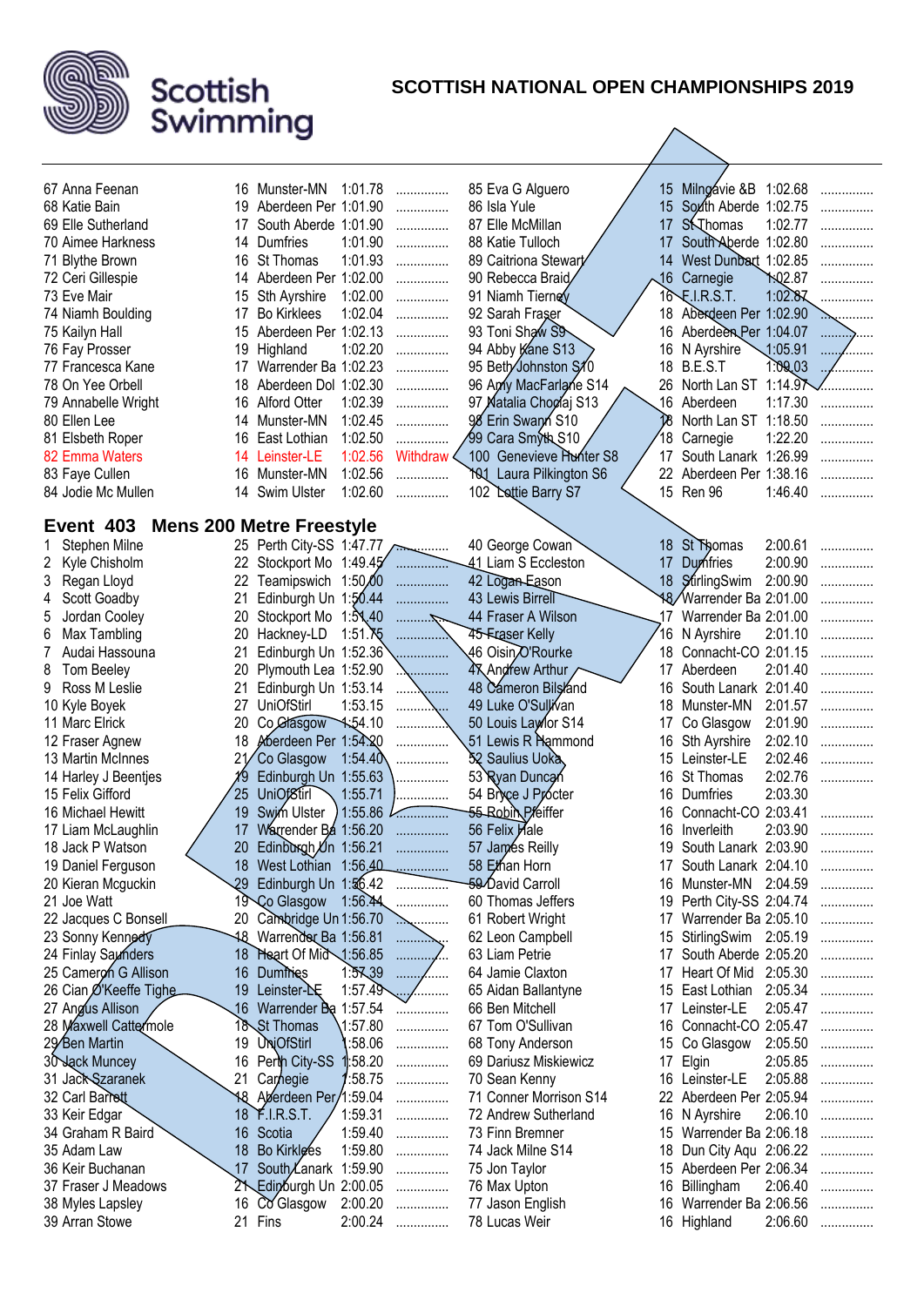# SCOTTISH NATIONAL OPEN CHAMPIONSHIPS 2019

| | | | | |
|---|---|---|---|---|
| 67 Anna Feenan | 16 | Munster-MN | 1:01.78 | ............... |
| 68 Katie Bain | 19 | Aberdeen Per | 1:01.90 | ............... |
| 69 Elle Sutherland | 17 | South Aberde | 1:01.90 | ............... |
| 70 Aimee Harkness | 14 | Dumfries | 1:01.90 | ............... |
| 71 Blythe Brown | 16 | St Thomas | 1:01.93 | ............... |
| 72 Ceri Gillespie | 14 | Aberdeen Per | 1:02.00 | ............... |
| 73 Eve Mair | 15 | Sth Ayrshire | 1:02.00 | ............... |
| 74 Niamh Boulding | 17 | Bo Kirklees | 1:02.04 | ............... |
| 75 Kailyn Hall | 15 | Aberdeen Per | 1:02.13 | ............... |
| 76 Fay Prosser | 19 | Highland | 1:02.20 | ............... |
| 77 Francesca Kane | 17 | Warrender Ba | 1:02.23 | ............... |
| 78 On Yee Orbell | 18 | Aberdeen Dol | 1:02.30 | ............... |
| 79 Annabelle Wright | 16 | Alford Otter | 1:02.39 | ............... |
| 80 Ellen Lee | 14 | Munster-MN | 1:02.45 | ............... |
| 81 Elsbeth Roper | 16 | East Lothian | 1:02.50 | ............... |
| 82 Emma Waters | 14 | Leinster-LE | 1:02.56 | Withdraw |
| 83 Faye Cullen | 16 | Munster-MN | 1:02.56 | ............... |
| 84 Jodie Mc Mullen | 14 | Swim Ulster | 1:02.60 | ............... |
| 85 Eva G Alguero | 15 | Milngavie &B | 1:02.68 | ............... |
| 86 Isla Yule | 15 | South Aberde | 1:02.75 | ............... |
| 87 Elle McMillan | 17 | St Thomas | 1:02.77 | ............... |
| 88 Katie Tulloch | 17 | South Aberde | 1:02.80 | ............... |
| 89 Caitriona Stewart | 14 | West Dunbart | 1:02.85 | ............... |
| 90 Rebecca Braid | 16 | Carnegie | 1:02.87 | ............... |
| 91 Niamh Tierney | 16 | F.I.R.S.T. | 1:02.87 | ............... |
| 92 Sarah Fraser | 18 | Aberdeen Per | 1:02.90 | ............... |
| 93 Toni Shaw S9 | 16 | Aberdeen Per | 1:04.07 | ............... |
| 94 Abby Kane S13 | 16 | N Ayrshire | 1:05.91 | ............... |
| 95 Beth Johnston S10 | 18 | B.E.S.T | 1:09.03 | ............... |
| 96 Amy MacFarlane S14 | 26 | North Lan ST | 1:14.97 | ............... |
| 97 Natalia Chodaj S13 | 16 | Aberdeen | 1:17.30 | ............... |
| 98 Erin Swann S10 | 18 | North Lan ST | 1:18.50 | ............... |
| 99 Cara Smyth S10 | 18 | Carnegie | 1:22.20 | ............... |
| 100 Genevieve Hunter S8 | 17 | South Lanark | 1:26.99 | ............... |
| 101 Laura Pilkington S6 | 22 | Aberdeen Per | 1:38.16 | ............... |
| 102 Lottie Barry S7 | 15 | Ren 96 | 1:46.40 | ............... |

## Event 403 Mens 200 Metre Freestyle

| | | | | |
|---|---|---|---|---|
| 1 Stephen Milne | 25 | Perth City-SS | 1:47.77 | ............... |
| 2 Kyle Chisholm | 22 | Stockport Mo | 1:49.45 | ............... |
| 3 Regan Lloyd | 22 | Teamipswich | 1:50.00 | ............... |
| 4 Scott Goadby | 21 | Edinburgh Un | 1:50.44 | ............... |
| 5 Jordan Cooley | 20 | Stockport Mo | 1:51.40 | ............... |
| 6 Max Tambling | 20 | Hackney-LD | 1:51.75 | ............... |
| 7 Audai Hassouna | 21 | Edinburgh Un | 1:52.36 | ............... |
| 8 Tom Beeley | 20 | Plymouth Lea | 1:52.90 | ............... |
| 9 Ross M Leslie | 21 | Edinburgh Un | 1:53.14 | ............... |
| 10 Kyle Boyek | 27 | UniOfStirl | 1:53.15 | ............... |
| 11 Marc Elrick | 20 | Co Glasgow | 1:54.10 | ............... |
| 12 Fraser Agnew | 18 | Aberdeen Per | 1:54.20 | ............... |
| 13 Martin McInnes | 21 | Co Glasgow | 1:54.40 | ............... |
| 14 Harley J Beentjes | 19 | Edinburgh Un | 1:55.63 | ............... |
| 15 Felix Gifford | 25 | UniOfStirl | 1:55.71 | ............... |
| 16 Michael Hewitt | 19 | Swim Ulster | 1:55.86 | ............... |
| 17 Liam McLaughlin | 17 | Warrender Ba | 1:56.20 | ............... |
| 18 Jack P Watson | 20 | Edinburgh Un | 1:56.21 | ............... |
| 19 Daniel Ferguson | 18 | West Lothian | 1:56.40 | ............... |
| 20 Kieran Mcguckin | 29 | Edinburgh Un | 1:56.42 | ............... |
| 21 Joe Watt | 19 | Co Glasgow | 1:56.44 | ............... |
| 22 Jacques C Bonsell | 20 | Cambridge Un | 1:56.70 | ............... |
| 23 Sonny Kennedy | 18 | Warrender Ba | 1:56.81 | ............... |
| 24 Finlay Saunders | 18 | Heart Of Mid | 1:56.85 | ............... |
| 25 Cameron G Allison | 16 | Dumfries | 1:57.39 | ............... |
| 26 Cian O'Keeffe Tighe | 19 | Leinster-LE | 1:57.49 | ............... |
| 27 Angus Allison | 16 | Warrender Ba | 1:57.54 | ............... |
| 28 Maxwell Cattermole | 18 | St Thomas | 1:57.80 | ............... |
| 29 Ben Martin | 19 | UniOfStirl | 1:58.06 | ............... |
| 30 Jack Muncey | 16 | Perth City-SS | 1:58.20 | ............... |
| 31 Jack Szaranek | 21 | Carnegie | 1:58.75 | ............... |
| 32 Carl Barrett | 18 | Aberdeen Per | 1:59.04 | ............... |
| 33 Keir Edgar | 18 | F.I.R.S.T. | 1:59.31 | ............... |
| 34 Graham R Baird | 16 | Scotia | 1:59.40 | ............... |
| 35 Adam Law | 18 | Bo Kirklees | 1:59.80 | ............... |
| 36 Keir Buchanan | 17 | South Lanark | 1:59.90 | ............... |
| 37 Fraser J Meadows | 21 | Edinburgh Un | 2:00.05 | ............... |
| 38 Myles Lapsley | 16 | Co Glasgow | 2:00.20 | ............... |
| 39 Arran Stowe | 21 | Fins | 2:00.24 | ............... |
| 40 George Cowan | 18 | St Thomas | 2:00.61 | ............... |
| 41 Liam S Eccleston | 17 | Dumfries | 2:00.90 | ............... |
| 42 Logan Eason | 18 | StirlingSwim | 2:00.90 | ............... |
| 43 Lewis Birrell | 18 | Warrender Ba | 2:01.00 | ............... |
| 44 Fraser A Wilson | 17 | Warrender Ba | 2:01.00 | ............... |
| 45 Fraser Kelly | 16 | N Ayrshire | 2:01.10 | ............... |
| 46 Oisin O'Rourke | 18 | Connacht-CO | 2:01.15 | ............... |
| 47 Andrew Arthur | 17 | Aberdeen | 2:01.40 | ............... |
| 48 Cameron Bilsland | 16 | South Lanark | 2:01.40 | ............... |
| 49 Luke O'Sullivan | 18 | Munster-MN | 2:01.57 | ............... |
| 50 Louis Lawlor S14 | 17 | Co Glasgow | 2:01.90 | ............... |
| 51 Lewis R Hammond | 16 | Sth Ayrshire | 2:02.10 | ............... |
| 52 Saulius Uoka | 15 | Leinster-LE | 2:02.46 | ............... |
| 53 Ryan Duncan | 16 | St Thomas | 2:02.76 | ............... |
| 54 Bryce J Procter | 16 | Dumfries | 2:03.30 | ............... |
| 55 Robin Pfeiffer | 16 | Connacht-CO | 2:03.41 | ............... |
| 56 Felix Hale | 16 | Inverleith | 2:03.90 | ............... |
| 57 James Reilly | 19 | South Lanark | 2:03.90 | ............... |
| 58 Ethan Horn | 17 | South Lanark | 2:04.10 | ............... |
| 59 David Carroll | 16 | Munster-MN | 2:04.59 | ............... |
| 60 Thomas Jeffers | 19 | Perth City-SS | 2:04.74 | ............... |
| 61 Robert Wright | 17 | Warrender Ba | 2:05.10 | ............... |
| 62 Leon Campbell | 15 | StirlingSwim | 2:05.19 | ............... |
| 63 Liam Petrie | 17 | South Aberde | 2:05.20 | ............... |
| 64 Jamie Claxton | 17 | Heart Of Mid | 2:05.30 | ............... |
| 65 Aidan Ballantyne | 15 | East Lothian | 2:05.34 | ............... |
| 66 Ben Mitchell | 17 | Leinster-LE | 2:05.47 | ............... |
| 67 Tom O'Sullivan | 16 | Connacht-CO | 2:05.47 | ............... |
| 68 Tony Anderson | 15 | Co Glasgow | 2:05.50 | ............... |
| 69 Dariusz Miskiewicz | 17 | Elgin | 2:05.85 | ............... |
| 70 Sean Kenny | 16 | Leinster-LE | 2:05.88 | ............... |
| 71 Conner Morrison S14 | 22 | Aberdeen Per | 2:05.94 | ............... |
| 72 Andrew Sutherland | 16 | N Ayrshire | 2:06.10 | ............... |
| 73 Finn Bremner | 15 | Warrender Ba | 2:06.18 | ............... |
| 74 Jack Milne S14 | 18 | Dun City Aqu | 2:06.22 | ............... |
| 75 Jon Taylor | 15 | Aberdeen Per | 2:06.34 | ............... |
| 76 Max Upton | 16 | Billingham | 2:06.40 | ............... |
| 77 Jason English | 16 | Warrender Ba | 2:06.56 | ............... |
| 78 Lucas Weir | 16 | Highland | 2:06.60 | ............... |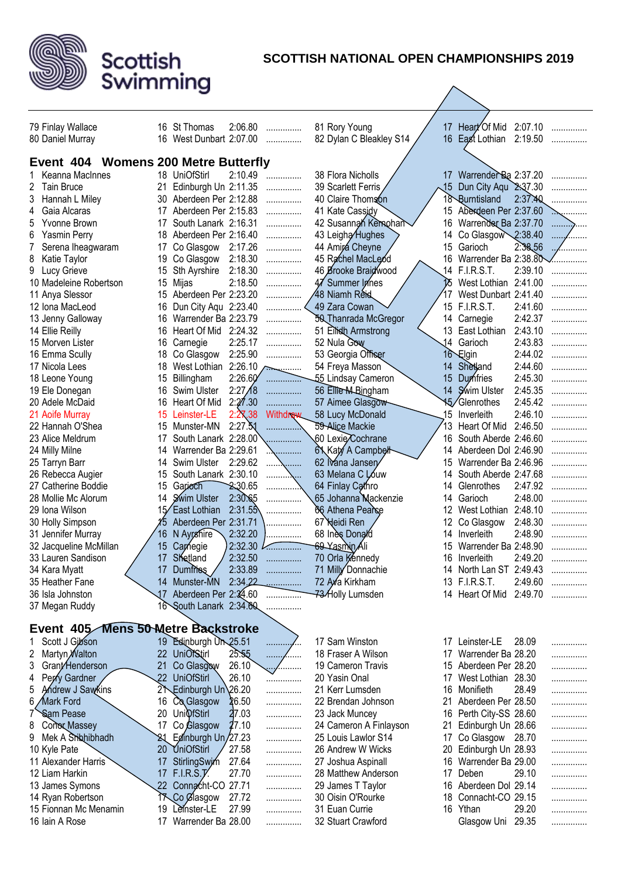## SCOTTISH NATIONAL OPEN CHAMPIONSHIPS 2019

| Name | Age | Club | Time | |
|---|---|---|---|---|
| 79 Finlay Wallace | 16 | St Thomas | 2:06.80 | ............... |
| 80 Daniel Murray | 16 | West Dunbart | 2:07.00 | ............... |
| 81 Rory Young | 17 | Heart Of Mid | 2:07.10 | ............... |
| 82 Dylan C Bleakley S14 | 16 | East Lothian | 2:19.50 | ............... |

### Event 404 Womens 200 Metre Butterfly

| Name | Age | Club | Time | |
|---|---|---|---|---|
| 1 Keanna MacInnes | 18 | UniOfStirl | 2:10.49 | ............... |
| 2 Tain Bruce | 21 | Edinburgh Un | 2:11.35 | ............... |
| 3 Hannah L Miley | 30 | Aberdeen Per | 2:12.88 | ............... |
| 4 Gaia Alcaras | 17 | Aberdeen Per | 2:15.83 | ............... |
| 5 Yvonne Brown | 17 | South Lanark | 2:16.31 | ............... |
| 6 Yasmin Perry | 18 | Aberdeen Per | 2:16.40 | ............... |
| 7 Serena Iheagwaram | 17 | Co Glasgow | 2:17.26 | ............... |
| 8 Katie Taylor | 19 | Co Glasgow | 2:18.30 | ............... |
| 9 Lucy Grieve | 15 | Sth Ayrshire | 2:18.30 | ............... |
| 10 Madeleine Robertson | 15 | Mijas | 2:18.50 | ............... |
| 11 Anya Slessor | 15 | Aberdeen Per | 2:23.20 | ............... |
| 12 Iona MacLeod | 16 | Dun City Aqu | 2:23.40 | ............... |
| 13 Jenny Galloway | 16 | Warrender Ba | 2:23.79 | ............... |
| 14 Ellie Reilly | 16 | Heart Of Mid | 2:24.32 | ............... |
| 15 Morven Lister | 16 | Carnegie | 2:25.17 | ............... |
| 16 Emma Scully | 18 | Co Glasgow | 2:25.90 | ............... |
| 17 Nicola Lees | 18 | West Lothian | 2:26.10 | ............... |
| 18 Leone Young | 15 | Billingham | 2:26.60 | ............... |
| 19 Ele Donegan | 16 | Swim Ulster | 2:27.18 | ............... |
| 20 Adele McDaid | 16 | Heart Of Mid | 2:27.30 | ............... |
| 21 Aoife Murray | 15 | Leinster-LE | 2:27.38 | Withdrew |
| 22 Hannah O'Shea | 15 | Munster-MN | 2:27.51 | ............... |
| 23 Alice Meldrum | 17 | South Lanark | 2:28.00 | ............... |
| 24 Milly Milne | 14 | Warrender Ba | 2:29.61 | ............... |
| 25 Tarryn Barr | 14 | Swim Ulster | 2:29.62 | ............... |
| 26 Rebecca Augier | 15 | South Lanark | 2:30.10 | ............... |
| 27 Catherine Boddie | 15 | Garioch | 2:30.65 | ............... |
| 28 Mollie Mc Alorum | 14 | Swim Ulster | 2:30.65 | ............... |
| 29 Iona Wilson | 15 | East Lothian | 2:31.55 | ............... |
| 30 Holly Simpson | 15 | Aberdeen Per | 2:31.71 | ............... |
| 31 Jennifer Murray | 16 | N Ayrshire | 2:32.20 | ............... |
| 32 Jacqueline McMillan | 15 | Carnegie | 2:32.30 | ............... |
| 33 Lauren Sandison | 17 | Shetland | 2:32.50 | ............... |
| 34 Kara Myatt | 17 | Dumfries | 2:33.89 | ............... |
| 35 Heather Fane | 14 | Munster-MN | 2:34.22 | ............... |
| 36 Isla Johnston | 17 | Aberdeen Per | 2:34.60 | ............... |
| 37 Megan Ruddy | 16 | South Lanark | 2:34.60 | ............... |
| 38 Flora Nicholls | 17 | Warrender Ba | 2:37.20 | ............... |
| 39 Scarlett Ferris | 15 | Dun City Aqu | 2:37.30 | ............... |
| 40 Claire Thomson | 18 | Burntisland | 2:37.40 | ............... |
| 41 Kate Cassidy | 15 | Aberdeen Per | 2:37.60 | ............... |
| 42 Susannah Kernohan | 16 | Warrender Ba | 2:37.70 | ............... |
| 43 Leigha Hughes | 14 | Co Glasgow | 2:38.40 | ............... |
| 44 Amira Cheyne | 15 | Garioch | 2:38.56 | ............... |
| 45 Rachel MacLeod | 16 | Warrender Ba | 2:38.80 | ............... |
| 46 Brooke Braidwood | 14 | F.I.R.S.T. | 2:39.10 | ............... |
| 47 Summer Innes | 15 | West Lothian | 2:41.00 | ............... |
| 48 Niamh Reid | 17 | West Dunbart | 2:41.40 | ............... |
| 49 Zara Cowan | 15 | F.I.R.S.T. | 2:41.60 | ............... |
| 50 Thanrada McGregor | 14 | Carnegie | 2:42.37 | ............... |
| 51 Eilidh Armstrong | 13 | East Lothian | 2:43.10 | ............... |
| 52 Nula Gow | 14 | Garioch | 2:43.83 | ............... |
| 53 Georgia Officer | 16 | Elgin | 2:44.02 | ............... |
| 54 Freya Masson | 14 | Shetland | 2:44.60 | ............... |
| 55 Lindsay Cameron | 15 | Dumfries | 2:45.30 | ............... |
| 56 Ellie M Bingham | 14 | Swim Ulster | 2:45.35 | ............... |
| 57 Aimee Glasgow | 15 | Glenrothes | 2:45.42 | ............... |
| 58 Lucy McDonald | 15 | Inverleith | 2:46.10 | ............... |
| 59 Alice Mackie | 13 | Heart Of Mid | 2:46.50 | ............... |
| 60 Lexie Cochrane | 16 | South Aberde | 2:46.60 | ............... |
| 61 Katy A Campbell | 14 | Aberdeen Dol | 2:46.90 | ............... |
| 62 Iwana Jansen | 15 | Warrender Ba | 2:46.96 | ............... |
| 63 Melana C Louw | 14 | South Aberde | 2:47.68 | ............... |
| 64 Finlay Cathro | 14 | Glenrothes | 2:47.92 | ............... |
| 65 Johanna Mackenzie | 14 | Garioch | 2:48.00 | ............... |
| 66 Athena Pearce | 12 | West Lothian | 2:48.10 | ............... |
| 67 Heidi Ren | 12 | Co Glasgow | 2:48.30 | ............... |
| 68 Ines Donald | 14 | Inverleith | 2:48.90 | ............... |
| 69 Yasmin Ali | 15 | Warrender Ba | 2:48.90 | ............... |
| 70 Orla Kennedy | 16 | Inverleith | 2:49.20 | ............... |
| 71 Milly Donnachie | 14 | North Lan ST | 2:49.43 | ............... |
| 72 Ava Kirkham | 13 | F.I.R.S.T. | 2:49.60 | ............... |
| 73 Holly Lumsden | 14 | Heart Of Mid | 2:49.70 | ............... |

### Event 405 Mens 50 Metre Backstroke

| Name | Age | Club | Time | |
|---|---|---|---|---|
| 1 Scott J Gibson | 19 | Edinburgh Un | 25.51 | ............... |
| 2 Martyn Walton | 22 | UniOfStirl | 25.55 | ............... |
| 3 Grant Henderson | 21 | Co Glasgow | 26.10 | ............... |
| 4 Perry Gardner | 22 | UniOfStirl | 26.10 | ............... |
| 5 Andrew J Sawkins | 21 | Edinburgh Un | 26.20 | ............... |
| 6 Mark Ford | 16 | Co Glasgow | 26.50 | ............... |
| 7 Sam Pease | 20 | UniOfStirl | 27.03 | ............... |
| 8 Conor Massey | 17 | Co Glasgow | 27.10 | ............... |
| 9 Mek A Stibhibhadh | 21 | Edinburgh Un | 27.23 | ............... |
| 10 Kyle Pate | 20 | UniOfStirl | 27.58 | ............... |
| 11 Alexander Harris | 17 | StirlingSwim | 27.64 | ............... |
| 12 Liam Harkin | 17 | F.I.R.S.T. | 27.70 | ............... |
| 13 James Symons | 22 | Connacht-CO | 27.71 | ............... |
| 14 Ryan Robertson | 17 | Co Glasgow | 27.72 | ............... |
| 15 Fionnan Mc Menamin | 19 | Leinster-LE | 27.99 | ............... |
| 16 Iain A Rose | 17 | Warrender Ba | 28.00 | ............... |
| 17 Sam Winston | 17 | Leinster-LE | 28.09 | ............... |
| 18 Fraser A Wilson | 17 | Warrender Ba | 28.20 | ............... |
| 19 Cameron Travis | 15 | Aberdeen Per | 28.20 | ............... |
| 20 Yasin Onal | 17 | West Lothian | 28.30 | ............... |
| 21 Kirk Lumsden | 16 | Monifieth | 28.49 | ............... |
| 22 Brendan Johnson | 21 | Aberdeen Per | 28.50 | ............... |
| 23 Jack Muncey | 16 | Perth City-SS | 28.60 | ............... |
| 24 Cameron A Finlayson | 21 | Edinburgh Un | 28.66 | ............... |
| 25 Louis Lawlor S14 | 17 | Co Glasgow | 28.70 | ............... |
| 26 Andrew W Wicks | 20 | Edinburgh Un | 28.93 | ............... |
| 27 Joshua Aspinall | 16 | Warrender Ba | 29.00 | ............... |
| 28 Matthew Anderson | 17 | Deben | 29.10 | ............... |
| 29 James T Taylor | 16 | Aberdeen Dol | 29.14 | ............... |
| 30 Oisin O'Rourke | 18 | Connacht-CO | 29.15 | ............... |
| 31 Euan Currie | 16 | Ythan | 29.20 | ............... |
| 32 Stuart Crawford | | Glasgow Uni | 29.35 | ............... |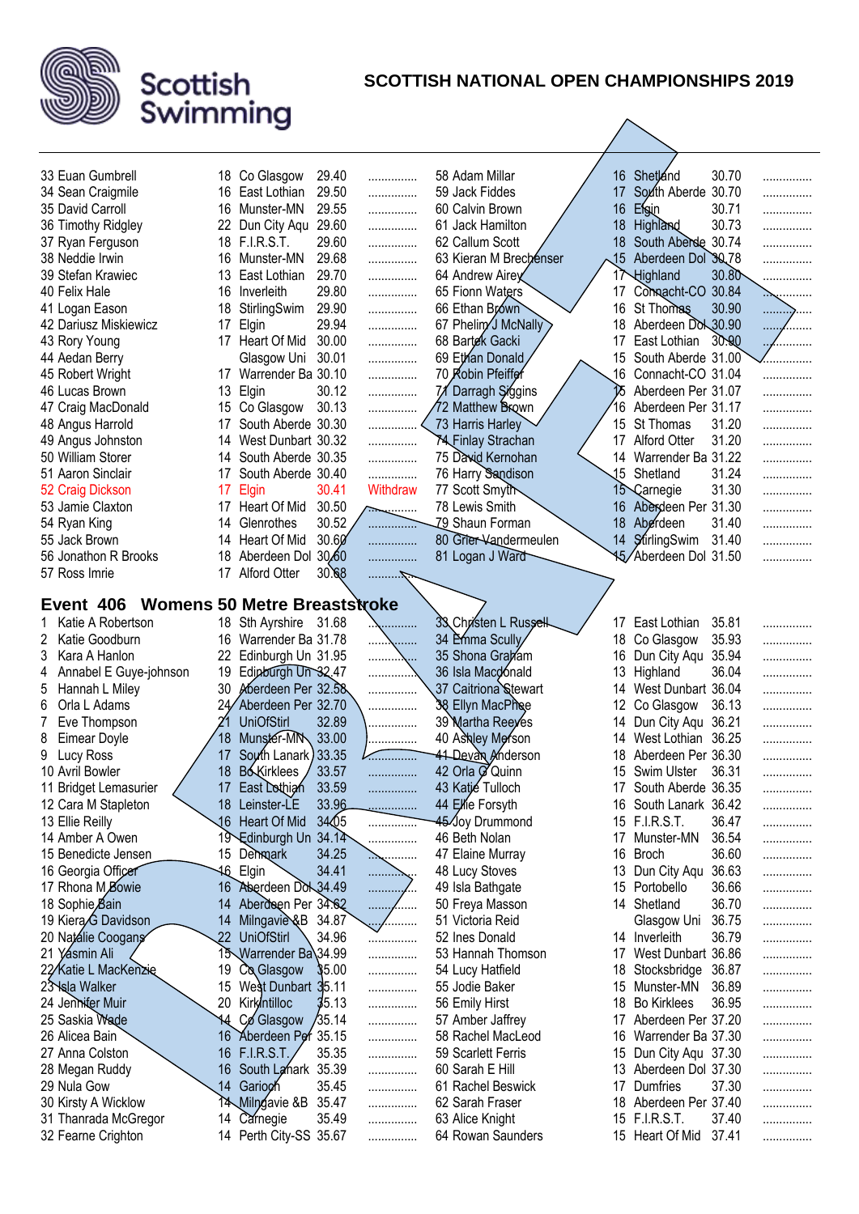# SCOTTISH NATIONAL OPEN CHAMPIONSHIPS 2019

| Place | Name | Age | Club | Time | |
|---|---|---|---|---|---|
| 33 | Euan Gumbrell | 18 | Co Glasgow | 29.40 | ............... |
| 34 | Sean Craigmile | 16 | East Lothian | 29.50 | ............... |
| 35 | David Carroll | 16 | Munster-MN | 29.55 | ............... |
| 36 | Timothy Ridgley | 22 | Dun City Aqu | 29.60 | ............... |
| 37 | Ryan Ferguson | 18 | F.I.R.S.T. | 29.60 | ............... |
| 38 | Neddie Irwin | 16 | Munster-MN | 29.68 | ............... |
| 39 | Stefan Krawiec | 13 | East Lothian | 29.70 | ............... |
| 40 | Felix Hale | 16 | Inverleith | 29.80 | ............... |
| 41 | Logan Eason | 18 | StirlingSwim | 29.90 | ............... |
| 42 | Dariusz Miskiewicz | 17 | Elgin | 29.94 | ............... |
| 43 | Rory Young | 17 | Heart Of Mid | 30.00 | ............... |
| 44 | Aedan Berry | | Glasgow Uni | 30.01 | ............... |
| 45 | Robert Wright | 17 | Warrender Ba | 30.10 | ............... |
| 46 | Lucas Brown | 13 | Elgin | 30.12 | ............... |
| 47 | Craig MacDonald | 15 | Co Glasgow | 30.13 | ............... |
| 48 | Angus Harrold | 17 | South Aberde | 30.30 | ............... |
| 49 | Angus Johnston | 14 | West Dunbart | 30.32 | ............... |
| 50 | William Storer | 14 | South Aberde | 30.35 | ............... |
| 51 | Aaron Sinclair | 17 | South Aberde | 30.40 | ............... |
| 52 | Craig Dickson | 17 | Elgin | 30.41 | Withdraw |
| 53 | Jamie Claxton | 17 | Heart Of Mid | 30.50 | ............... |
| 54 | Ryan King | 14 | Glenrothes | 30.52 | ............... |
| 55 | Jack Brown | 14 | Heart Of Mid | 30.60 | ............... |
| 56 | Jonathon R Brooks | 18 | Aberdeen Dol | 30.60 | ............... |
| 57 | Ross Imrie | 17 | Alford Otter | 30.68 | ............... |
| 58 | Adam Millar | 16 | Shetland | 30.70 | ............... |
| 59 | Jack Fiddes | 17 | South Aberde | 30.70 | ............... |
| 60 | Calvin Brown | 16 | Elgin | 30.71 | ............... |
| 61 | Jack Hamilton | 18 | Highland | 30.73 | ............... |
| 62 | Callum Scott | 18 | South Aberde | 30.74 | ............... |
| 63 | Kieran M Brechenser | 15 | Aberdeen Dol | 30.78 | ............... |
| 64 | Andrew Airey | 17 | Highland | 30.80 | ............... |
| 65 | Fionn Waters | 17 | Connacht-CO | 30.84 | ............... |
| 66 | Ethan Brown | 16 | St Thomas | 30.90 | ............... |
| 67 | Phelim J McNally | 18 | Aberdeen Dol | 30.90 | ............... |
| 68 | Bartek Gacki | 17 | East Lothian | 30.90 | ............... |
| 69 | Ethan Donald | 15 | South Aberde | 31.00 | ............... |
| 70 | Robin Pfeiffer | 16 | Connacht-CO | 31.04 | ............... |
| 71 | Darragh Siggins | 15 | Aberdeen Per | 31.07 | ............... |
| 72 | Matthew Brown | 16 | Aberdeen Per | 31.17 | ............... |
| 73 | Harris Harley | 15 | St Thomas | 31.20 | ............... |
| 74 | Finlay Strachan | 17 | Alford Otter | 31.20 | ............... |
| 75 | David Kernohan | 14 | Warrender Ba | 31.22 | ............... |
| 76 | Harry Sandison | 15 | Shetland | 31.24 | ............... |
| 77 | Scott Smyth | 15 | Carnegie | 31.30 | ............... |
| 78 | Lewis Smith | 16 | Aberdeen Per | 31.30 | ............... |
| 79 | Shaun Forman | 18 | Aberdeen | 31.40 | ............... |
| 80 | Grier Vandermeulen | 14 | StirlingSwim | 31.40 | ............... |
| 81 | Logan J Ward | 15 | Aberdeen Dol | 31.50 | ............... |

## Event 406 Womens 50 Metre Breaststroke

| Place | Name | Age | Club | Time | |
|---|---|---|---|---|---|
| 1 | Katie A Robertson | 18 | Sth Ayrshire | 31.68 | ............... |
| 2 | Katie Goodburn | 16 | Warrender Ba | 31.78 | ............... |
| 3 | Kara A Hanlon | 22 | Edinburgh Un | 31.95 | ............... |
| 4 | Annabel E Guye-johnson | 19 | Edinburgh Un | 32.47 | ............... |
| 5 | Hannah L Miley | 30 | Aberdeen Per | 32.58 | ............... |
| 6 | Orla L Adams | 24 | Aberdeen Per | 32.70 | ............... |
| 7 | Eve Thompson | 21 | UniOfStirl | 32.89 | ............... |
| 8 | Eimear Doyle | 18 | Munster-MN | 33.00 | ............... |
| 9 | Lucy Ross | 17 | South Lanark | 33.35 | ............... |
| 10 | Avril Bowler | 18 | Bo Kirklees | 33.57 | ............... |
| 11 | Bridget Lemasurier | 17 | East Lothian | 33.59 | ............... |
| 12 | Cara M Stapleton | 18 | Leinster-LE | 33.96 | ............... |
| 13 | Ellie Reilly | 16 | Heart Of Mid | 34.05 | ............... |
| 14 | Amber A Owen | 19 | Edinburgh Un | 34.14 | ............... |
| 15 | Benedicte Jensen | 15 | Denmark | 34.25 | ............... |
| 16 | Georgia Officer | 16 | Elgin | 34.41 | ............... |
| 17 | Rhona M Bowie | 16 | Aberdeen Dol | 34.49 | ............... |
| 18 | Sophie Bain | 14 | Aberdeen Per | 34.62 | ............... |
| 19 | Kiera G Davidson | 14 | Milngavie &B | 34.87 | ............... |
| 20 | Natalie Coogans | 22 | UniOfStirl | 34.96 | ............... |
| 21 | Yasmin Ali | 15 | Warrender Ba | 34.99 | ............... |
| 22 | Katie L MacKenzie | 19 | Co Glasgow | 35.00 | ............... |
| 23 | Isla Walker | 15 | West Dunbart | 35.11 | ............... |
| 24 | Jennifer Muir | 20 | Kirkintilloc | 35.13 | ............... |
| 25 | Saskia Wade | 14 | Co Glasgow | 35.14 | ............... |
| 26 | Alicea Bain | 16 | Aberdeen Per | 35.15 | ............... |
| 27 | Anna Colston | 16 | F.I.R.S.T. | 35.35 | ............... |
| 28 | Megan Ruddy | 16 | South Lanark | 35.39 | ............... |
| 29 | Nula Gow | 14 | Garioch | 35.45 | ............... |
| 30 | Kirsty A Wicklow | 14 | Milngavie &B | 35.47 | ............... |
| 31 | Thanrada McGregor | 14 | Carnegie | 35.49 | ............... |
| 32 | Fearne Crighton | 14 | Perth City-SS | 35.67 | ............... |
| 33 | Christen L Russell | 17 | East Lothian | 35.81 | ............... |
| 34 | Emma Scully | 18 | Co Glasgow | 35.93 | ............... |
| 35 | Shona Graham | 16 | Dun City Aqu | 35.94 | ............... |
| 36 | Isla Macdonald | 13 | Highland | 36.04 | ............... |
| 37 | Caitriona Stewart | 14 | West Dunbart | 36.04 | ............... |
| 38 | Ellyn MacPhee | 12 | Co Glasgow | 36.13 | ............... |
| 39 | Martha Reeves | 14 | Dun City Aqu | 36.21 | ............... |
| 40 | Ashley Merson | 14 | West Lothian | 36.25 | ............... |
| 41 | Devan Anderson | 18 | Aberdeen Per | 36.30 | ............... |
| 42 | Orla G Quinn | 15 | Swim Ulster | 36.31 | ............... |
| 43 | Katie Tulloch | 17 | South Aberde | 36.35 | ............... |
| 44 | Ellie Forsyth | 16 | South Lanark | 36.42 | ............... |
| 45 | Joy Drummond | 15 | F.I.R.S.T. | 36.47 | ............... |
| 46 | Beth Nolan | 17 | Munster-MN | 36.54 | ............... |
| 47 | Elaine Murray | 16 | Broch | 36.60 | ............... |
| 48 | Lucy Stoves | 13 | Dun City Aqu | 36.63 | ............... |
| 49 | Isla Bathgate | 15 | Portobello | 36.66 | ............... |
| 50 | Freya Masson | 14 | Shetland | 36.70 | ............... |
| 51 | Victoria Reid | | Glasgow Uni | 36.75 | ............... |
| 52 | Ines Donald | 14 | Inverleith | 36.79 | ............... |
| 53 | Hannah Thomson | 17 | West Dunbart | 36.86 | ............... |
| 54 | Lucy Hatfield | 18 | Stocksbridge | 36.87 | ............... |
| 55 | Jodie Baker | 15 | Munster-MN | 36.89 | ............... |
| 56 | Emily Hirst | 18 | Bo Kirklees | 36.95 | ............... |
| 57 | Amber Jaffrey | 17 | Aberdeen Per | 37.20 | ............... |
| 58 | Rachel MacLeod | 16 | Warrender Ba | 37.30 | ............... |
| 59 | Scarlett Ferris | 15 | Dun City Aqu | 37.30 | ............... |
| 60 | Sarah E Hill | 13 | Aberdeen Dol | 37.30 | ............... |
| 61 | Rachel Beswick | 17 | Dumfries | 37.30 | ............... |
| 62 | Sarah Fraser | 18 | Aberdeen Per | 37.40 | ............... |
| 63 | Alice Knight | 15 | F.I.R.S.T. | 37.40 | ............... |
| 64 | Rowan Saunders | 15 | Heart Of Mid | 37.41 | ............... |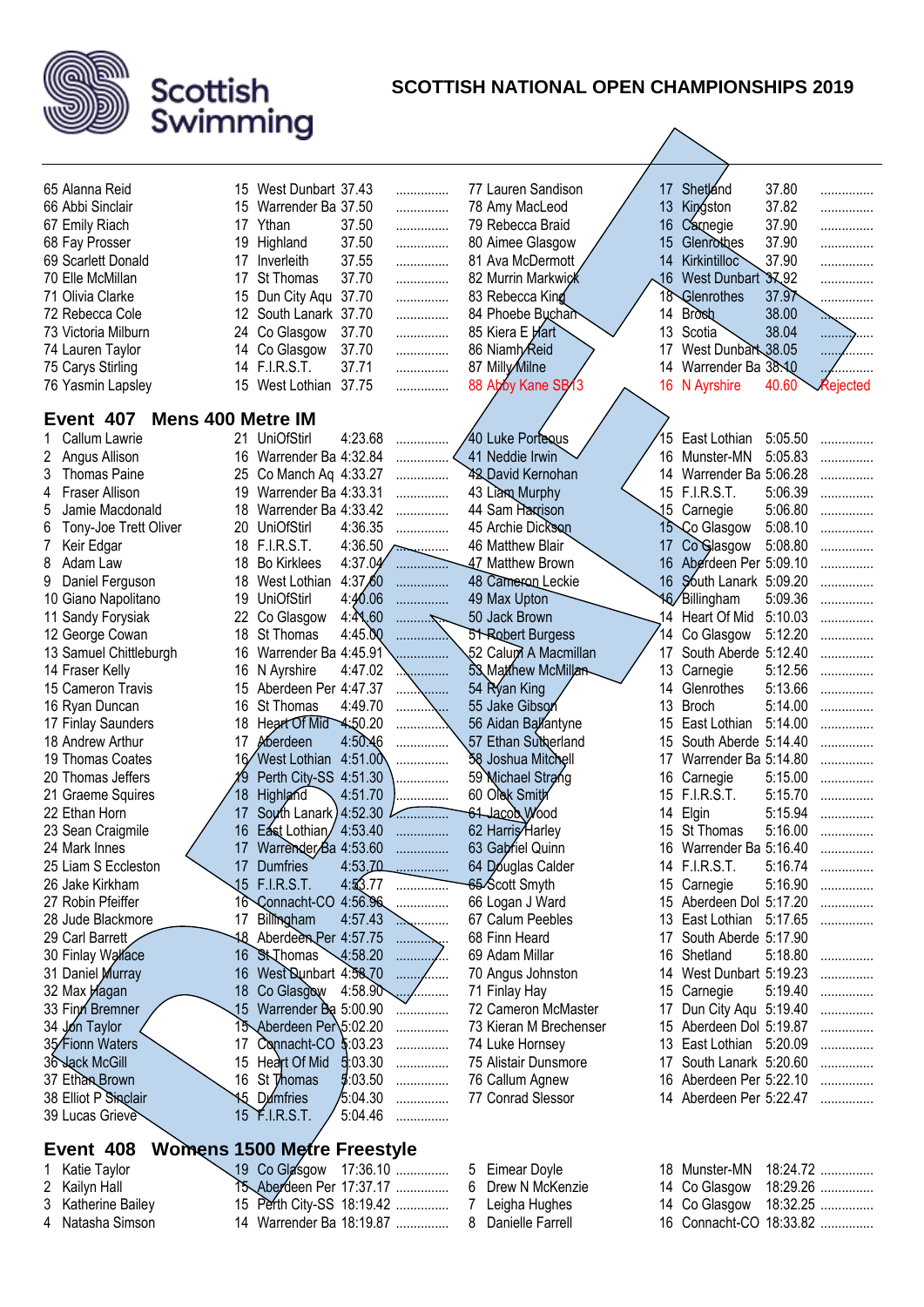# SCOTTISH NATIONAL OPEN CHAMPIONSHIPS 2019

| Pos | Name | Age | Club | Time | |
|---|---|---|---|---|---|
| 65 | Alanna Reid | 15 | West Dunbart | 37.43 | ............... |
| 66 | Abbi Sinclair | 15 | Warrender Ba | 37.50 | ............... |
| 67 | Emily Riach | 17 | Ythan | 37.50 | ............... |
| 68 | Fay Prosser | 19 | Highland | 37.50 | ............... |
| 69 | Scarlett Donald | 17 | Inverleith | 37.55 | ............... |
| 70 | Elle McMillan | 17 | St Thomas | 37.70 | ............... |
| 71 | Olivia Clarke | 15 | Dun City Aqu | 37.70 | ............... |
| 72 | Rebecca Cole | 12 | South Lanark | 37.70 | ............... |
| 73 | Victoria Milburn | 24 | Co Glasgow | 37.70 | ............... |
| 74 | Lauren Taylor | 14 | Co Glasgow | 37.70 | ............... |
| 75 | Carys Stirling | 14 | F.I.R.S.T. | 37.71 | ............... |
| 76 | Yasmin Lapsley | 15 | West Lothian | 37.75 | ............... |
| 77 | Lauren Sandison | 17 | Shetland | 37.80 | ............... |
| 78 | Amy MacLeod | 13 | Kingston | 37.82 | ............... |
| 79 | Rebecca Braid | 16 | Carnegie | 37.90 | ............... |
| 80 | Aimee Glasgow | 15 | Glenrothes | 37.90 | ............... |
| 81 | Ava McDermott | 14 | Kirkintilloc | 37.90 | ............... |
| 82 | Murrin Markwick | 16 | West Dunbart | 37.92 | ............... |
| 83 | Rebecca King | 18 | Glenrothes | 37.97 | ............... |
| 84 | Phoebe Buchan | 14 | Broch | 38.00 | ............... |
| 85 | Kiera E Hart | 13 | Scotia | 38.04 | ............... |
| 86 | Niamh Reid | 17 | West Dunbart | 38.05 | ............... |
| 87 | Milly Milne | 14 | Warrender Ba | 38.10 | ............... |
| 88 | Abby Kane SB13 | 16 | N Ayrshire | 40.60 | Rejected |

## Event 407 Mens 400 Metre IM

| Pos | Name | Age | Club | Time | |
|---|---|---|---|---|---|
| 1 | Callum Lawrie | 21 | UniOfStirl | 4:23.68 | ............... |
| 2 | Angus Allison | 16 | Warrender Ba | 4:32.84 | ............... |
| 3 | Thomas Paine | 25 | Co Manch Aq | 4:33.27 | ............... |
| 4 | Fraser Allison | 19 | Warrender Ba | 4:33.31 | ............... |
| 5 | Jamie Macdonald | 18 | Warrender Ba | 4:33.42 | ............... |
| 6 | Tony-Joe Trett Oliver | 20 | UniOfStirl | 4:36.35 | ............... |
| 7 | Keir Edgar | 18 | F.I.R.S.T. | 4:36.50 | ............... |
| 8 | Adam Law | 18 | Bo Kirklees | 4:37.04 | ............... |
| 9 | Daniel Ferguson | 18 | West Lothian | 4:37.60 | ............... |
| 10 | Giano Napolitano | 19 | UniOfStirl | 4:40.06 | ............... |
| 11 | Sandy Forysiak | 22 | Co Glasgow | 4:41.60 | ............... |
| 12 | George Cowan | 18 | St Thomas | 4:45.00 | ............... |
| 13 | Samuel Chittleburgh | 16 | Warrender Ba | 4:45.91 | ............... |
| 14 | Fraser Kelly | 16 | N Ayrshire | 4:47.02 | ............... |
| 15 | Cameron Travis | 15 | Aberdeen Per | 4:47.37 | ............... |
| 16 | Ryan Duncan | 16 | St Thomas | 4:49.70 | ............... |
| 17 | Finlay Saunders | 18 | Heart Of Mid | 4:50.20 | ............... |
| 18 | Andrew Arthur | 17 | Aberdeen | 4:50.46 | ............... |
| 19 | Thomas Coates | 16 | West Lothian | 4:51.00 | ............... |
| 20 | Thomas Jeffers | 19 | Perth City-SS | 4:51.30 | ............... |
| 21 | Graeme Squires | 18 | Highland | 4:51.70 | ............... |
| 22 | Ethan Horn | 17 | South Lanark | 4:52.30 | ............... |
| 23 | Sean Craigmile | 16 | East Lothian | 4:53.40 | ............... |
| 24 | Mark Innes | 17 | Warrender Ba | 4:53.60 | ............... |
| 25 | Liam S Eccleston | 17 | Dumfries | 4:53.70 | ............... |
| 26 | Jake Kirkham | 15 | F.I.R.S.T. | 4:53.77 | ............... |
| 27 | Robin Pfeiffer | 16 | Connacht-CO | 4:56.96 | ............... |
| 28 | Jude Blackmore | 17 | Billingham | 4:57.43 | ............... |
| 29 | Carl Barrett | 18 | Aberdeen Per | 4:57.75 | ............... |
| 30 | Finlay Wallace | 16 | St Thomas | 4:58.20 | ............... |
| 31 | Daniel Murray | 16 | West Dunbart | 4:58.70 | ............... |
| 32 | Max Hagan | 18 | Co Glasgow | 4:58.90 | ............... |
| 33 | Finn Bremner | 15 | Warrender Ba | 5:00.90 | ............... |
| 34 | Jon Taylor | 15 | Aberdeen Per | 5:02.20 | ............... |
| 35 | Fionn Waters | 17 | Connacht-CO | 5:03.23 | ............... |
| 36 | Jack McGill | 15 | Heart Of Mid | 5:03.30 | ............... |
| 37 | Ethan Brown | 16 | St Thomas | 5:03.50 | ............... |
| 38 | Elliot P Sinclair | 15 | Dumfries | 5:04.30 | ............... |
| 39 | Lucas Grieve | 15 | F.I.R.S.T. | 5:04.46 | ............... |
| 40 | Luke Porteous | 15 | East Lothian | 5:05.50 | ............... |
| 41 | Neddie Irwin | 16 | Munster-MN | 5:05.83 | ............... |
| 42 | David Kernohan | 14 | Warrender Ba | 5:06.28 | ............... |
| 43 | Liam Murphy | 15 | F.I.R.S.T. | 5:06.39 | ............... |
| 44 | Sam Harrison | 15 | Carnegie | 5:06.80 | ............... |
| 45 | Archie Dickson | 15 | Co Glasgow | 5:08.10 | ............... |
| 46 | Matthew Blair | 17 | Co Glasgow | 5:08.80 | ............... |
| 47 | Matthew Brown | 16 | Aberdeen Per | 5:09.10 | ............... |
| 48 | Cameron Leckie | 16 | South Lanark | 5:09.20 | ............... |
| 49 | Max Upton | 16 | Billingham | 5:09.36 | ............... |
| 50 | Jack Brown | 14 | Heart Of Mid | 5:10.03 | ............... |
| 51 | Robert Burgess | 14 | Co Glasgow | 5:12.20 | ............... |
| 52 | Calum A Macmillan | 17 | South Aberde | 5:12.40 | ............... |
| 53 | Matthew McMillan | 13 | Carnegie | 5:12.56 | ............... |
| 54 | Ryan King | 14 | Glenrothes | 5:13.66 | ............... |
| 55 | Jake Gibson | 13 | Broch | 5:14.00 | ............... |
| 56 | Aidan Ballantyne | 15 | East Lothian | 5:14.00 | ............... |
| 57 | Ethan Sutherland | 15 | South Aberde | 5:14.40 | ............... |
| 58 | Joshua Mitchell | 17 | Warrender Ba | 5:14.80 | ............... |
| 59 | Michael Strang | 16 | Carnegie | 5:15.00 | ............... |
| 60 | Olek Smith | 15 | F.I.R.S.T. | 5:15.70 | ............... |
| 61 | Jacob Wood | 14 | Elgin | 5:15.94 | ............... |
| 62 | Harris Harley | 15 | St Thomas | 5:16.00 | ............... |
| 63 | Gabriel Quinn | 16 | Warrender Ba | 5:16.40 | ............... |
| 64 | Douglas Calder | 14 | F.I.R.S.T. | 5:16.74 | ............... |
| 65 | Scott Smyth | 15 | Carnegie | 5:16.90 | ............... |
| 66 | Logan J Ward | 15 | Aberdeen Dol | 5:17.20 | ............... |
| 67 | Calum Peebles | 13 | East Lothian | 5:17.65 | ............... |
| 68 | Finn Heard | 17 | South Aberde | 5:17.90 | ............... |
| 69 | Adam Millar | 16 | Shetland | 5:18.80 | ............... |
| 70 | Angus Johnston | 14 | West Dunbart | 5:19.23 | ............... |
| 71 | Finlay Hay | 15 | Carnegie | 5:19.40 | ............... |
| 72 | Cameron McMaster | 17 | Dun City Aqu | 5:19.40 | ............... |
| 73 | Kieran M Brechenser | 15 | Aberdeen Dol | 5:19.87 | ............... |
| 74 | Luke Hornsey | 13 | East Lothian | 5:20.09 | ............... |
| 75 | Alistair Dunsmore | 17 | South Lanark | 5:20.60 | ............... |
| 76 | Callum Agnew | 16 | Aberdeen Per | 5:22.10 | ............... |
| 77 | Conrad Slessor | 14 | Aberdeen Per | 5:22.47 | ............... |

## Event 408 Womens 1500 Metre Freestyle

| Pos | Name | Age | Club | Time | |
|---|---|---|---|---|---|
| 1 | Katie Taylor | 19 | Co Glasgow | 17:36.10 | ............... |
| 2 | Kailyn Hall | 15 | Aberdeen Per | 17:37.17 | ............... |
| 3 | Katherine Bailey | 15 | Perth City-SS | 18:19.42 | ............... |
| 4 | Natasha Simson | 14 | Warrender Ba | 18:19.87 | ............... |
| 5 | Eimear Doyle | 18 | Munster-MN | 18:24.72 | ............... |
| 6 | Drew N McKenzie | 14 | Co Glasgow | 18:29.26 | ............... |
| 7 | Leigha Hughes | 14 | Co Glasgow | 18:32.25 | ............... |
| 8 | Danielle Farrell | 16 | Connacht-CO | 18:33.82 | ............... |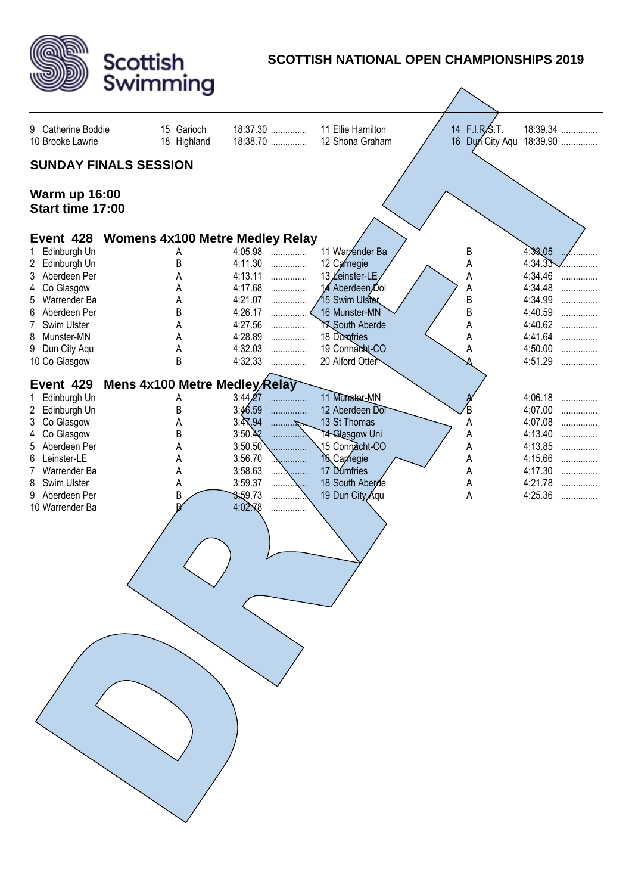| | | | | | | |
|---|---|---|---|---|---|---|
| 9 Catherine Boddie | 15 Garioch | 18:37.30 ............... | 11 Ellie Hamilton | 14 F.I.R.S.T. | 18:39.34 ............... |
| 10 Brooke Lawrie | 18 Highland | 18:38.70 ............... | 12 Shona Graham | 16 Dun City Aqu | 18:39.90 ............... |

## SUNDAY FINALS SESSION

### Warm up 16:00
### Start time 17:00

### Event 428 Womens 4x100 Metre Medley Relay

| | | | | | | | | |
|---|---|---|---|---|---|---|---|---|
| 1 Edinburgh Un | A | 4:05.98 | ............... | 11 Warrender Ba | B | 4:33.05 | ............... |
| 2 Edinburgh Un | B | 4:11.30 | ............... | 12 Carnegie | A | 4:34.33 | ............... |
| 3 Aberdeen Per | A | 4:13.11 | ............... | 13 Leinster-LE | A | 4:34.46 | ............... |
| 4 Co Glasgow | A | 4:17.68 | ............... | 14 Aberdeen Dol | A | 4:34.48 | ............... |
| 5 Warrender Ba | A | 4:21.07 | ............... | 15 Swim Ulster | B | 4:34.99 | ............... |
| 6 Aberdeen Per | B | 4:26.17 | ............... | 16 Munster-MN | B | 4:40.59 | ............... |
| 7 Swim Ulster | A | 4:27.56 | ............... | 17 South Aberde | A | 4:40.62 | ............... |
| 8 Munster-MN | A | 4:28.89 | ............... | 18 Dumfries | A | 4:41.64 | ............... |
| 9 Dun City Aqu | A | 4:32.03 | ............... | 19 Connacht-CO | A | 4:50.00 | ............... |
| 10 Co Glasgow | B | 4:32.33 | ............... | 20 Alford Otter | A | 4:51.29 | ............... |

### Event 429 Mens 4x100 Metre Medley Relay

| | | | | | | | |
|---|---|---|---|---|---|---|---|
| 1 Edinburgh Un | A | 3:44.27 | ............... | 11 Munster-MN | A | 4:06.18 | ............... |
| 2 Edinburgh Un | B | 3:46.59 | ............... | 12 Aberdeen Dol | B | 4:07.00 | ............... |
| 3 Co Glasgow | A | 3:47.94 | ............... | 13 St Thomas | A | 4:07.08 | ............... |
| 4 Co Glasgow | B | 3:50.42 | ............... | 14 Glasgow Uni | A | 4:13.40 | ............... |
| 5 Aberdeen Per | A | 3:50.50 | ............... | 15 Connacht-CO | A | 4:13.85 | ............... |
| 6 Leinster-LE | A | 3:56.70 | ............... | 16 Carnegie | A | 4:15.66 | ............... |
| 7 Warrender Ba | A | 3:58.63 | ............... | 17 Dumfries | A | 4:17.30 | ............... |
| 8 Swim Ulster | A | 3:59.37 | ............... | 18 South Aberde | A | 4:21.78 | ............... |
| 9 Aberdeen Per | B | 3:59.73 | ............... | 19 Dun City Aqu | A | 4:25.36 | ............... |
| 10 Warrender Ba | B | 4:02.78 | ............... | | | | |

DRAFT